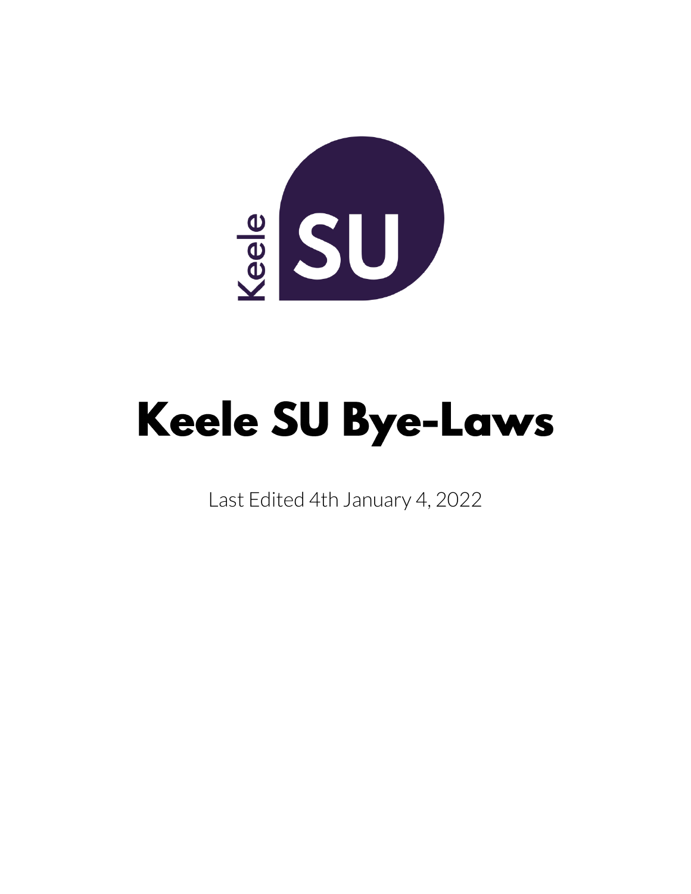# Keele SU Bye-Laws

Last Edited 4th January 4, 2022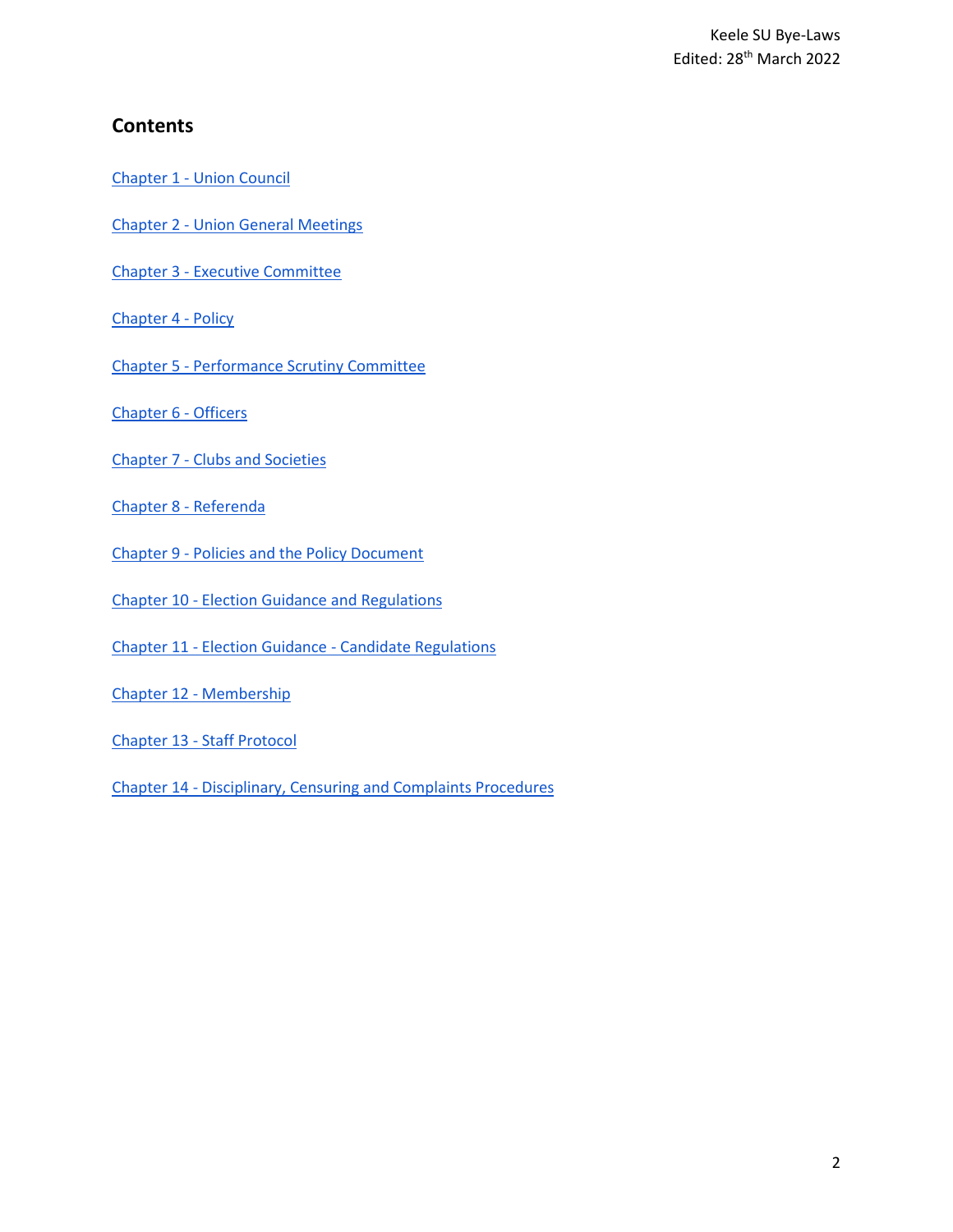## Contents

Chapter 1 - Union Council

Chapter 2 - Union General Meetings

Chapter 3 - Executive Committee

Chapter 4 - Policy

Chapter 5 - Performance Scrutiny Committee

Chapter 6 - Officers

Chapter 7 - Clubs and Societies

Chapter 8 - Referenda

Chapter 9 - Policies and the Policy Document

Chapter 10 - Election Guidance and Regulations

Chapter 11 - Election Guidance - Candidate Regulations

Chapter 12 - Membership

Chapter 13 - Staff Protocol

Chapter 14 - Disciplinary, Censuring and Complaints Procedures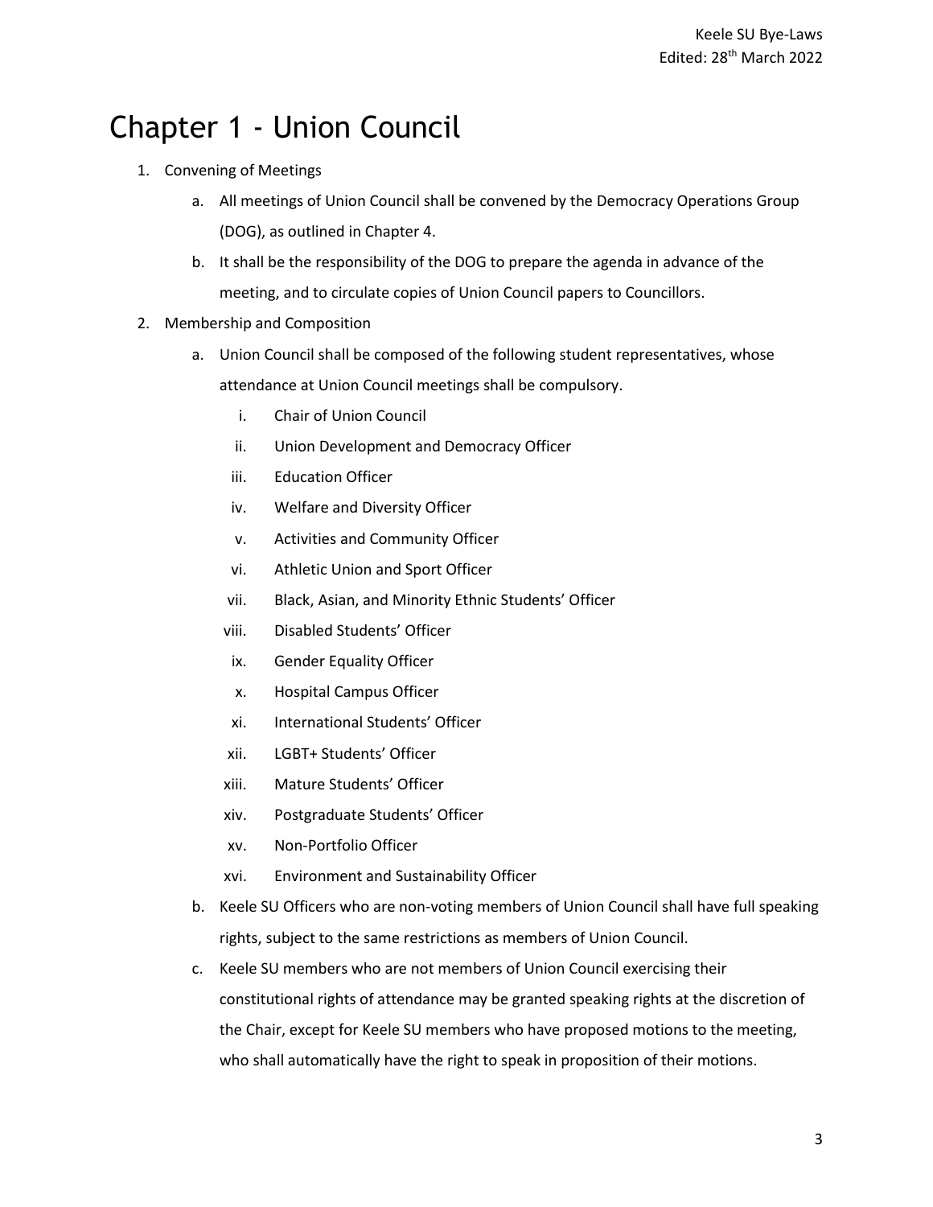# Chapter 1 - Union Council

1. Convening of Meetings
    a. All meetings of Union Council shall be convened by the Democracy Operations Group (DOG), as outlined in Chapter 4.
    b. It shall be the responsibility of the DOG to prepare the agenda in advance of the meeting, and to circulate copies of Union Council papers to Councillors.
2. Membership and Composition
    a. Union Council shall be composed of the following student representatives, whose attendance at Union Council meetings shall be compulsory.
        i. Chair of Union Council
        ii. Union Development and Democracy Officer
        iii. Education Officer
        iv. Welfare and Diversity Officer
        v. Activities and Community Officer
        vi. Athletic Union and Sport Officer
        vii. Black, Asian, and Minority Ethnic Students' Officer
        viii. Disabled Students' Officer
        ix. Gender Equality Officer
        x. Hospital Campus Officer
        xi. International Students' Officer
        xii. LGBT+ Students' Officer
        xiii. Mature Students' Officer
        xiv. Postgraduate Students' Officer
        xv. Non-Portfolio Officer
        xvi. Environment and Sustainability Officer
    b. Keele SU Officers who are non-voting members of Union Council shall have full speaking rights, subject to the same restrictions as members of Union Council.
    c. Keele SU members who are not members of Union Council exercising their constitutional rights of attendance may be granted speaking rights at the discretion of the Chair, except for Keele SU members who have proposed motions to the meeting, who shall automatically have the right to speak in proposition of their motions.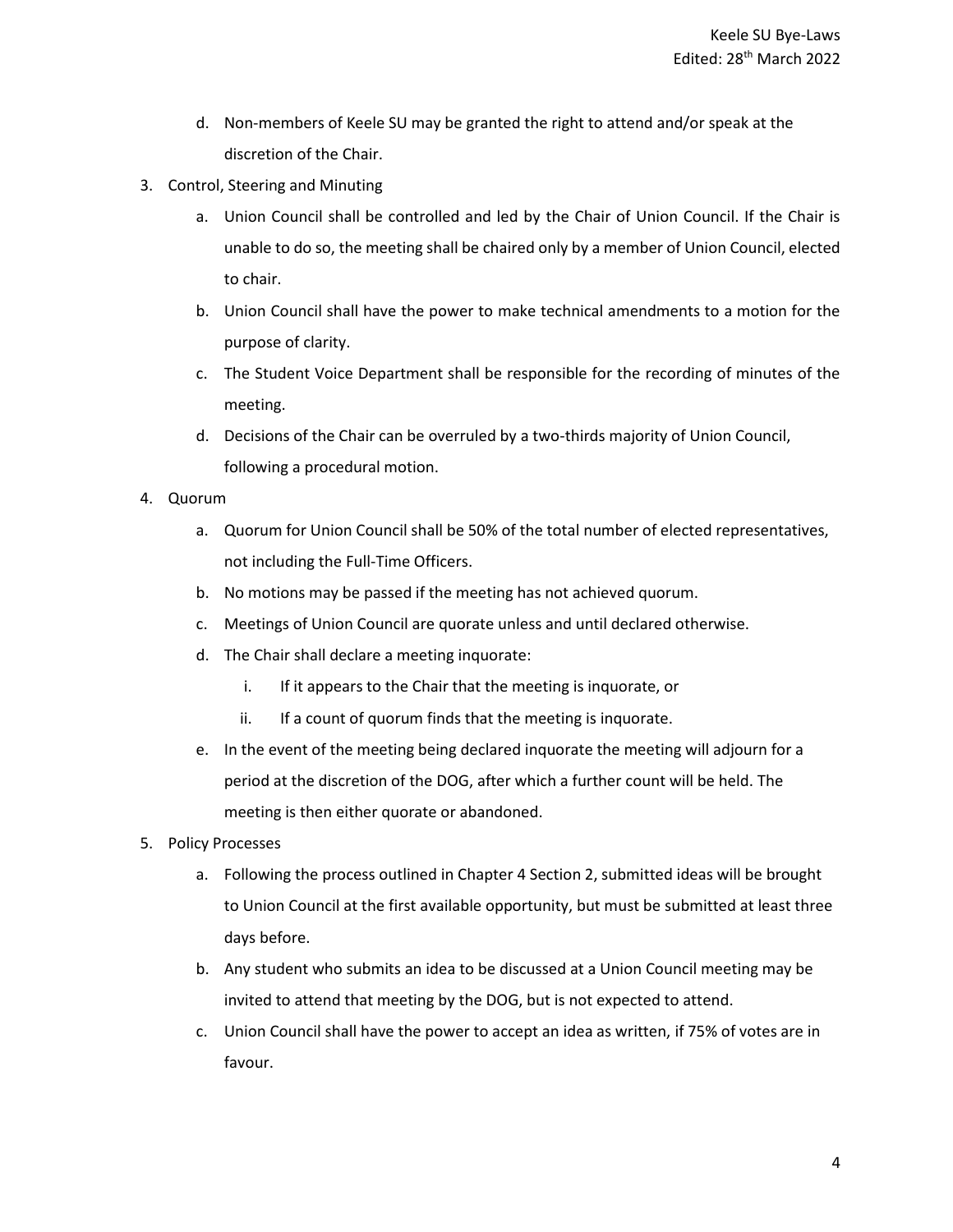d. Non-members of Keele SU may be granted the right to attend and/or speak at the discretion of the Chair.

3. Control, Steering and Minuting
   a. Union Council shall be controlled and led by the Chair of Union Council. If the Chair is unable to do so, the meeting shall be chaired only by a member of Union Council, elected to chair.
   b. Union Council shall have the power to make technical amendments to a motion for the purpose of clarity.
   c. The Student Voice Department shall be responsible for the recording of minutes of the meeting.
   d. Decisions of the Chair can be overruled by a two-thirds majority of Union Council, following a procedural motion.

4. Quorum
   a. Quorum for Union Council shall be 50% of the total number of elected representatives, not including the Full-Time Officers.
   b. No motions may be passed if the meeting has not achieved quorum.
   c. Meetings of Union Council are quorate unless and until declared otherwise.
   d. The Chair shall declare a meeting inquorate:
      i. If it appears to the Chair that the meeting is inquorate, or
      ii. If a count of quorum finds that the meeting is inquorate.
   e. In the event of the meeting being declared inquorate the meeting will adjourn for a period at the discretion of the DOG, after which a further count will be held. The meeting is then either quorate or abandoned.

5. Policy Processes
   a. Following the process outlined in Chapter 4 Section 2, submitted ideas will be brought to Union Council at the first available opportunity, but must be submitted at least three days before.
   b. Any student who submits an idea to be discussed at a Union Council meeting may be invited to attend that meeting by the DOG, but is not expected to attend.
   c. Union Council shall have the power to accept an idea as written, if 75% of votes are in favour.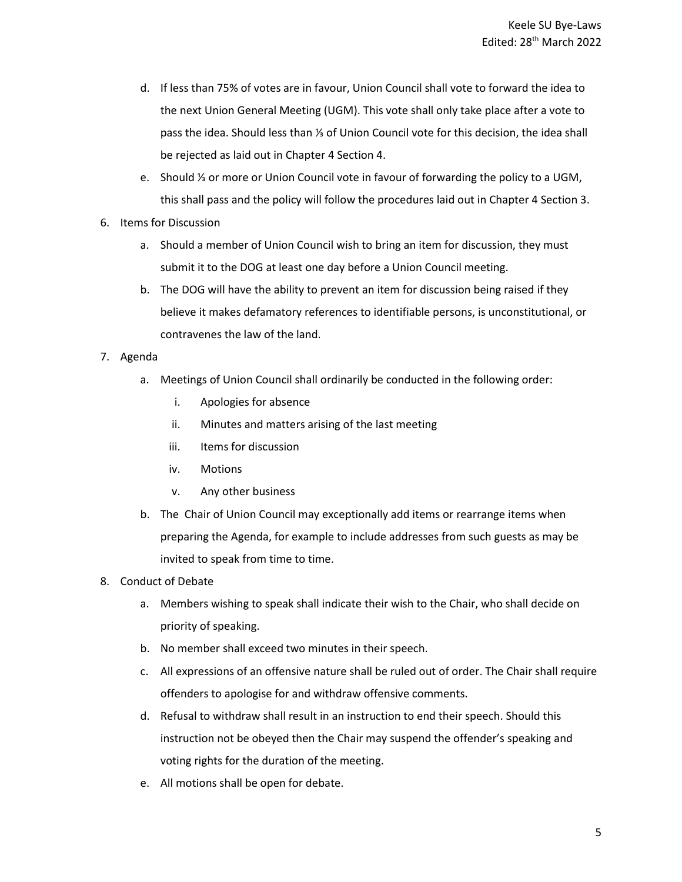d. If less than 75% of votes are in favour, Union Council shall vote to forward the idea to the next Union General Meeting (UGM). This vote shall only take place after a vote to pass the idea. Should less than ⅓ of Union Council vote for this decision, the idea shall be rejected as laid out in Chapter 4 Section 4.

e. Should ⅓ or more or Union Council vote in favour of forwarding the policy to a UGM, this shall pass and the policy will follow the procedures laid out in Chapter 4 Section 3.

6. Items for Discussion
   a. Should a member of Union Council wish to bring an item for discussion, they must submit it to the DOG at least one day before a Union Council meeting.
   b. The DOG will have the ability to prevent an item for discussion being raised if they believe it makes defamatory references to identifiable persons, is unconstitutional, or contravenes the law of the land.

7. Agenda
   a. Meetings of Union Council shall ordinarily be conducted in the following order:
      i. Apologies for absence
      ii. Minutes and matters arising of the last meeting
      iii. Items for discussion
      iv. Motions
      v. Any other business
   b. The Chair of Union Council may exceptionally add items or rearrange items when preparing the Agenda, for example to include addresses from such guests as may be invited to speak from time to time.

8. Conduct of Debate
   a. Members wishing to speak shall indicate their wish to the Chair, who shall decide on priority of speaking.
   b. No member shall exceed two minutes in their speech.
   c. All expressions of an offensive nature shall be ruled out of order. The Chair shall require offenders to apologise for and withdraw offensive comments.
   d. Refusal to withdraw shall result in an instruction to end their speech. Should this instruction not be obeyed then the Chair may suspend the offender's speaking and voting rights for the duration of the meeting.
   e. All motions shall be open for debate.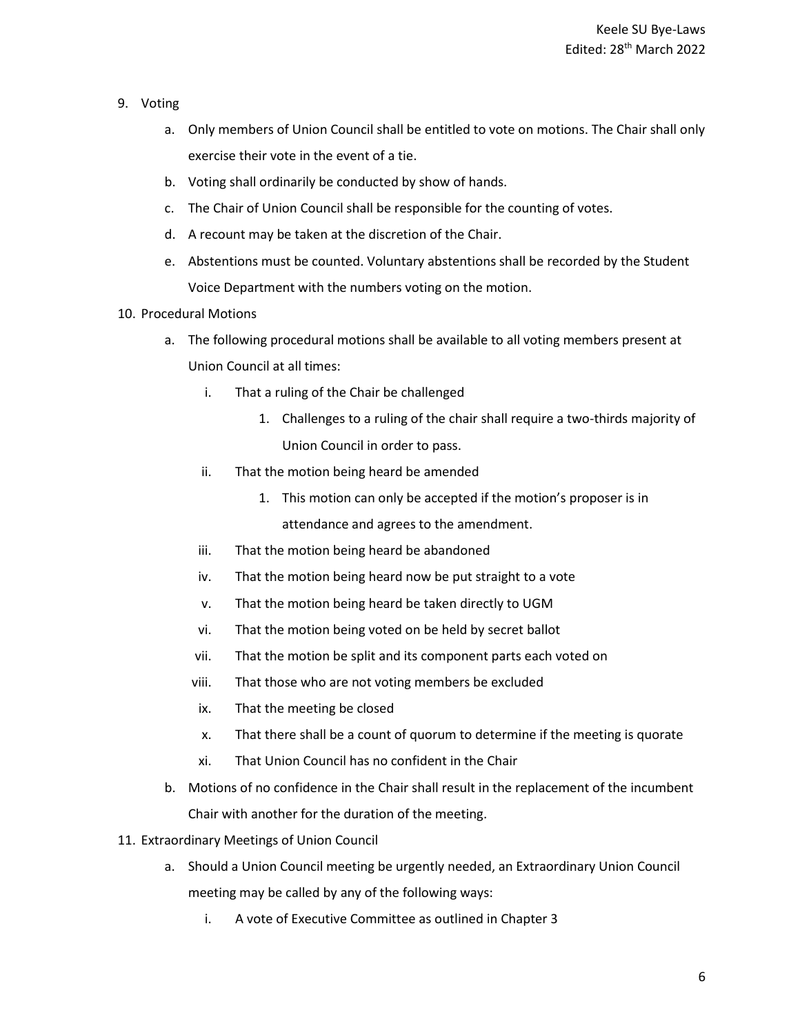9. Voting
    a. Only members of Union Council shall be entitled to vote on motions. The Chair shall only exercise their vote in the event of a tie.
    b. Voting shall ordinarily be conducted by show of hands.
    c. The Chair of Union Council shall be responsible for the counting of votes.
    d. A recount may be taken at the discretion of the Chair.
    e. Abstentions must be counted. Voluntary abstentions shall be recorded by the Student Voice Department with the numbers voting on the motion.
10. Procedural Motions
    a. The following procedural motions shall be available to all voting members present at Union Council at all times:
        i. That a ruling of the Chair be challenged
            1. Challenges to a ruling of the chair shall require a two-thirds majority of Union Council in order to pass.
        ii. That the motion being heard be amended
            1. This motion can only be accepted if the motion's proposer is in attendance and agrees to the amendment.
        iii. That the motion being heard be abandoned
        iv. That the motion being heard now be put straight to a vote
        v. That the motion being heard be taken directly to UGM
        vi. That the motion being voted on be held by secret ballot
        vii. That the motion be split and its component parts each voted on
        viii. That those who are not voting members be excluded
        ix. That the meeting be closed
        x. That there shall be a count of quorum to determine if the meeting is quorate
        xi. That Union Council has no confident in the Chair
    b. Motions of no confidence in the Chair shall result in the replacement of the incumbent Chair with another for the duration of the meeting.
11. Extraordinary Meetings of Union Council
    a. Should a Union Council meeting be urgently needed, an Extraordinary Union Council meeting may be called by any of the following ways:
        i. A vote of Executive Committee as outlined in Chapter 3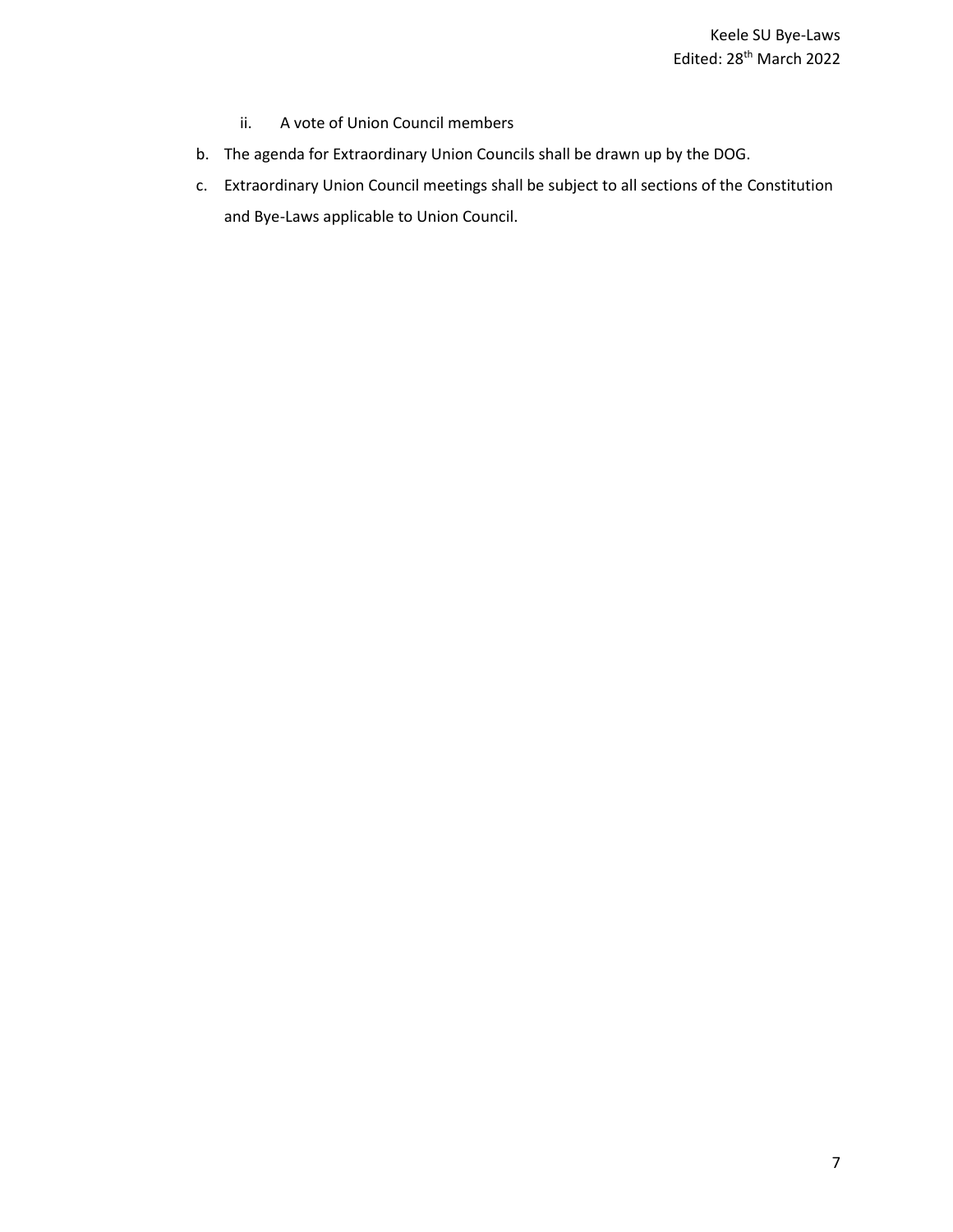ii. A vote of Union Council members

b. The agenda for Extraordinary Union Councils shall be drawn up by the DOG.

c. Extraordinary Union Council meetings shall be subject to all sections of the Constitution and Bye-Laws applicable to Union Council.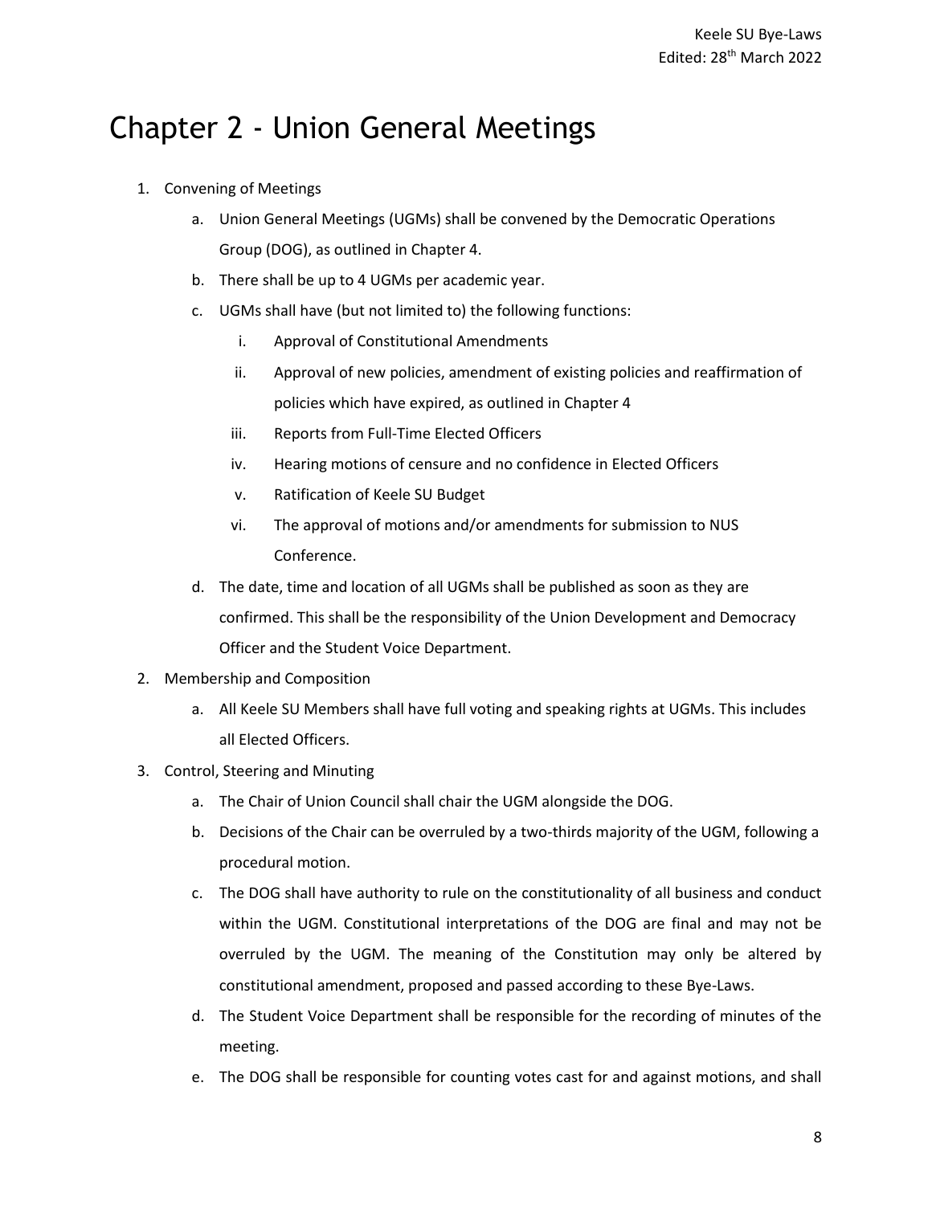# Chapter 2 - Union General Meetings

1. Convening of Meetings
   a. Union General Meetings (UGMs) shall be convened by the Democratic Operations Group (DOG), as outlined in Chapter 4.
   b. There shall be up to 4 UGMs per academic year.
   c. UGMs shall have (but not limited to) the following functions:
      i. Approval of Constitutional Amendments
      ii. Approval of new policies, amendment of existing policies and reaffirmation of policies which have expired, as outlined in Chapter 4
      iii. Reports from Full-Time Elected Officers
      iv. Hearing motions of censure and no confidence in Elected Officers
      v. Ratification of Keele SU Budget
      vi. The approval of motions and/or amendments for submission to NUS Conference.
   d. The date, time and location of all UGMs shall be published as soon as they are confirmed. This shall be the responsibility of the Union Development and Democracy Officer and the Student Voice Department.
2. Membership and Composition
   a. All Keele SU Members shall have full voting and speaking rights at UGMs. This includes all Elected Officers.
3. Control, Steering and Minuting
   a. The Chair of Union Council shall chair the UGM alongside the DOG.
   b. Decisions of the Chair can be overruled by a two-thirds majority of the UGM, following a procedural motion.
   c. The DOG shall have authority to rule on the constitutionality of all business and conduct within the UGM. Constitutional interpretations of the DOG are final and may not be overruled by the UGM. The meaning of the Constitution may only be altered by constitutional amendment, proposed and passed according to these Bye-Laws.
   d. The Student Voice Department shall be responsible for the recording of minutes of the meeting.
   e. The DOG shall be responsible for counting votes cast for and against motions, and shall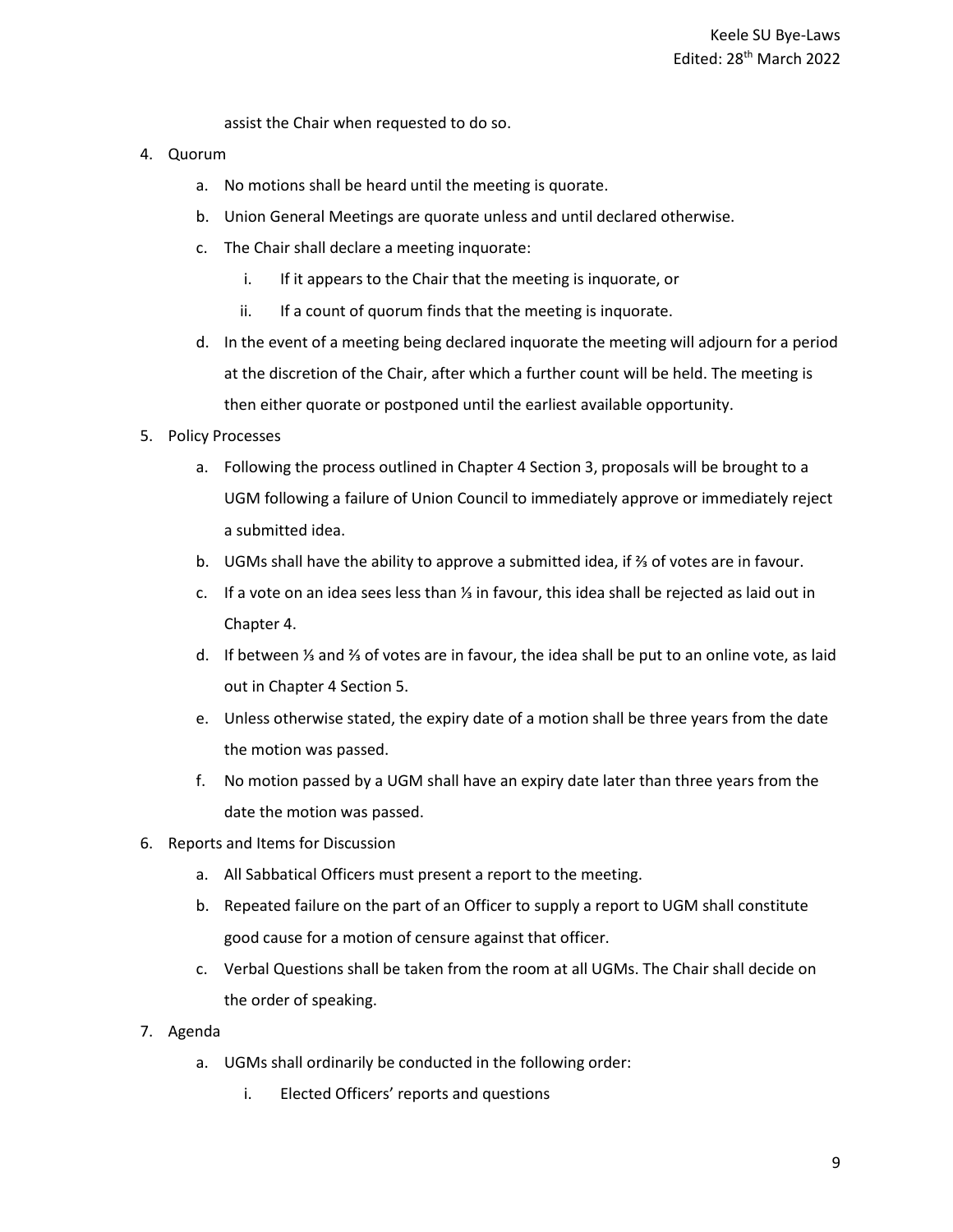assist the Chair when requested to do so.

4. Quorum
    a. No motions shall be heard until the meeting is quorate.
    b. Union General Meetings are quorate unless and until declared otherwise.
    c. The Chair shall declare a meeting inquorate:
        i. If it appears to the Chair that the meeting is inquorate, or
        ii. If a count of quorum finds that the meeting is inquorate.
    d. In the event of a meeting being declared inquorate the meeting will adjourn for a period at the discretion of the Chair, after which a further count will be held. The meeting is then either quorate or postponed until the earliest available opportunity.
5. Policy Processes
    a. Following the process outlined in Chapter 4 Section 3, proposals will be brought to a UGM following a failure of Union Council to immediately approve or immediately reject a submitted idea.
    b. UGMs shall have the ability to approve a submitted idea, if ⅔ of votes are in favour.
    c. If a vote on an idea sees less than ⅓ in favour, this idea shall be rejected as laid out in Chapter 4.
    d. If between ⅓ and ⅔ of votes are in favour, the idea shall be put to an online vote, as laid out in Chapter 4 Section 5.
    e. Unless otherwise stated, the expiry date of a motion shall be three years from the date the motion was passed.
    f. No motion passed by a UGM shall have an expiry date later than three years from the date the motion was passed.
6. Reports and Items for Discussion
    a. All Sabbatical Officers must present a report to the meeting.
    b. Repeated failure on the part of an Officer to supply a report to UGM shall constitute good cause for a motion of censure against that officer.
    c. Verbal Questions shall be taken from the room at all UGMs. The Chair shall decide on the order of speaking.
7. Agenda
    a. UGMs shall ordinarily be conducted in the following order:
        i. Elected Officers' reports and questions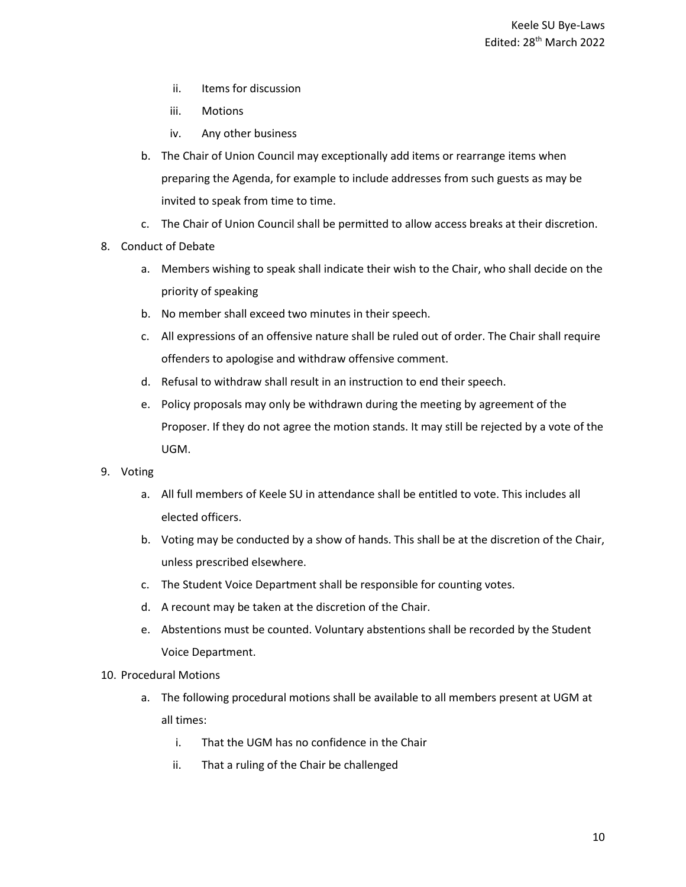ii. Items for discussion
   iii. Motions
   iv. Any other business

b. The Chair of Union Council may exceptionally add items or rearrange items when preparing the Agenda, for example to include addresses from such guests as may be invited to speak from time to time.
c. The Chair of Union Council shall be permitted to allow access breaks at their discretion.

8. Conduct of Debate
   a. Members wishing to speak shall indicate their wish to the Chair, who shall decide on the priority of speaking
   b. No member shall exceed two minutes in their speech.
   c. All expressions of an offensive nature shall be ruled out of order. The Chair shall require offenders to apologise and withdraw offensive comment.
   d. Refusal to withdraw shall result in an instruction to end their speech.
   e. Policy proposals may only be withdrawn during the meeting by agreement of the Proposer. If they do not agree the motion stands. It may still be rejected by a vote of the UGM.

9. Voting
   a. All full members of Keele SU in attendance shall be entitled to vote. This includes all elected officers.
   b. Voting may be conducted by a show of hands. This shall be at the discretion of the Chair, unless prescribed elsewhere.
   c. The Student Voice Department shall be responsible for counting votes.
   d. A recount may be taken at the discretion of the Chair.
   e. Abstentions must be counted. Voluntary abstentions shall be recorded by the Student Voice Department.

10. Procedural Motions
    a. The following procedural motions shall be available to all members present at UGM at all times:
       i. That the UGM has no confidence in the Chair
       ii. That a ruling of the Chair be challenged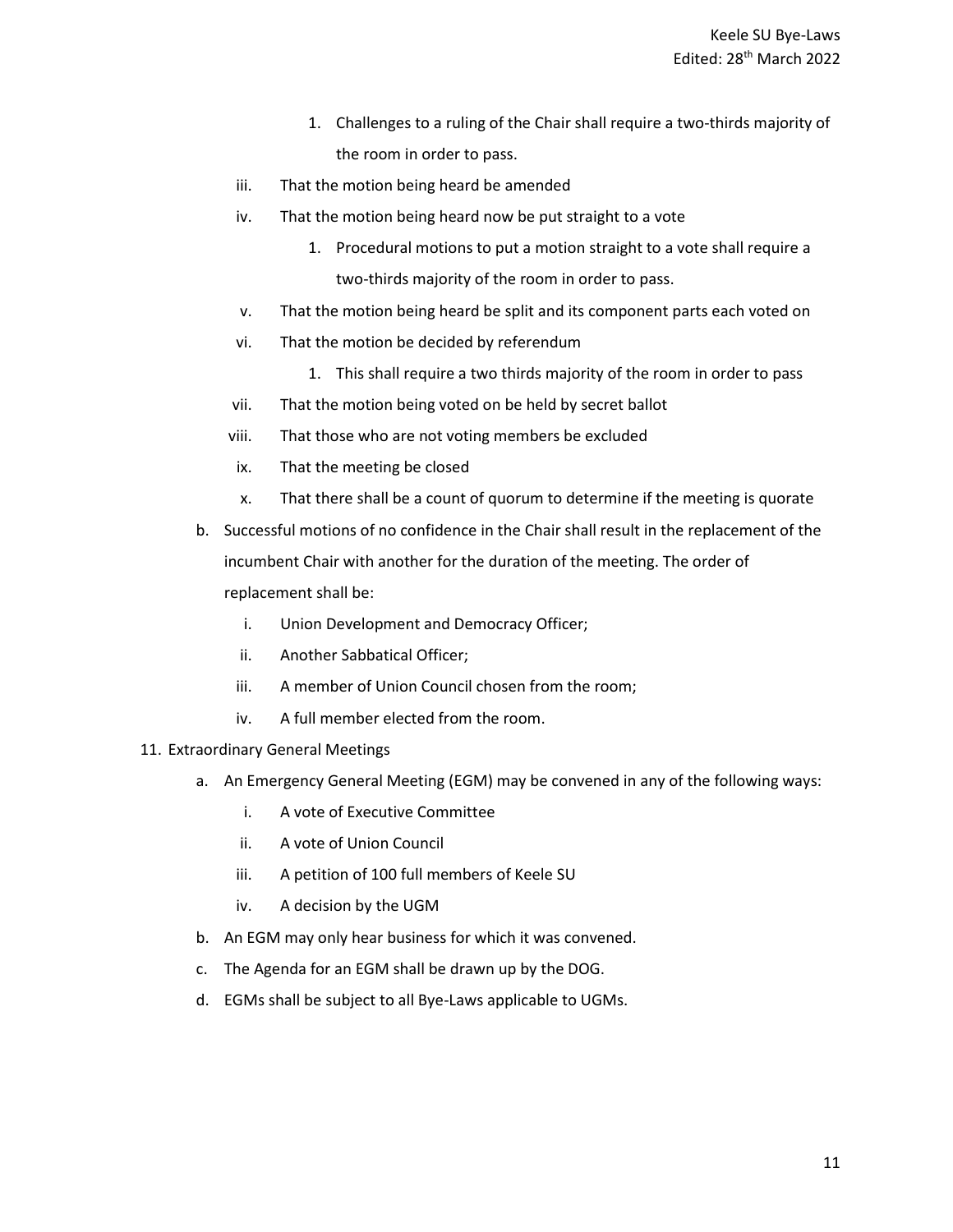1. Challenges to a ruling of the Chair shall require a two-thirds majority of the room in order to pass.
   iii. That the motion being heard be amended
   iv. That the motion being heard now be put straight to a vote
      1. Procedural motions to put a motion straight to a vote shall require a two-thirds majority of the room in order to pass.
   v. That the motion being heard be split and its component parts each voted on
   vi. That the motion be decided by referendum
      1. This shall require a two thirds majority of the room in order to pass
   vii. That the motion being voted on be held by secret ballot
   viii. That those who are not voting members be excluded
   ix. That the meeting be closed
   x. That there shall be a count of quorum to determine if the meeting is quorate

b. Successful motions of no confidence in the Chair shall result in the replacement of the incumbent Chair with another for the duration of the meeting. The order of replacement shall be:
   i. Union Development and Democracy Officer;
   ii. Another Sabbatical Officer;
   iii. A member of Union Council chosen from the room;
   iv. A full member elected from the room.

11. Extraordinary General Meetings
   a. An Emergency General Meeting (EGM) may be convened in any of the following ways:
      i. A vote of Executive Committee
      ii. A vote of Union Council
      iii. A petition of 100 full members of Keele SU
      iv. A decision by the UGM
   b. An EGM may only hear business for which it was convened.
   c. The Agenda for an EGM shall be drawn up by the DOG.
   d. EGMs shall be subject to all Bye-Laws applicable to UGMs.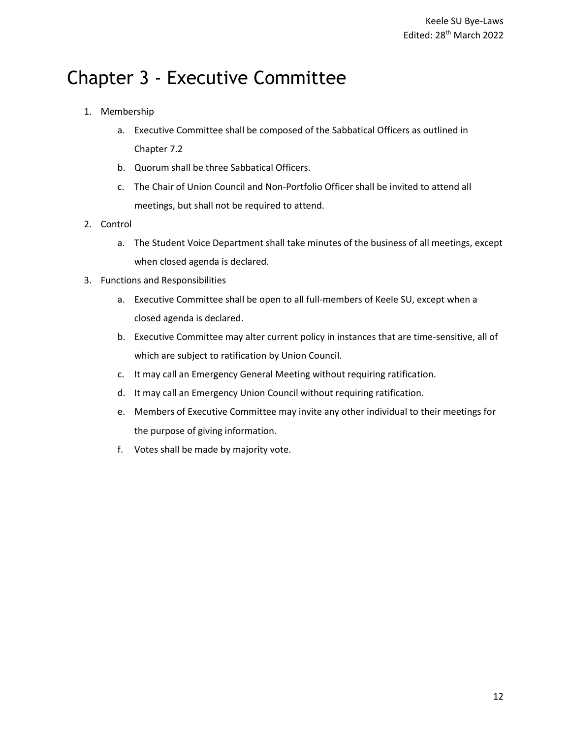# Chapter 3 - Executive Committee

1. Membership
   a. Executive Committee shall be composed of the Sabbatical Officers as outlined in Chapter 7.2
   b. Quorum shall be three Sabbatical Officers.
   c. The Chair of Union Council and Non-Portfolio Officer shall be invited to attend all meetings, but shall not be required to attend.
2. Control
   a. The Student Voice Department shall take minutes of the business of all meetings, except when closed agenda is declared.
3. Functions and Responsibilities
   a. Executive Committee shall be open to all full-members of Keele SU, except when a closed agenda is declared.
   b. Executive Committee may alter current policy in instances that are time-sensitive, all of which are subject to ratification by Union Council.
   c. It may call an Emergency General Meeting without requiring ratification.
   d. It may call an Emergency Union Council without requiring ratification.
   e. Members of Executive Committee may invite any other individual to their meetings for the purpose of giving information.
   f. Votes shall be made by majority vote.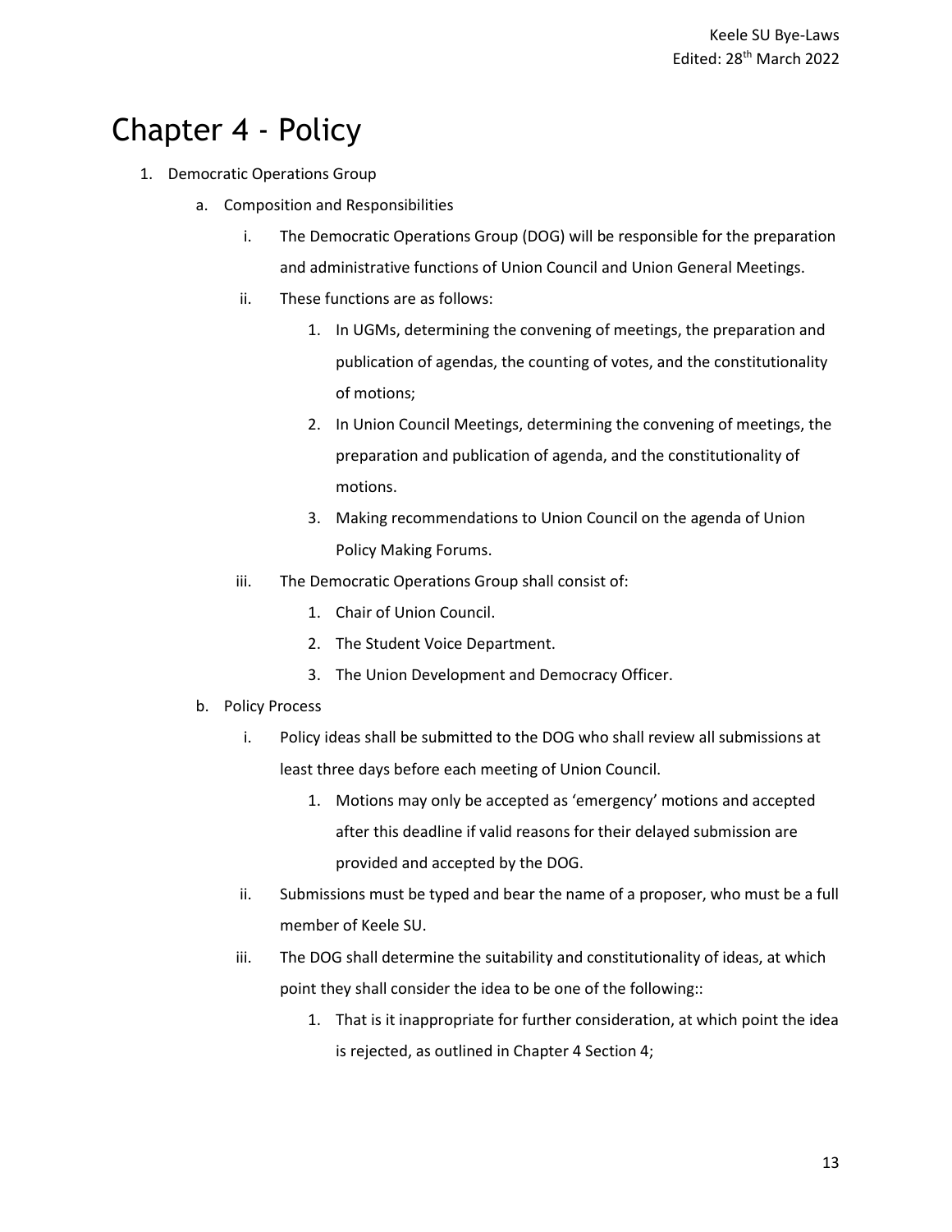# Chapter 4 - Policy

1. Democratic Operations Group
    a. Composition and Responsibilities
        i. The Democratic Operations Group (DOG) will be responsible for the preparation and administrative functions of Union Council and Union General Meetings.
        ii. These functions are as follows:
            1. In UGMs, determining the convening of meetings, the preparation and publication of agendas, the counting of votes, and the constitutionality of motions;
            2. In Union Council Meetings, determining the convening of meetings, the preparation and publication of agenda, and the constitutionality of motions.
            3. Making recommendations to Union Council on the agenda of Union Policy Making Forums.
        iii. The Democratic Operations Group shall consist of:
            1. Chair of Union Council.
            2. The Student Voice Department.
            3. The Union Development and Democracy Officer.
    b. Policy Process
        i. Policy ideas shall be submitted to the DOG who shall review all submissions at least three days before each meeting of Union Council.
            1. Motions may only be accepted as 'emergency' motions and accepted after this deadline if valid reasons for their delayed submission are provided and accepted by the DOG.
        ii. Submissions must be typed and bear the name of a proposer, who must be a full member of Keele SU.
        iii. The DOG shall determine the suitability and constitutionality of ideas, at which point they shall consider the idea to be one of the following::
            1. That is it inappropriate for further consideration, at which point the idea is rejected, as outlined in Chapter 4 Section 4;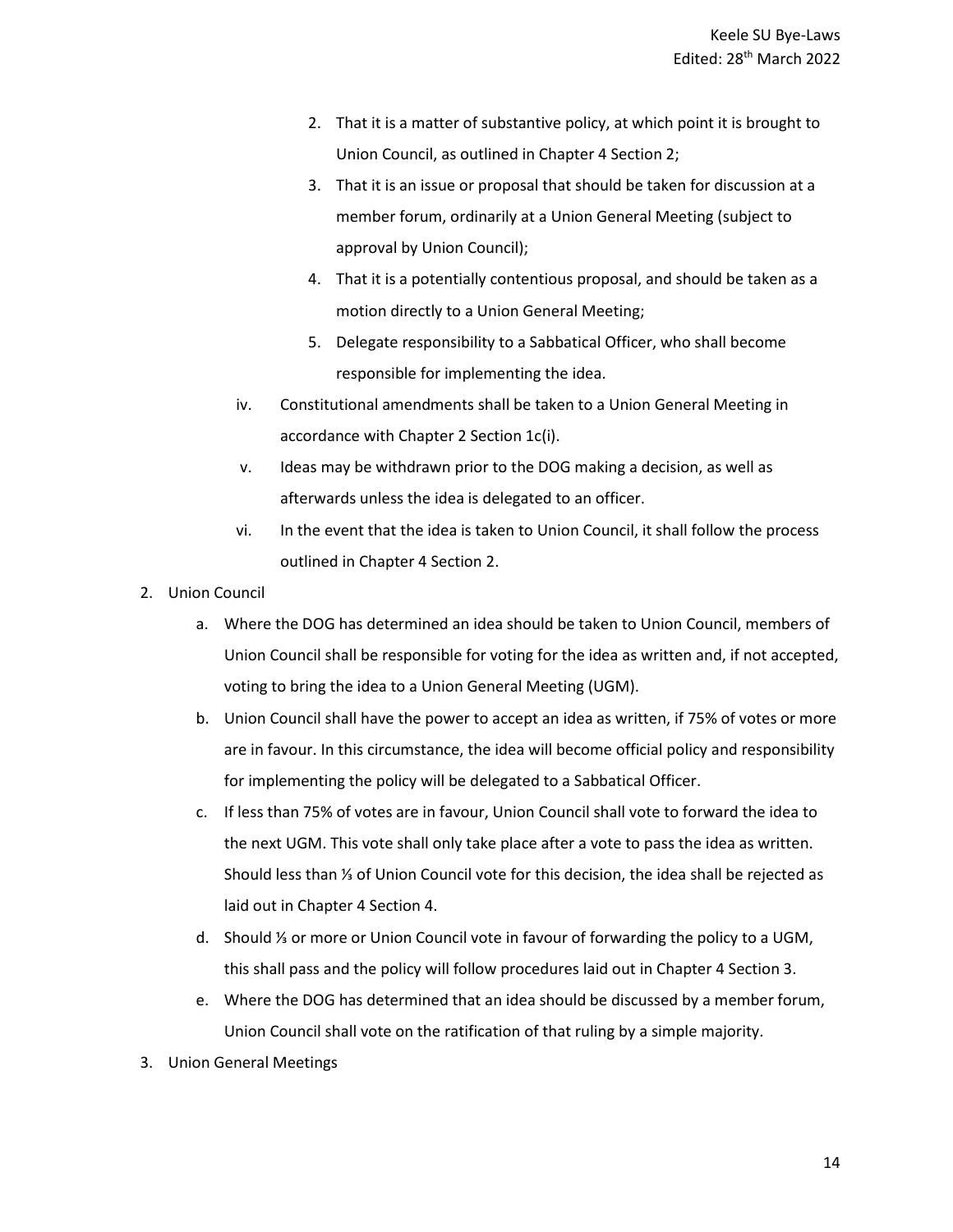2. That it is a matter of substantive policy, at which point it is brought to Union Council, as outlined in Chapter 4 Section 2;
3. That it is an issue or proposal that should be taken for discussion at a member forum, ordinarily at a Union General Meeting (subject to approval by Union Council);
4. That it is a potentially contentious proposal, and should be taken as a motion directly to a Union General Meeting;
5. Delegate responsibility to a Sabbatical Officer, who shall become responsible for implementing the idea.

iv. Constitutional amendments shall be taken to a Union General Meeting in accordance with Chapter 2 Section 1c(i).

v. Ideas may be withdrawn prior to the DOG making a decision, as well as afterwards unless the idea is delegated to an officer.

vi. In the event that the idea is taken to Union Council, it shall follow the process outlined in Chapter 4 Section 2.

2. Union Council
   a. Where the DOG has determined an idea should be taken to Union Council, members of Union Council shall be responsible for voting for the idea as written and, if not accepted, voting to bring the idea to a Union General Meeting (UGM).
   b. Union Council shall have the power to accept an idea as written, if 75% of votes or more are in favour. In this circumstance, the idea will become official policy and responsibility for implementing the policy will be delegated to a Sabbatical Officer.
   c. If less than 75% of votes are in favour, Union Council shall vote to forward the idea to the next UGM. This vote shall only take place after a vote to pass the idea as written. Should less than ⅓ of Union Council vote for this decision, the idea shall be rejected as laid out in Chapter 4 Section 4.
   d. Should ⅓ or more or Union Council vote in favour of forwarding the policy to a UGM, this shall pass and the policy will follow procedures laid out in Chapter 4 Section 3.
   e. Where the DOG has determined that an idea should be discussed by a member forum, Union Council shall vote on the ratification of that ruling by a simple majority.
3. Union General Meetings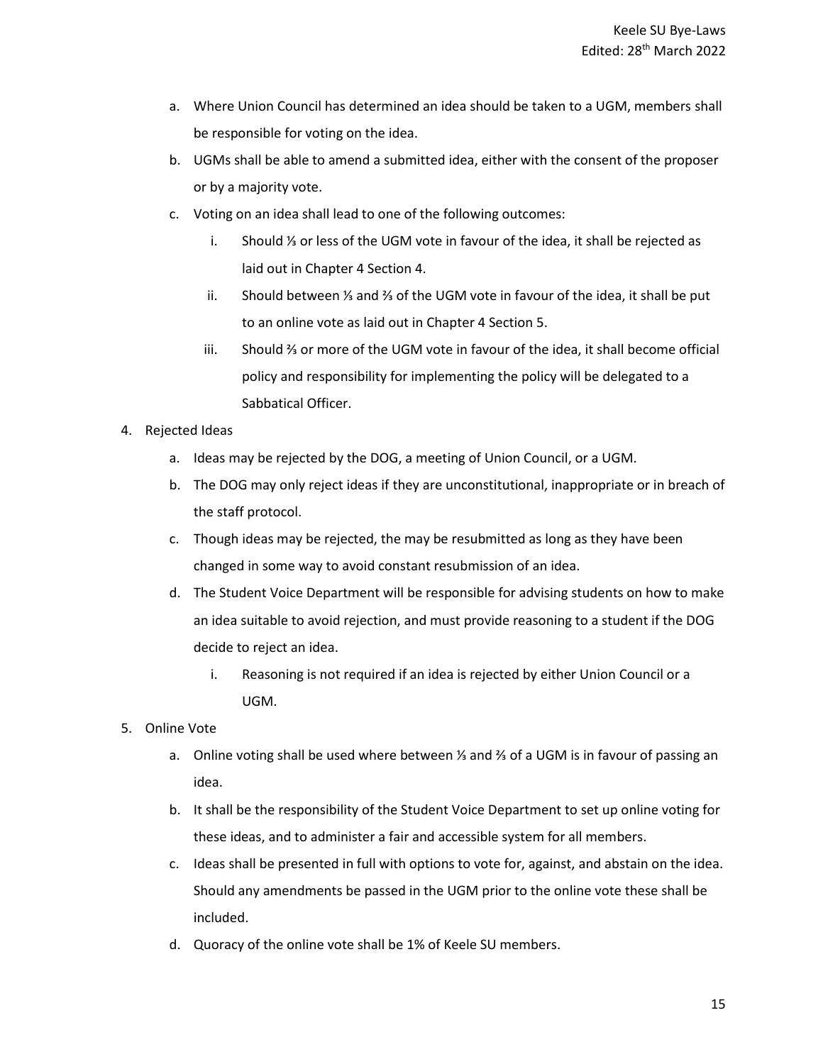a. Where Union Council has determined an idea should be taken to a UGM, members shall be responsible for voting on the idea.

b. UGMs shall be able to amend a submitted idea, either with the consent of the proposer or by a majority vote.

c. Voting on an idea shall lead to one of the following outcomes:

  i. Should ⅓ or less of the UGM vote in favour of the idea, it shall be rejected as laid out in Chapter 4 Section 4.

  ii. Should between ⅓ and ⅔ of the UGM vote in favour of the idea, it shall be put to an online vote as laid out in Chapter 4 Section 5.

  iii. Should ⅔ or more of the UGM vote in favour of the idea, it shall become official policy and responsibility for implementing the policy will be delegated to a Sabbatical Officer.

4. Rejected Ideas

  a. Ideas may be rejected by the DOG, a meeting of Union Council, or a UGM.

  b. The DOG may only reject ideas if they are unconstitutional, inappropriate or in breach of the staff protocol.

  c. Though ideas may be rejected, the may be resubmitted as long as they have been changed in some way to avoid constant resubmission of an idea.

  d. The Student Voice Department will be responsible for advising students on how to make an idea suitable to avoid rejection, and must provide reasoning to a student if the DOG decide to reject an idea.

    i. Reasoning is not required if an idea is rejected by either Union Council or a UGM.

5. Online Vote

  a. Online voting shall be used where between ⅓ and ⅔ of a UGM is in favour of passing an idea.

  b. It shall be the responsibility of the Student Voice Department to set up online voting for these ideas, and to administer a fair and accessible system for all members.

  c. Ideas shall be presented in full with options to vote for, against, and abstain on the idea. Should any amendments be passed in the UGM prior to the online vote these shall be included.

  d. Quoracy of the online vote shall be 1% of Keele SU members.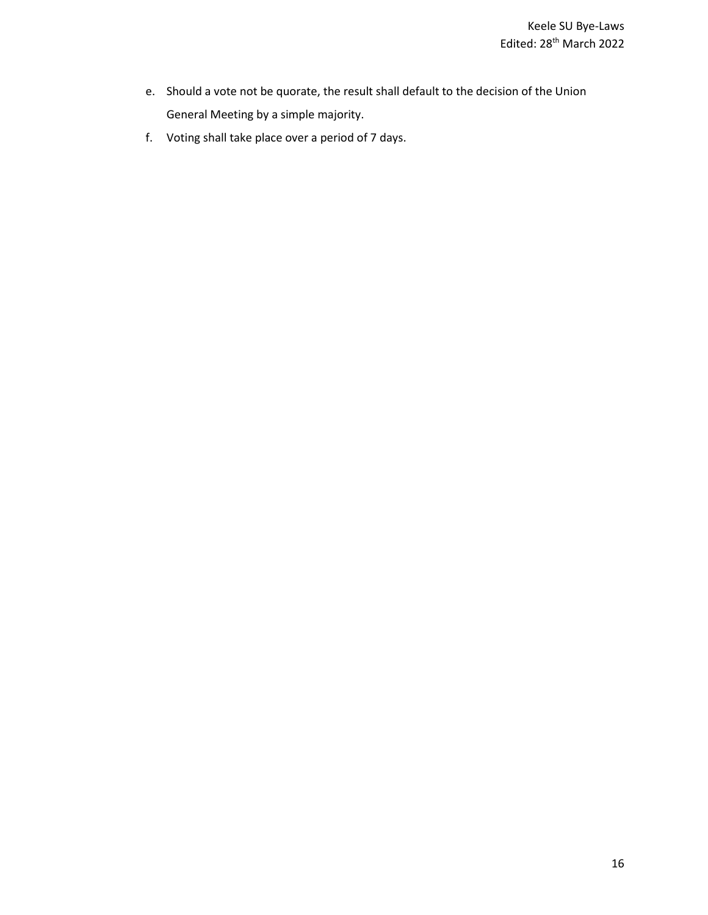e. Should a vote not be quorate, the result shall default to the decision of the Union General Meeting by a simple majority.
f. Voting shall take place over a period of 7 days.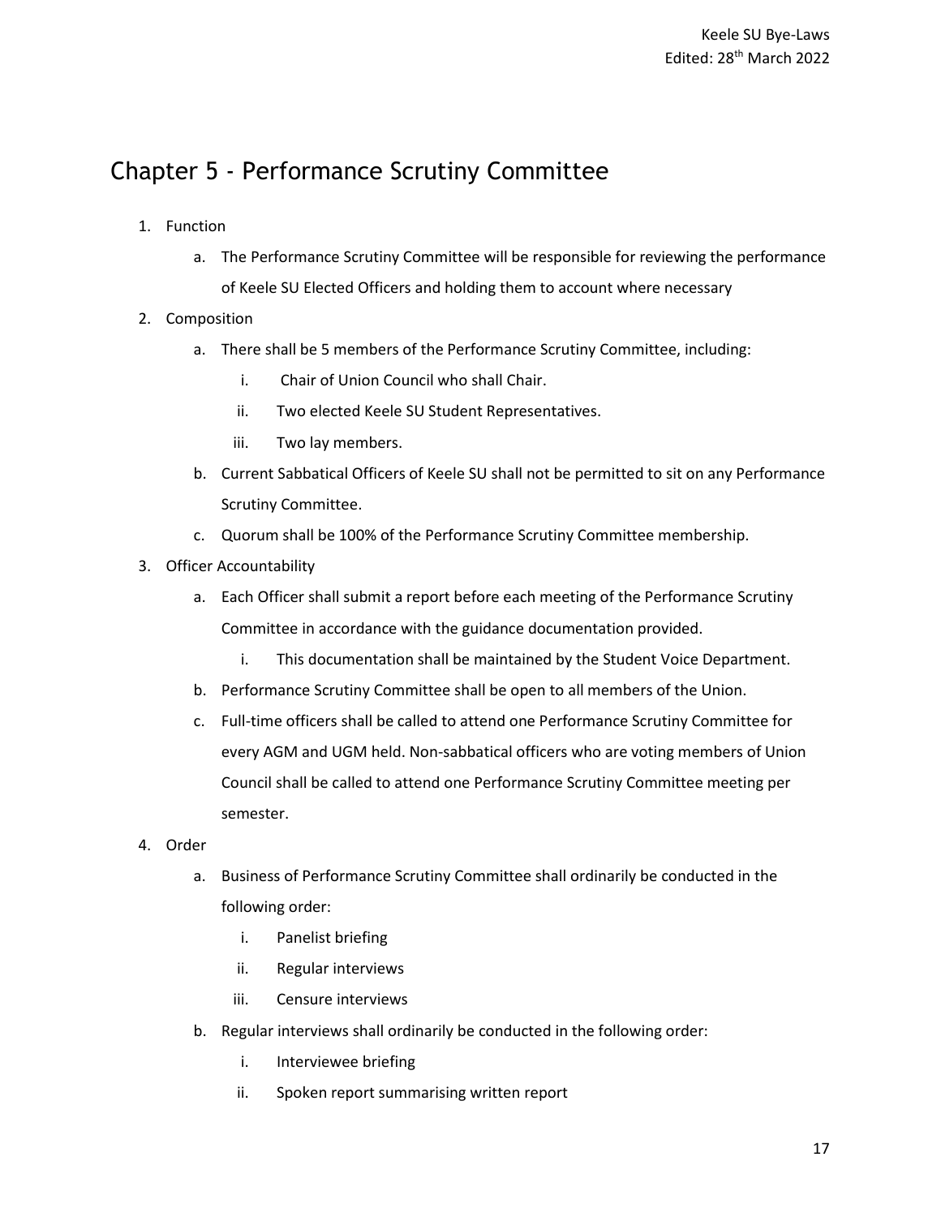# Chapter 5 - Performance Scrutiny Committee

1. Function
    a. The Performance Scrutiny Committee will be responsible for reviewing the performance of Keele SU Elected Officers and holding them to account where necessary
2. Composition
    a. There shall be 5 members of the Performance Scrutiny Committee, including:
        i. Chair of Union Council who shall Chair.
        ii. Two elected Keele SU Student Representatives.
        iii. Two lay members.
    b. Current Sabbatical Officers of Keele SU shall not be permitted to sit on any Performance Scrutiny Committee.
    c. Quorum shall be 100% of the Performance Scrutiny Committee membership.
3. Officer Accountability
    a. Each Officer shall submit a report before each meeting of the Performance Scrutiny Committee in accordance with the guidance documentation provided.
        i. This documentation shall be maintained by the Student Voice Department.
    b. Performance Scrutiny Committee shall be open to all members of the Union.
    c. Full-time officers shall be called to attend one Performance Scrutiny Committee for every AGM and UGM held. Non-sabbatical officers who are voting members of Union Council shall be called to attend one Performance Scrutiny Committee meeting per semester.
4. Order
    a. Business of Performance Scrutiny Committee shall ordinarily be conducted in the following order:
        i. Panelist briefing
        ii. Regular interviews
        iii. Censure interviews
    b. Regular interviews shall ordinarily be conducted in the following order:
        i. Interviewee briefing
        ii. Spoken report summarising written report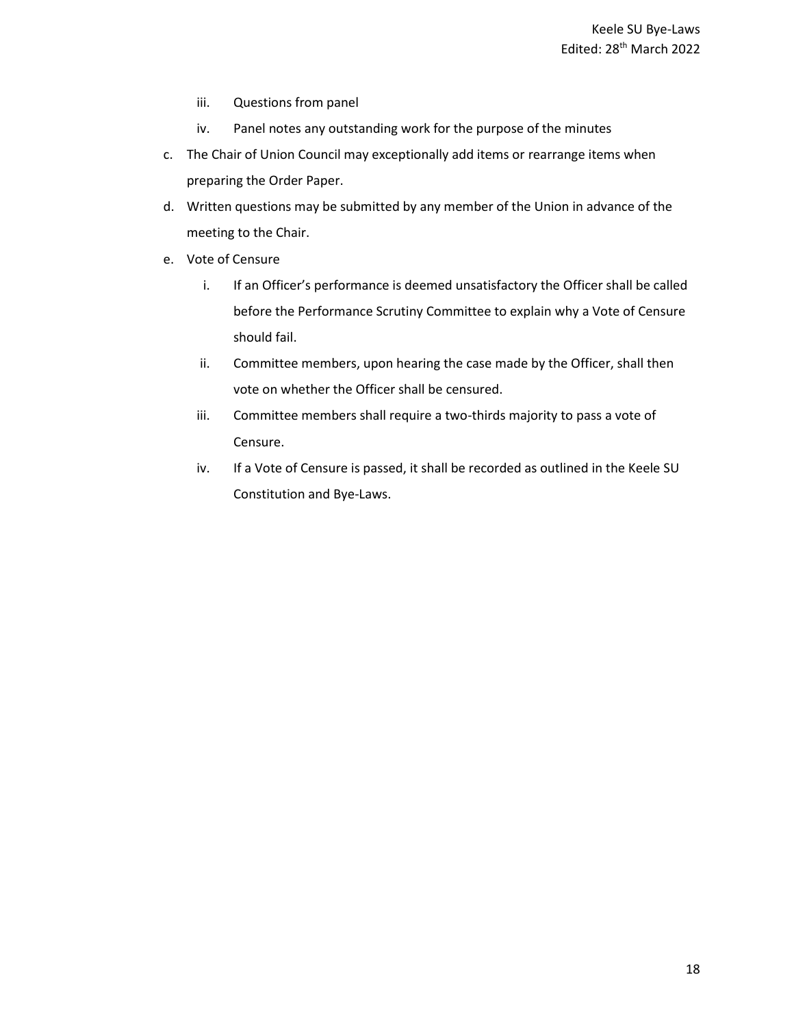iii. Questions from panel
   iv. Panel notes any outstanding work for the purpose of the minutes

c. The Chair of Union Council may exceptionally add items or rearrange items when preparing the Order Paper.
d. Written questions may be submitted by any member of the Union in advance of the meeting to the Chair.
e. Vote of Censure
   i. If an Officer's performance is deemed unsatisfactory the Officer shall be called before the Performance Scrutiny Committee to explain why a Vote of Censure should fail.
   ii. Committee members, upon hearing the case made by the Officer, shall then vote on whether the Officer shall be censured.
   iii. Committee members shall require a two-thirds majority to pass a vote of Censure.
   iv. If a Vote of Censure is passed, it shall be recorded as outlined in the Keele SU Constitution and Bye-Laws.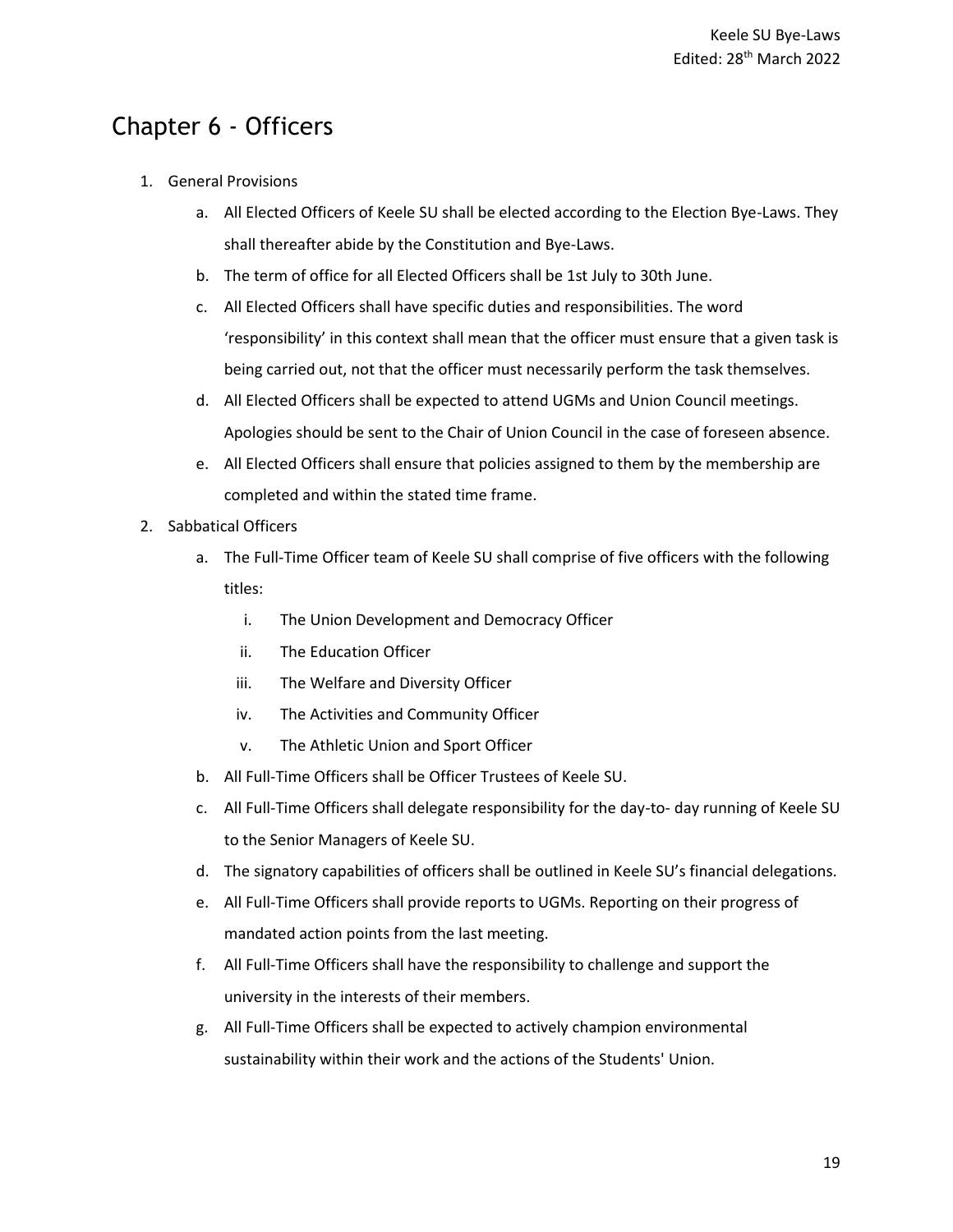# Chapter 6 - Officers

1. General Provisions
    a. All Elected Officers of Keele SU shall be elected according to the Election Bye-Laws. They shall thereafter abide by the Constitution and Bye-Laws.
    b. The term of office for all Elected Officers shall be 1st July to 30th June.
    c. All Elected Officers shall have specific duties and responsibilities. The word 'responsibility' in this context shall mean that the officer must ensure that a given task is being carried out, not that the officer must necessarily perform the task themselves.
    d. All Elected Officers shall be expected to attend UGMs and Union Council meetings. Apologies should be sent to the Chair of Union Council in the case of foreseen absence.
    e. All Elected Officers shall ensure that policies assigned to them by the membership are completed and within the stated time frame.
2. Sabbatical Officers
    a. The Full-Time Officer team of Keele SU shall comprise of five officers with the following titles:
        i. The Union Development and Democracy Officer
        ii. The Education Officer
        iii. The Welfare and Diversity Officer
        iv. The Activities and Community Officer
        v. The Athletic Union and Sport Officer
    b. All Full-Time Officers shall be Officer Trustees of Keele SU.
    c. All Full-Time Officers shall delegate responsibility for the day-to- day running of Keele SU to the Senior Managers of Keele SU.
    d. The signatory capabilities of officers shall be outlined in Keele SU's financial delegations.
    e. All Full-Time Officers shall provide reports to UGMs. Reporting on their progress of mandated action points from the last meeting.
    f. All Full-Time Officers shall have the responsibility to challenge and support the university in the interests of their members.
    g. All Full-Time Officers shall be expected to actively champion environmental sustainability within their work and the actions of the Students' Union.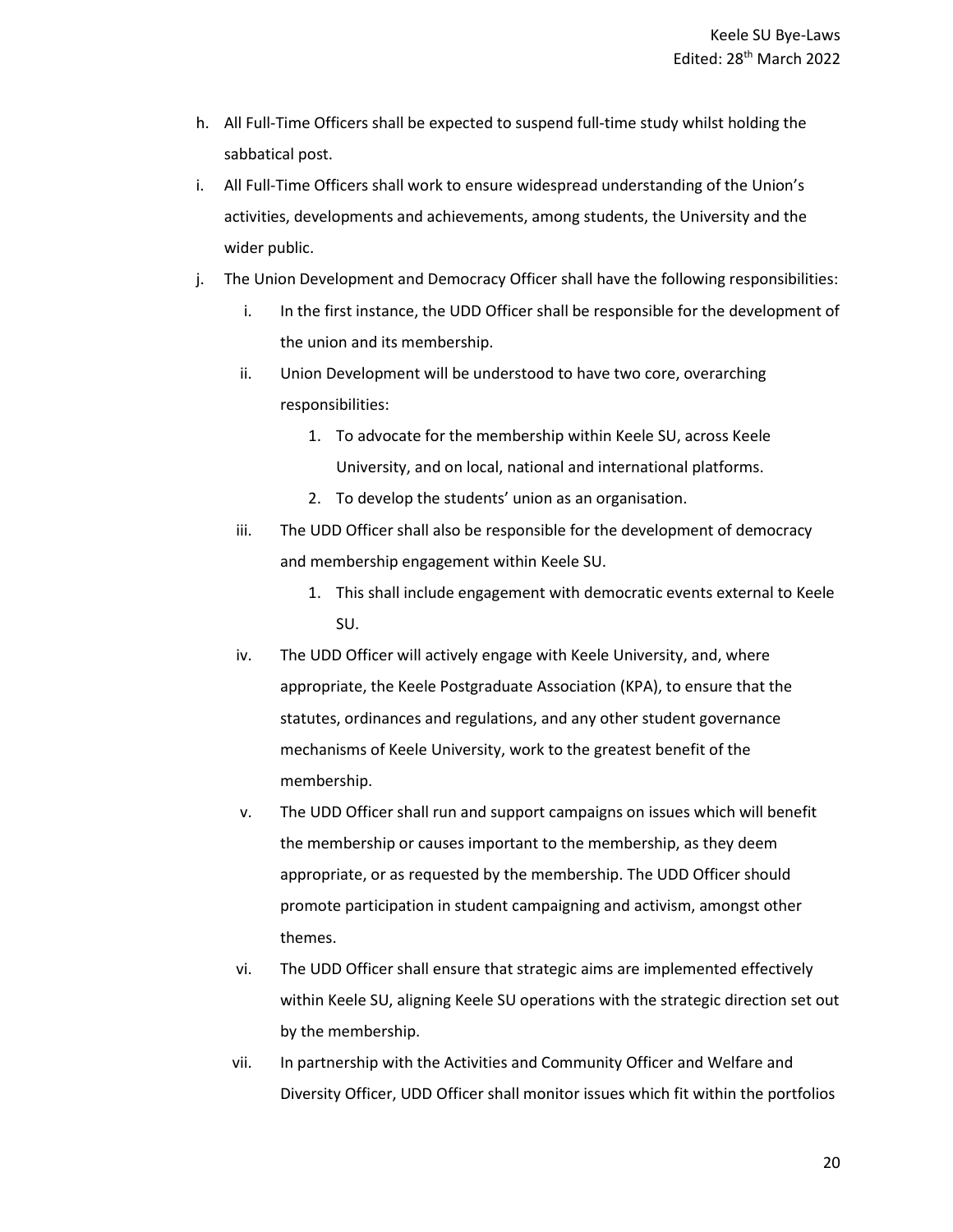h. All Full-Time Officers shall be expected to suspend full-time study whilst holding the sabbatical post.

i. All Full-Time Officers shall work to ensure widespread understanding of the Union's activities, developments and achievements, among students, the University and the wider public.

j. The Union Development and Democracy Officer shall have the following responsibilities:

   i. In the first instance, the UDD Officer shall be responsible for the development of the union and its membership.

   ii. Union Development will be understood to have two core, overarching responsibilities:

      1. To advocate for the membership within Keele SU, across Keele University, and on local, national and international platforms.
      2. To develop the students' union as an organisation.

   iii. The UDD Officer shall also be responsible for the development of democracy and membership engagement within Keele SU.

      1. This shall include engagement with democratic events external to Keele SU.

   iv. The UDD Officer will actively engage with Keele University, and, where appropriate, the Keele Postgraduate Association (KPA), to ensure that the statutes, ordinances and regulations, and any other student governance mechanisms of Keele University, work to the greatest benefit of the membership.

   v. The UDD Officer shall run and support campaigns on issues which will benefit the membership or causes important to the membership, as they deem appropriate, or as requested by the membership. The UDD Officer should promote participation in student campaigning and activism, amongst other themes.

   vi. The UDD Officer shall ensure that strategic aims are implemented effectively within Keele SU, aligning Keele SU operations with the strategic direction set out by the membership.

   vii. In partnership with the Activities and Community Officer and Welfare and Diversity Officer, UDD Officer shall monitor issues which fit within the portfolios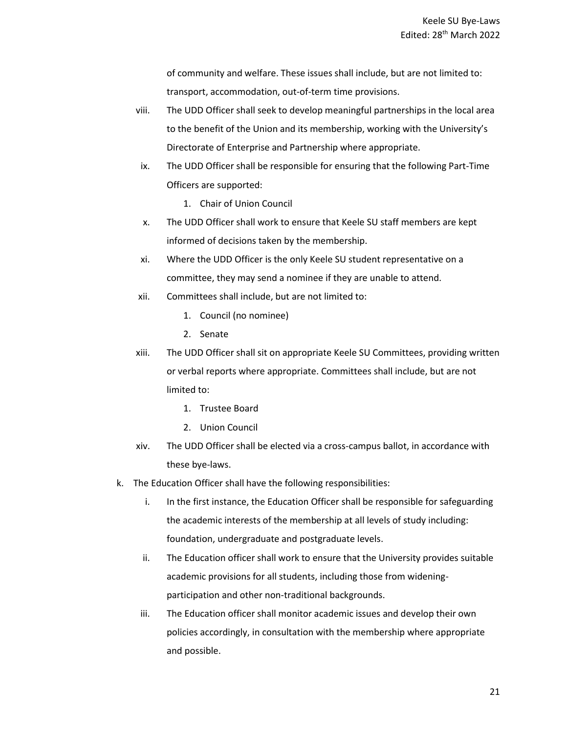of community and welfare. These issues shall include, but are not limited to: transport, accommodation, out-of-term time provisions.

viii. The UDD Officer shall seek to develop meaningful partnerships in the local area to the benefit of the Union and its membership, working with the University's Directorate of Enterprise and Partnership where appropriate.

ix. The UDD Officer shall be responsible for ensuring that the following Part-Time Officers are supported:
   1. Chair of Union Council

x. The UDD Officer shall work to ensure that Keele SU staff members are kept informed of decisions taken by the membership.

xi. Where the UDD Officer is the only Keele SU student representative on a committee, they may send a nominee if they are unable to attend.

xii. Committees shall include, but are not limited to:
   1. Council (no nominee)
   2. Senate

xiii. The UDD Officer shall sit on appropriate Keele SU Committees, providing written or verbal reports where appropriate. Committees shall include, but are not limited to:
   1. Trustee Board
   2. Union Council

xiv. The UDD Officer shall be elected via a cross-campus ballot, in accordance with these bye-laws.

k. The Education Officer shall have the following responsibilities:

   i. In the first instance, the Education Officer shall be responsible for safeguarding the academic interests of the membership at all levels of study including: foundation, undergraduate and postgraduate levels.

   ii. The Education officer shall work to ensure that the University provides suitable academic provisions for all students, including those from widening-participation and other non-traditional backgrounds.

   iii. The Education officer shall monitor academic issues and develop their own policies accordingly, in consultation with the membership where appropriate and possible.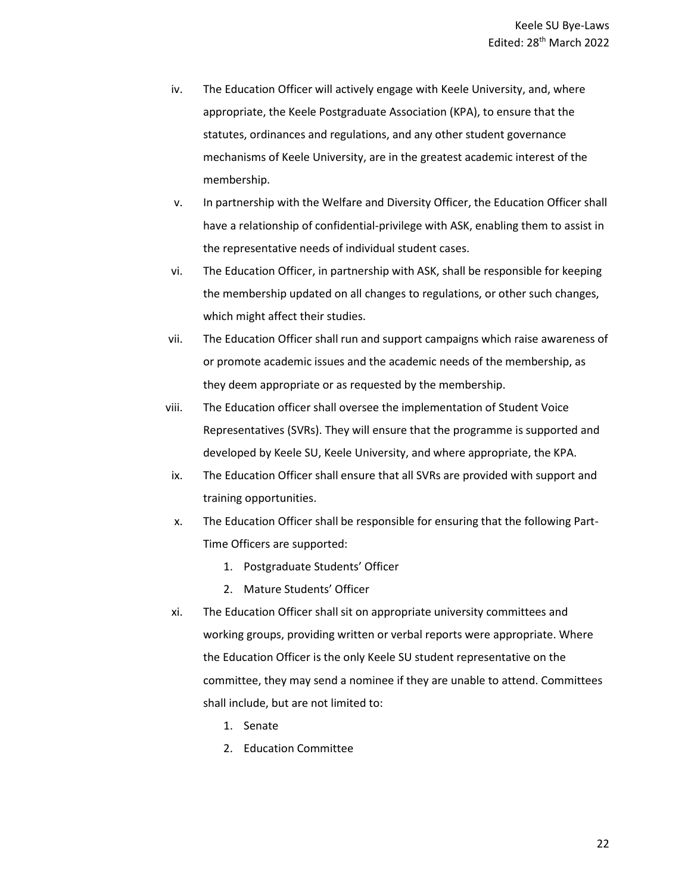iv. The Education Officer will actively engage with Keele University, and, where appropriate, the Keele Postgraduate Association (KPA), to ensure that the statutes, ordinances and regulations, and any other student governance mechanisms of Keele University, are in the greatest academic interest of the membership.

v. In partnership with the Welfare and Diversity Officer, the Education Officer shall have a relationship of confidential-privilege with ASK, enabling them to assist in the representative needs of individual student cases.

vi. The Education Officer, in partnership with ASK, shall be responsible for keeping the membership updated on all changes to regulations, or other such changes, which might affect their studies.

vii. The Education Officer shall run and support campaigns which raise awareness of or promote academic issues and the academic needs of the membership, as they deem appropriate or as requested by the membership.

viii. The Education officer shall oversee the implementation of Student Voice Representatives (SVRs). They will ensure that the programme is supported and developed by Keele SU, Keele University, and where appropriate, the KPA.

ix. The Education Officer shall ensure that all SVRs are provided with support and training opportunities.

x. The Education Officer shall be responsible for ensuring that the following Part-Time Officers are supported:

   1. Postgraduate Students' Officer
   2. Mature Students' Officer

xi. The Education Officer shall sit on appropriate university committees and working groups, providing written or verbal reports were appropriate. Where the Education Officer is the only Keele SU student representative on the committee, they may send a nominee if they are unable to attend. Committees shall include, but are not limited to:

   1. Senate
   2. Education Committee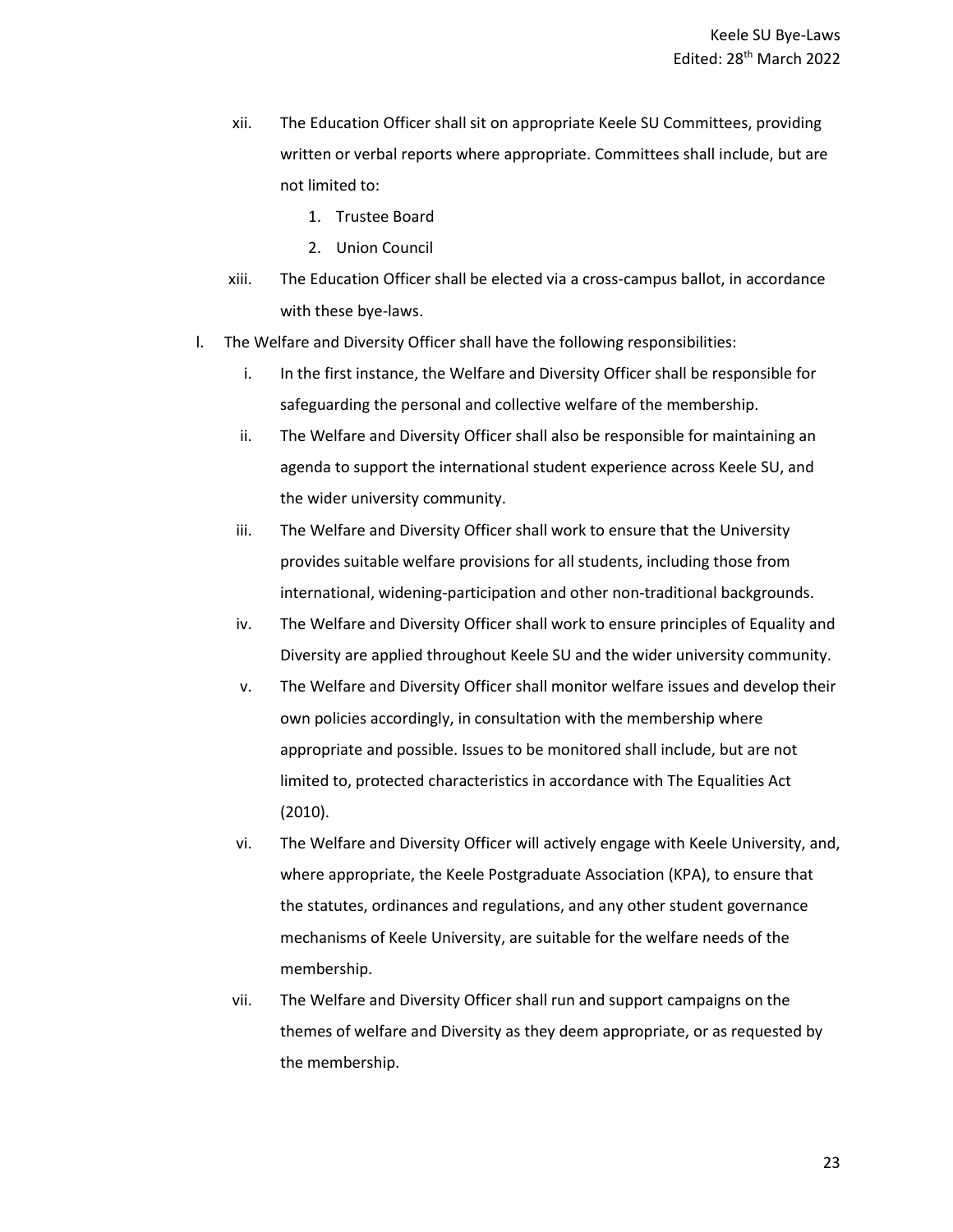xii. The Education Officer shall sit on appropriate Keele SU Committees, providing written or verbal reports where appropriate. Committees shall include, but are not limited to:
   1. Trustee Board
   2. Union Council

xiii. The Education Officer shall be elected via a cross-campus ballot, in accordance with these bye-laws.

l. The Welfare and Diversity Officer shall have the following responsibilities:

   i. In the first instance, the Welfare and Diversity Officer shall be responsible for safeguarding the personal and collective welfare of the membership.

   ii. The Welfare and Diversity Officer shall also be responsible for maintaining an agenda to support the international student experience across Keele SU, and the wider university community.

   iii. The Welfare and Diversity Officer shall work to ensure that the University provides suitable welfare provisions for all students, including those from international, widening-participation and other non-traditional backgrounds.

   iv. The Welfare and Diversity Officer shall work to ensure principles of Equality and Diversity are applied throughout Keele SU and the wider university community.

   v. The Welfare and Diversity Officer shall monitor welfare issues and develop their own policies accordingly, in consultation with the membership where appropriate and possible. Issues to be monitored shall include, but are not limited to, protected characteristics in accordance with The Equalities Act (2010).

   vi. The Welfare and Diversity Officer will actively engage with Keele University, and, where appropriate, the Keele Postgraduate Association (KPA), to ensure that the statutes, ordinances and regulations, and any other student governance mechanisms of Keele University, are suitable for the welfare needs of the membership.

   vii. The Welfare and Diversity Officer shall run and support campaigns on the themes of welfare and Diversity as they deem appropriate, or as requested by the membership.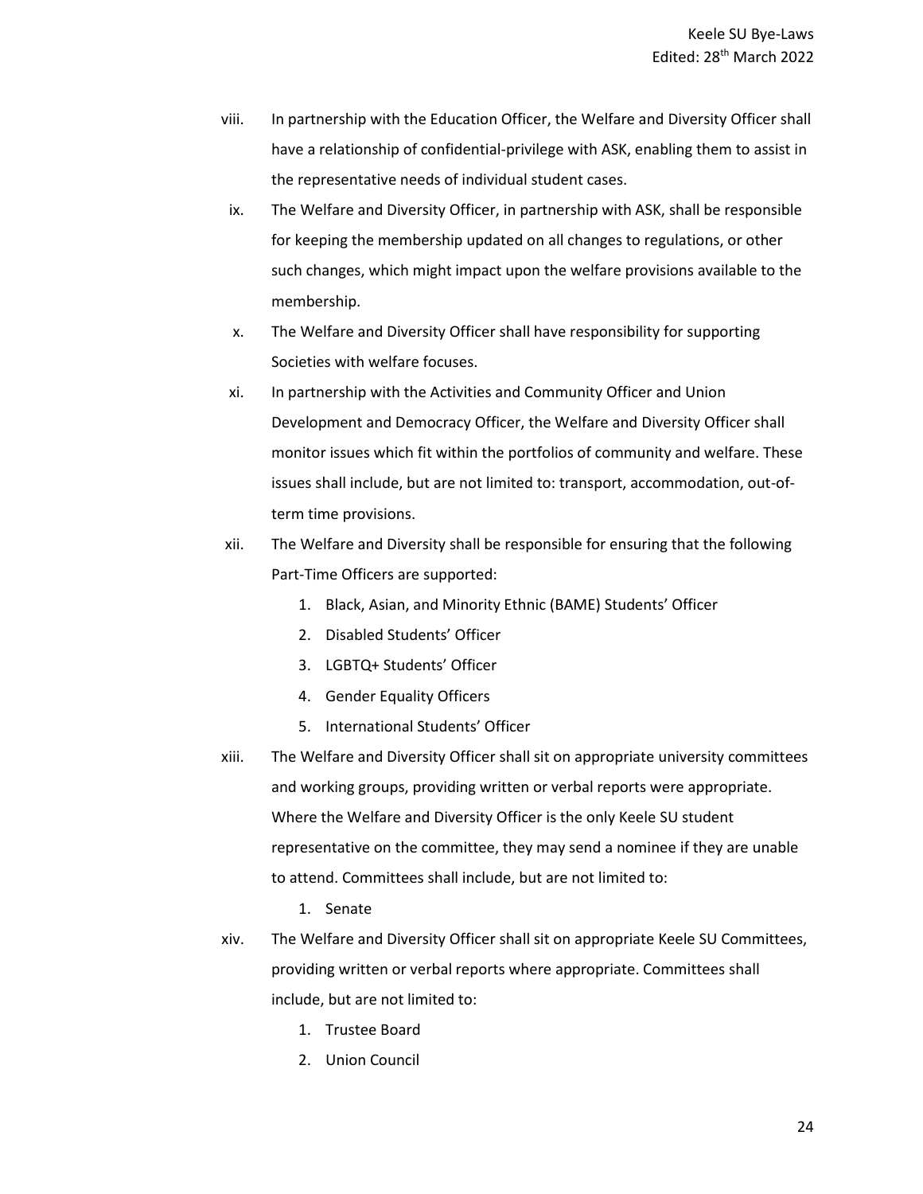viii. In partnership with the Education Officer, the Welfare and Diversity Officer shall have a relationship of confidential-privilege with ASK, enabling them to assist in the representative needs of individual student cases.

ix. The Welfare and Diversity Officer, in partnership with ASK, shall be responsible for keeping the membership updated on all changes to regulations, or other such changes, which might impact upon the welfare provisions available to the membership.

x. The Welfare and Diversity Officer shall have responsibility for supporting Societies with welfare focuses.

xi. In partnership with the Activities and Community Officer and Union Development and Democracy Officer, the Welfare and Diversity Officer shall monitor issues which fit within the portfolios of community and welfare. These issues shall include, but are not limited to: transport, accommodation, out-of-term time provisions.

xii. The Welfare and Diversity shall be responsible for ensuring that the following Part-Time Officers are supported:

1. Black, Asian, and Minority Ethnic (BAME) Students' Officer
2. Disabled Students' Officer
3. LGBTQ+ Students' Officer
4. Gender Equality Officers
5. International Students' Officer

xiii. The Welfare and Diversity Officer shall sit on appropriate university committees and working groups, providing written or verbal reports were appropriate. Where the Welfare and Diversity Officer is the only Keele SU student representative on the committee, they may send a nominee if they are unable to attend. Committees shall include, but are not limited to:

1. Senate

xiv. The Welfare and Diversity Officer shall sit on appropriate Keele SU Committees, providing written or verbal reports where appropriate. Committees shall include, but are not limited to:

1. Trustee Board
2. Union Council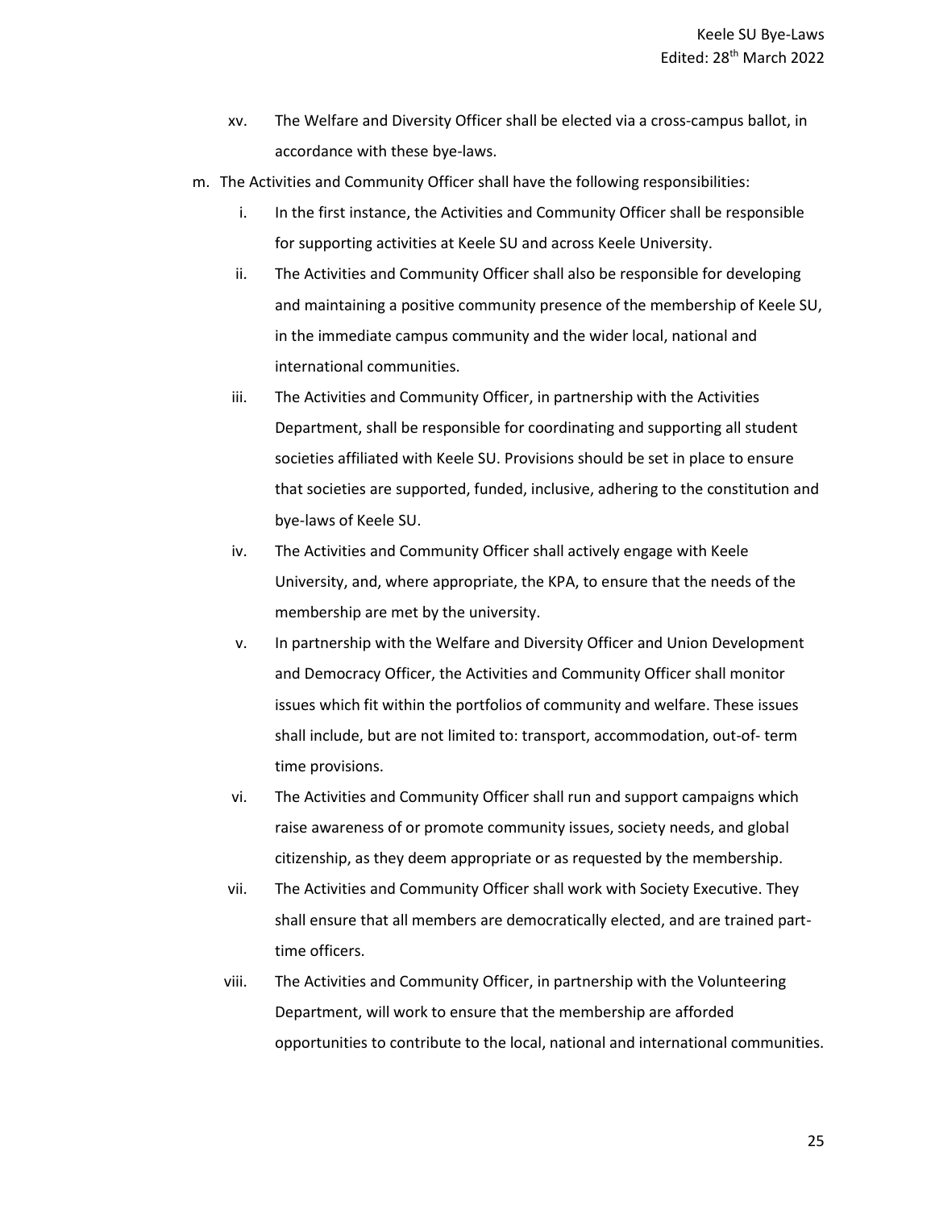xv. The Welfare and Diversity Officer shall be elected via a cross-campus ballot, in accordance with these bye-laws.

m. The Activities and Community Officer shall have the following responsibilities:

i. In the first instance, the Activities and Community Officer shall be responsible for supporting activities at Keele SU and across Keele University.

ii. The Activities and Community Officer shall also be responsible for developing and maintaining a positive community presence of the membership of Keele SU, in the immediate campus community and the wider local, national and international communities.

iii. The Activities and Community Officer, in partnership with the Activities Department, shall be responsible for coordinating and supporting all student societies affiliated with Keele SU. Provisions should be set in place to ensure that societies are supported, funded, inclusive, adhering to the constitution and bye-laws of Keele SU.

iv. The Activities and Community Officer shall actively engage with Keele University, and, where appropriate, the KPA, to ensure that the needs of the membership are met by the university.

v. In partnership with the Welfare and Diversity Officer and Union Development and Democracy Officer, the Activities and Community Officer shall monitor issues which fit within the portfolios of community and welfare. These issues shall include, but are not limited to: transport, accommodation, out-of- term time provisions.

vi. The Activities and Community Officer shall run and support campaigns which raise awareness of or promote community issues, society needs, and global citizenship, as they deem appropriate or as requested by the membership.

vii. The Activities and Community Officer shall work with Society Executive. They shall ensure that all members are democratically elected, and are trained part-time officers.

viii. The Activities and Community Officer, in partnership with the Volunteering Department, will work to ensure that the membership are afforded opportunities to contribute to the local, national and international communities.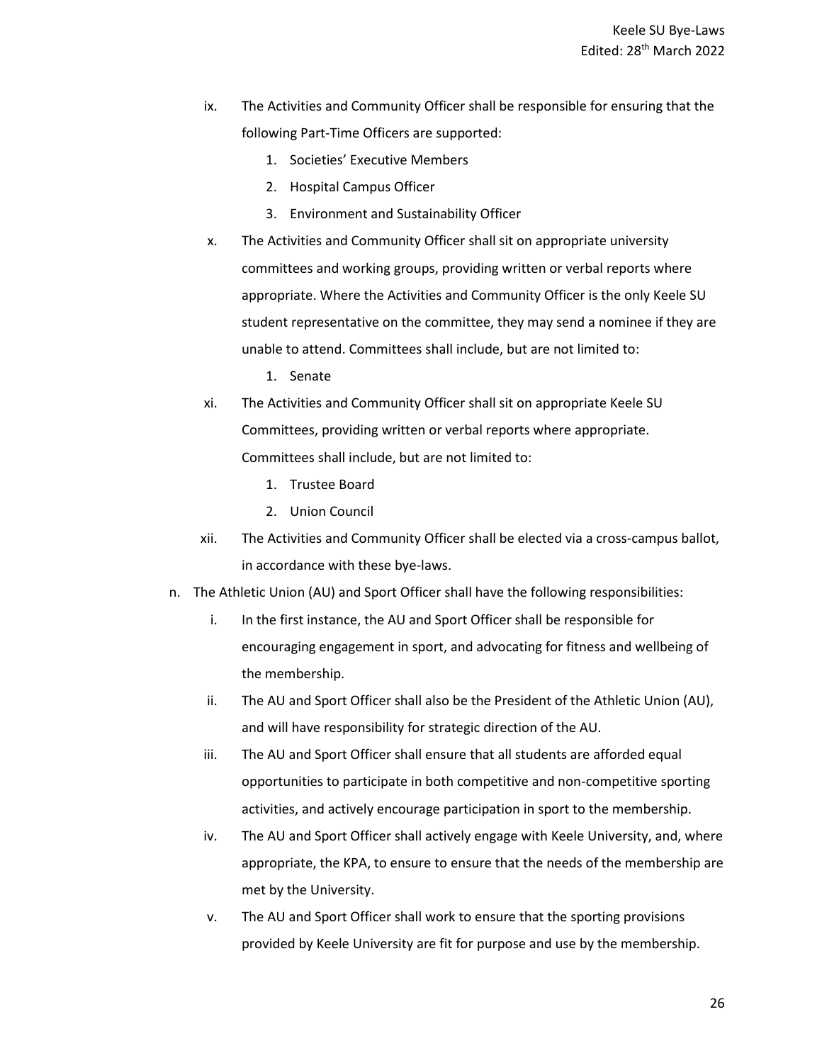ix. The Activities and Community Officer shall be responsible for ensuring that the following Part-Time Officers are supported:
    1. Societies' Executive Members
    2. Hospital Campus Officer
    3. Environment and Sustainability Officer

x. The Activities and Community Officer shall sit on appropriate university committees and working groups, providing written or verbal reports where appropriate. Where the Activities and Community Officer is the only Keele SU student representative on the committee, they may send a nominee if they are unable to attend. Committees shall include, but are not limited to:
    1. Senate

xi. The Activities and Community Officer shall sit on appropriate Keele SU Committees, providing written or verbal reports where appropriate. Committees shall include, but are not limited to:
    1. Trustee Board
    2. Union Council

xii. The Activities and Community Officer shall be elected via a cross-campus ballot, in accordance with these bye-laws.

n. The Athletic Union (AU) and Sport Officer shall have the following responsibilities:

   i. In the first instance, the AU and Sport Officer shall be responsible for encouraging engagement in sport, and advocating for fitness and wellbeing of the membership.

   ii. The AU and Sport Officer shall also be the President of the Athletic Union (AU), and will have responsibility for strategic direction of the AU.

   iii. The AU and Sport Officer shall ensure that all students are afforded equal opportunities to participate in both competitive and non-competitive sporting activities, and actively encourage participation in sport to the membership.

   iv. The AU and Sport Officer shall actively engage with Keele University, and, where appropriate, the KPA, to ensure to ensure that the needs of the membership are met by the University.

   v. The AU and Sport Officer shall work to ensure that the sporting provisions provided by Keele University are fit for purpose and use by the membership.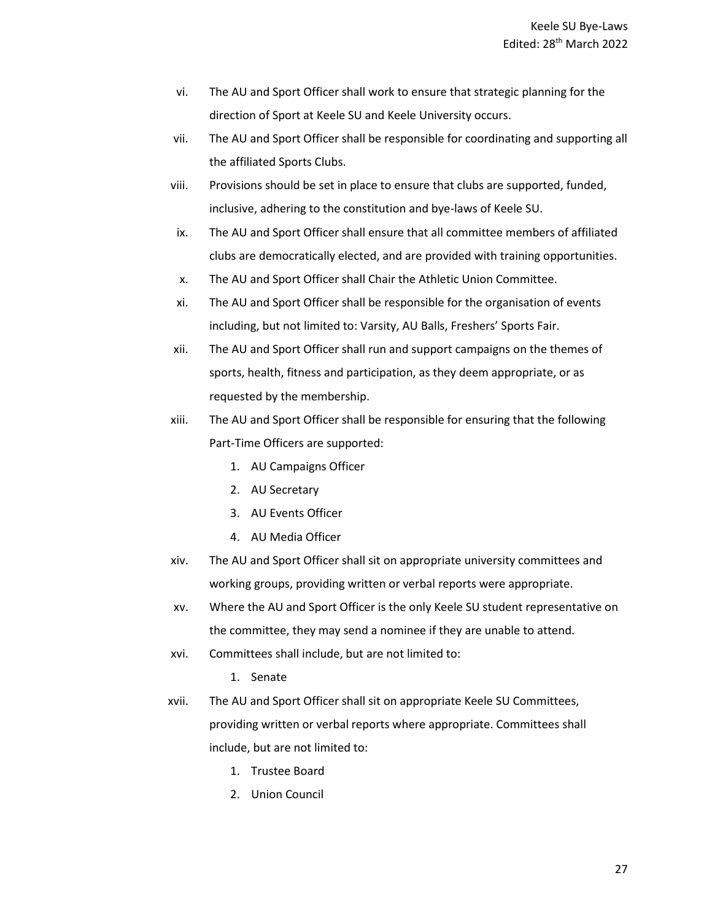vi. The AU and Sport Officer shall work to ensure that strategic planning for the direction of Sport at Keele SU and Keele University occurs.

vii. The AU and Sport Officer shall be responsible for coordinating and supporting all the affiliated Sports Clubs.

viii. Provisions should be set in place to ensure that clubs are supported, funded, inclusive, adhering to the constitution and bye-laws of Keele SU.

ix. The AU and Sport Officer shall ensure that all committee members of affiliated clubs are democratically elected, and are provided with training opportunities.

x. The AU and Sport Officer shall Chair the Athletic Union Committee.

xi. The AU and Sport Officer shall be responsible for the organisation of events including, but not limited to: Varsity, AU Balls, Freshers' Sports Fair.

xii. The AU and Sport Officer shall run and support campaigns on the themes of sports, health, fitness and participation, as they deem appropriate, or as requested by the membership.

xiii. The AU and Sport Officer shall be responsible for ensuring that the following Part-Time Officers are supported:

1. AU Campaigns Officer
2. AU Secretary
3. AU Events Officer
4. AU Media Officer

xiv. The AU and Sport Officer shall sit on appropriate university committees and working groups, providing written or verbal reports were appropriate.

xv. Where the AU and Sport Officer is the only Keele SU student representative on the committee, they may send a nominee if they are unable to attend.

xvi. Committees shall include, but are not limited to:

1. Senate

xvii. The AU and Sport Officer shall sit on appropriate Keele SU Committees, providing written or verbal reports where appropriate. Committees shall include, but are not limited to:

1. Trustee Board
2. Union Council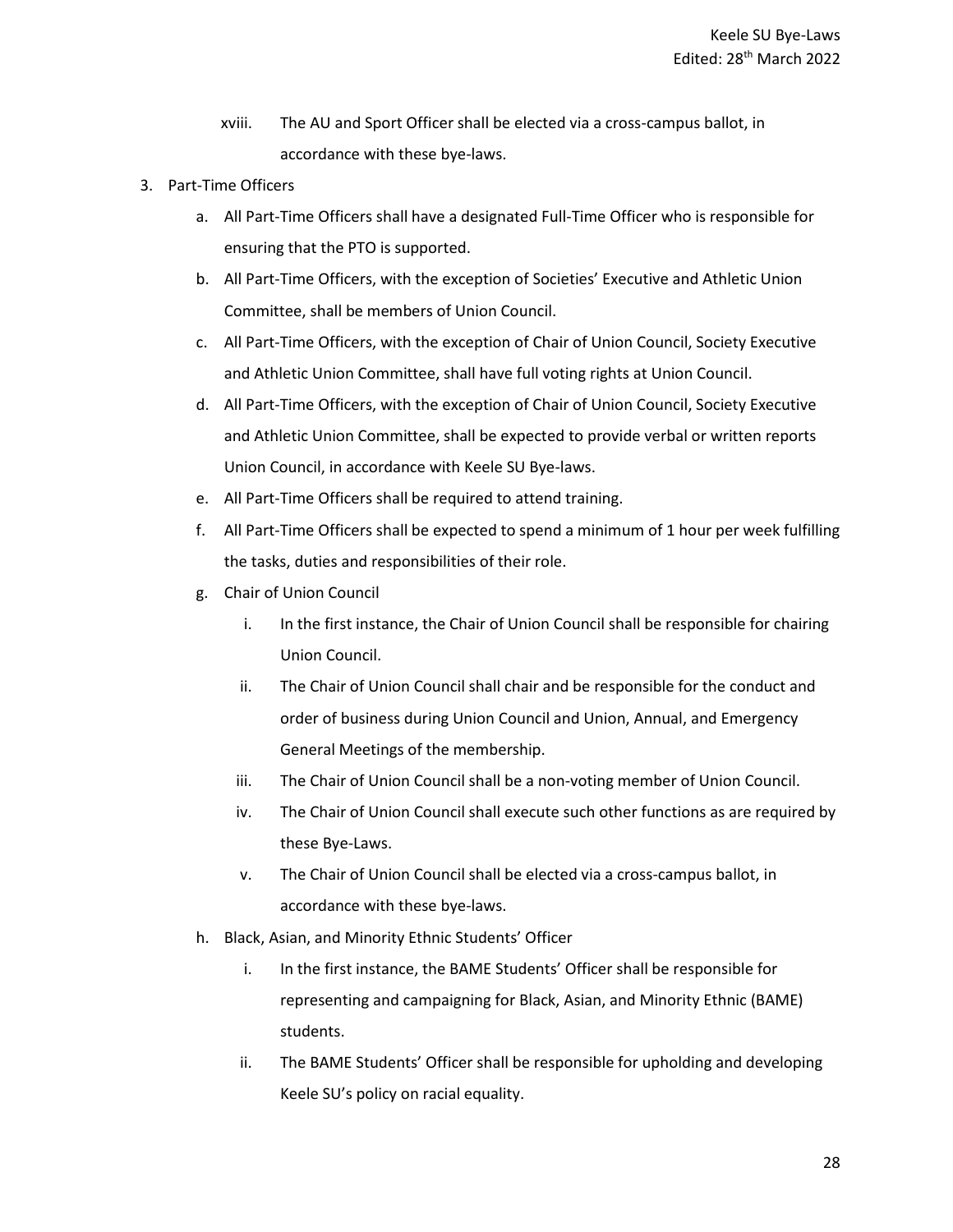xviii. The AU and Sport Officer shall be elected via a cross-campus ballot, in accordance with these bye-laws.

3. Part-Time Officers
   a. All Part-Time Officers shall have a designated Full-Time Officer who is responsible for ensuring that the PTO is supported.
   b. All Part-Time Officers, with the exception of Societies' Executive and Athletic Union Committee, shall be members of Union Council.
   c. All Part-Time Officers, with the exception of Chair of Union Council, Society Executive and Athletic Union Committee, shall have full voting rights at Union Council.
   d. All Part-Time Officers, with the exception of Chair of Union Council, Society Executive and Athletic Union Committee, shall be expected to provide verbal or written reports Union Council, in accordance with Keele SU Bye-laws.
   e. All Part-Time Officers shall be required to attend training.
   f. All Part-Time Officers shall be expected to spend a minimum of 1 hour per week fulfilling the tasks, duties and responsibilities of their role.
   g. Chair of Union Council
      i. In the first instance, the Chair of Union Council shall be responsible for chairing Union Council.
      ii. The Chair of Union Council shall chair and be responsible for the conduct and order of business during Union Council and Union, Annual, and Emergency General Meetings of the membership.
      iii. The Chair of Union Council shall be a non-voting member of Union Council.
      iv. The Chair of Union Council shall execute such other functions as are required by these Bye-Laws.
      v. The Chair of Union Council shall be elected via a cross-campus ballot, in accordance with these bye-laws.
   h. Black, Asian, and Minority Ethnic Students' Officer
      i. In the first instance, the BAME Students' Officer shall be responsible for representing and campaigning for Black, Asian, and Minority Ethnic (BAME) students.
      ii. The BAME Students' Officer shall be responsible for upholding and developing Keele SU's policy on racial equality.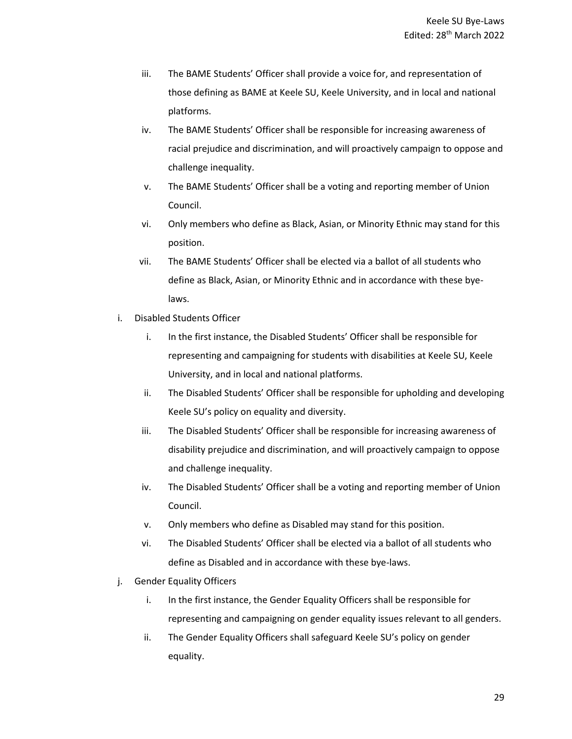iii. The BAME Students' Officer shall provide a voice for, and representation of those defining as BAME at Keele SU, Keele University, and in local and national platforms.

iv. The BAME Students' Officer shall be responsible for increasing awareness of racial prejudice and discrimination, and will proactively campaign to oppose and challenge inequality.

v. The BAME Students' Officer shall be a voting and reporting member of Union Council.

vi. Only members who define as Black, Asian, or Minority Ethnic may stand for this position.

vii. The BAME Students' Officer shall be elected via a ballot of all students who define as Black, Asian, or Minority Ethnic and in accordance with these bye-laws.

i. Disabled Students Officer

   i. In the first instance, the Disabled Students' Officer shall be responsible for representing and campaigning for students with disabilities at Keele SU, Keele University, and in local and national platforms.

   ii. The Disabled Students' Officer shall be responsible for upholding and developing Keele SU's policy on equality and diversity.

   iii. The Disabled Students' Officer shall be responsible for increasing awareness of disability prejudice and discrimination, and will proactively campaign to oppose and challenge inequality.

   iv. The Disabled Students' Officer shall be a voting and reporting member of Union Council.

   v. Only members who define as Disabled may stand for this position.

   vi. The Disabled Students' Officer shall be elected via a ballot of all students who define as Disabled and in accordance with these bye-laws.

j. Gender Equality Officers

   i. In the first instance, the Gender Equality Officers shall be responsible for representing and campaigning on gender equality issues relevant to all genders.

   ii. The Gender Equality Officers shall safeguard Keele SU's policy on gender equality.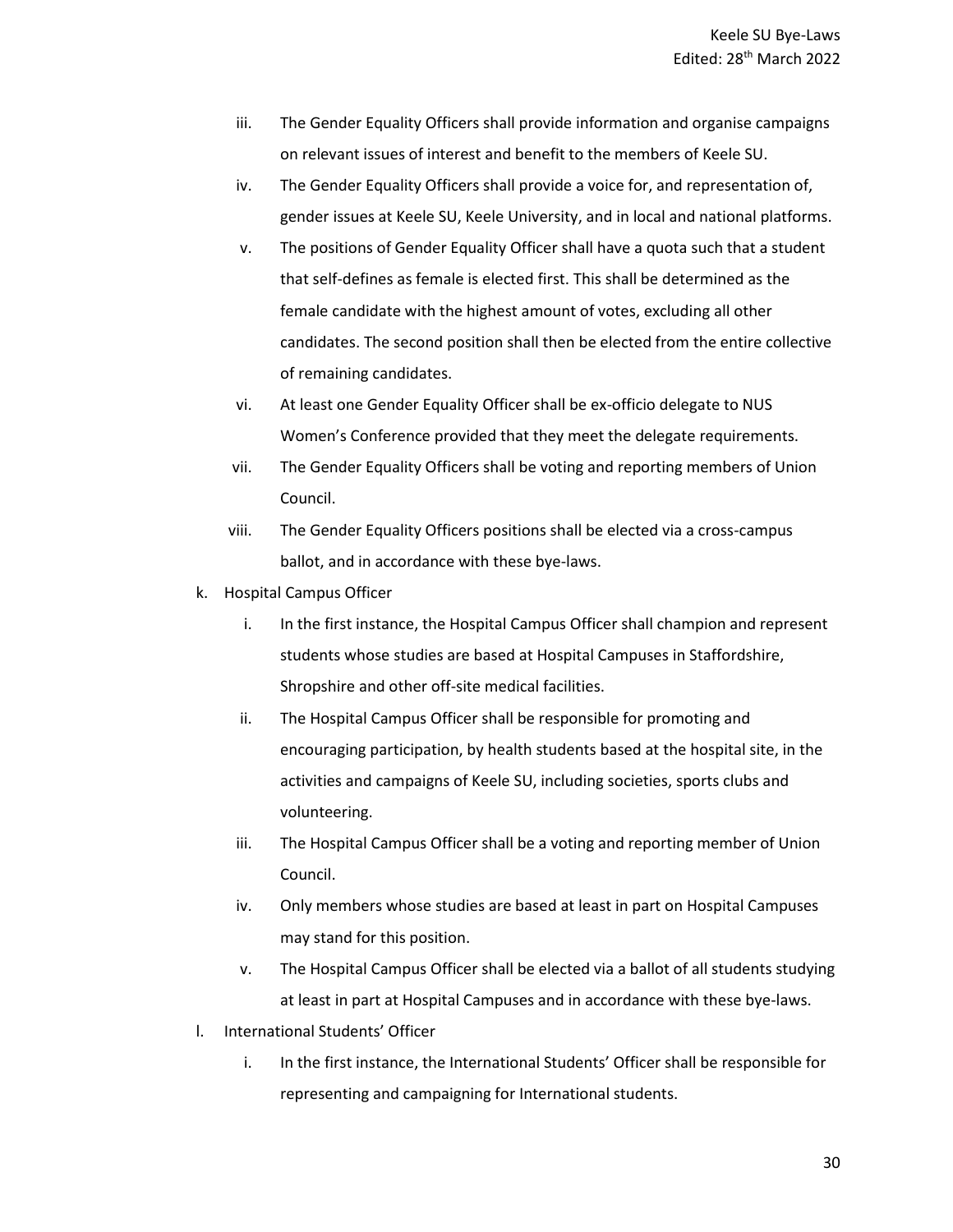iii. The Gender Equality Officers shall provide information and organise campaigns on relevant issues of interest and benefit to the members of Keele SU.

iv. The Gender Equality Officers shall provide a voice for, and representation of, gender issues at Keele SU, Keele University, and in local and national platforms.

v. The positions of Gender Equality Officer shall have a quota such that a student that self-defines as female is elected first. This shall be determined as the female candidate with the highest amount of votes, excluding all other candidates. The second position shall then be elected from the entire collective of remaining candidates.

vi. At least one Gender Equality Officer shall be ex-officio delegate to NUS Women's Conference provided that they meet the delegate requirements.

vii. The Gender Equality Officers shall be voting and reporting members of Union Council.

viii. The Gender Equality Officers positions shall be elected via a cross-campus ballot, and in accordance with these bye-laws.

k. Hospital Campus Officer

i. In the first instance, the Hospital Campus Officer shall champion and represent students whose studies are based at Hospital Campuses in Staffordshire, Shropshire and other off-site medical facilities.

ii. The Hospital Campus Officer shall be responsible for promoting and encouraging participation, by health students based at the hospital site, in the activities and campaigns of Keele SU, including societies, sports clubs and volunteering.

iii. The Hospital Campus Officer shall be a voting and reporting member of Union Council.

iv. Only members whose studies are based at least in part on Hospital Campuses may stand for this position.

v. The Hospital Campus Officer shall be elected via a ballot of all students studying at least in part at Hospital Campuses and in accordance with these bye-laws.

l. International Students' Officer

i. In the first instance, the International Students' Officer shall be responsible for representing and campaigning for International students.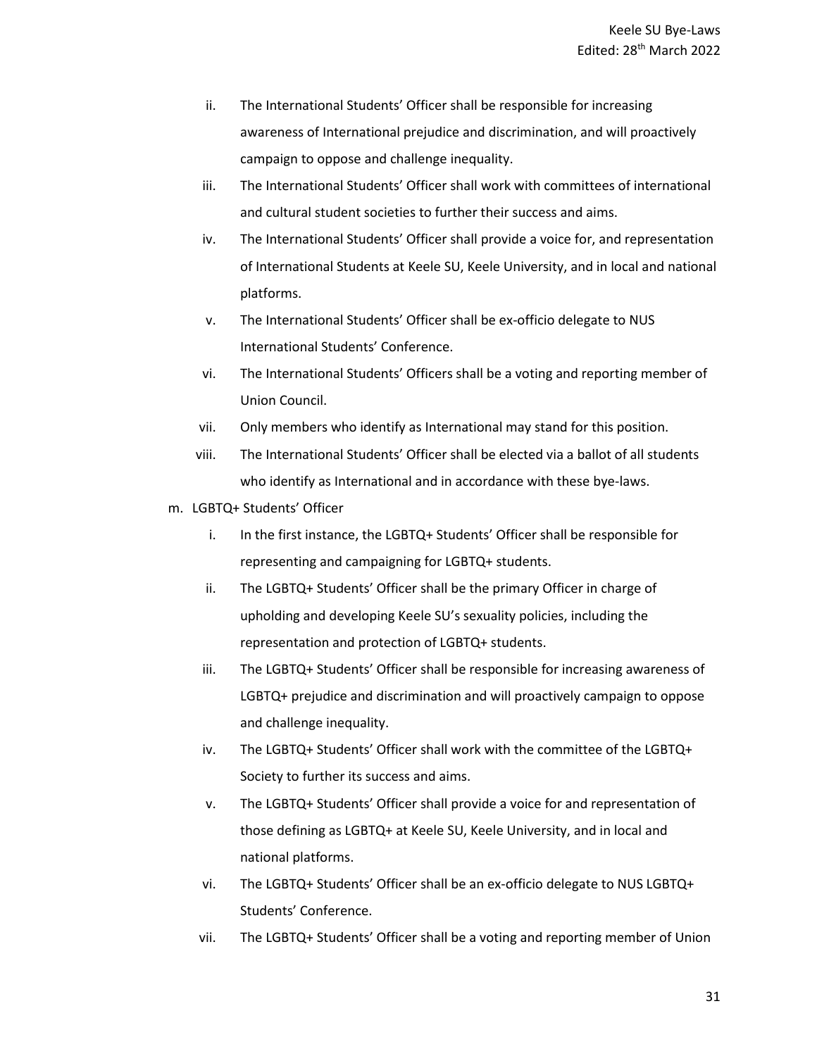ii. The International Students' Officer shall be responsible for increasing awareness of International prejudice and discrimination, and will proactively campaign to oppose and challenge inequality.

iii. The International Students' Officer shall work with committees of international and cultural student societies to further their success and aims.

iv. The International Students' Officer shall provide a voice for, and representation of International Students at Keele SU, Keele University, and in local and national platforms.

v. The International Students' Officer shall be ex-officio delegate to NUS International Students' Conference.

vi. The International Students' Officers shall be a voting and reporting member of Union Council.

vii. Only members who identify as International may stand for this position.

viii. The International Students' Officer shall be elected via a ballot of all students who identify as International and in accordance with these bye-laws.

m. LGBTQ+ Students' Officer

i. In the first instance, the LGBTQ+ Students' Officer shall be responsible for representing and campaigning for LGBTQ+ students.

ii. The LGBTQ+ Students' Officer shall be the primary Officer in charge of upholding and developing Keele SU's sexuality policies, including the representation and protection of LGBTQ+ students.

iii. The LGBTQ+ Students' Officer shall be responsible for increasing awareness of LGBTQ+ prejudice and discrimination and will proactively campaign to oppose and challenge inequality.

iv. The LGBTQ+ Students' Officer shall work with the committee of the LGBTQ+ Society to further its success and aims.

v. The LGBTQ+ Students' Officer shall provide a voice for and representation of those defining as LGBTQ+ at Keele SU, Keele University, and in local and national platforms.

vi. The LGBTQ+ Students' Officer shall be an ex-officio delegate to NUS LGBTQ+ Students' Conference.

vii. The LGBTQ+ Students' Officer shall be a voting and reporting member of Union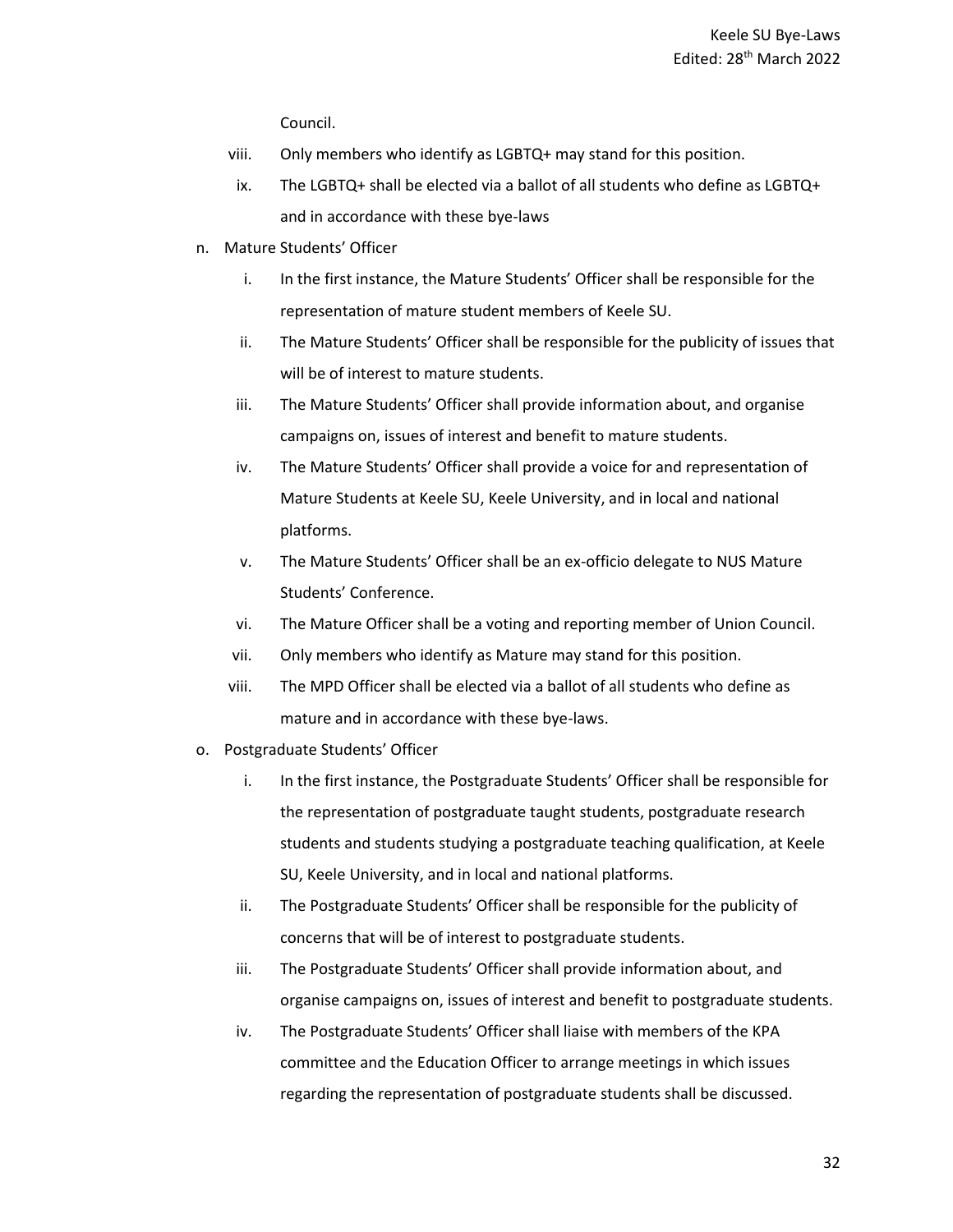Council.

viii. Only members who identify as LGBTQ+ may stand for this position.

ix. The LGBTQ+ shall be elected via a ballot of all students who define as LGBTQ+ and in accordance with these bye-laws

n. Mature Students' Officer

   i. In the first instance, the Mature Students' Officer shall be responsible for the representation of mature student members of Keele SU.

   ii. The Mature Students' Officer shall be responsible for the publicity of issues that will be of interest to mature students.

   iii. The Mature Students' Officer shall provide information about, and organise campaigns on, issues of interest and benefit to mature students.

   iv. The Mature Students' Officer shall provide a voice for and representation of Mature Students at Keele SU, Keele University, and in local and national platforms.

   v. The Mature Students' Officer shall be an ex-officio delegate to NUS Mature Students' Conference.

   vi. The Mature Officer shall be a voting and reporting member of Union Council.

   vii. Only members who identify as Mature may stand for this position.

   viii. The MPD Officer shall be elected via a ballot of all students who define as mature and in accordance with these bye-laws.

o. Postgraduate Students' Officer

   i. In the first instance, the Postgraduate Students' Officer shall be responsible for the representation of postgraduate taught students, postgraduate research students and students studying a postgraduate teaching qualification, at Keele SU, Keele University, and in local and national platforms.

   ii. The Postgraduate Students' Officer shall be responsible for the publicity of concerns that will be of interest to postgraduate students.

   iii. The Postgraduate Students' Officer shall provide information about, and organise campaigns on, issues of interest and benefit to postgraduate students.

   iv. The Postgraduate Students' Officer shall liaise with members of the KPA committee and the Education Officer to arrange meetings in which issues regarding the representation of postgraduate students shall be discussed.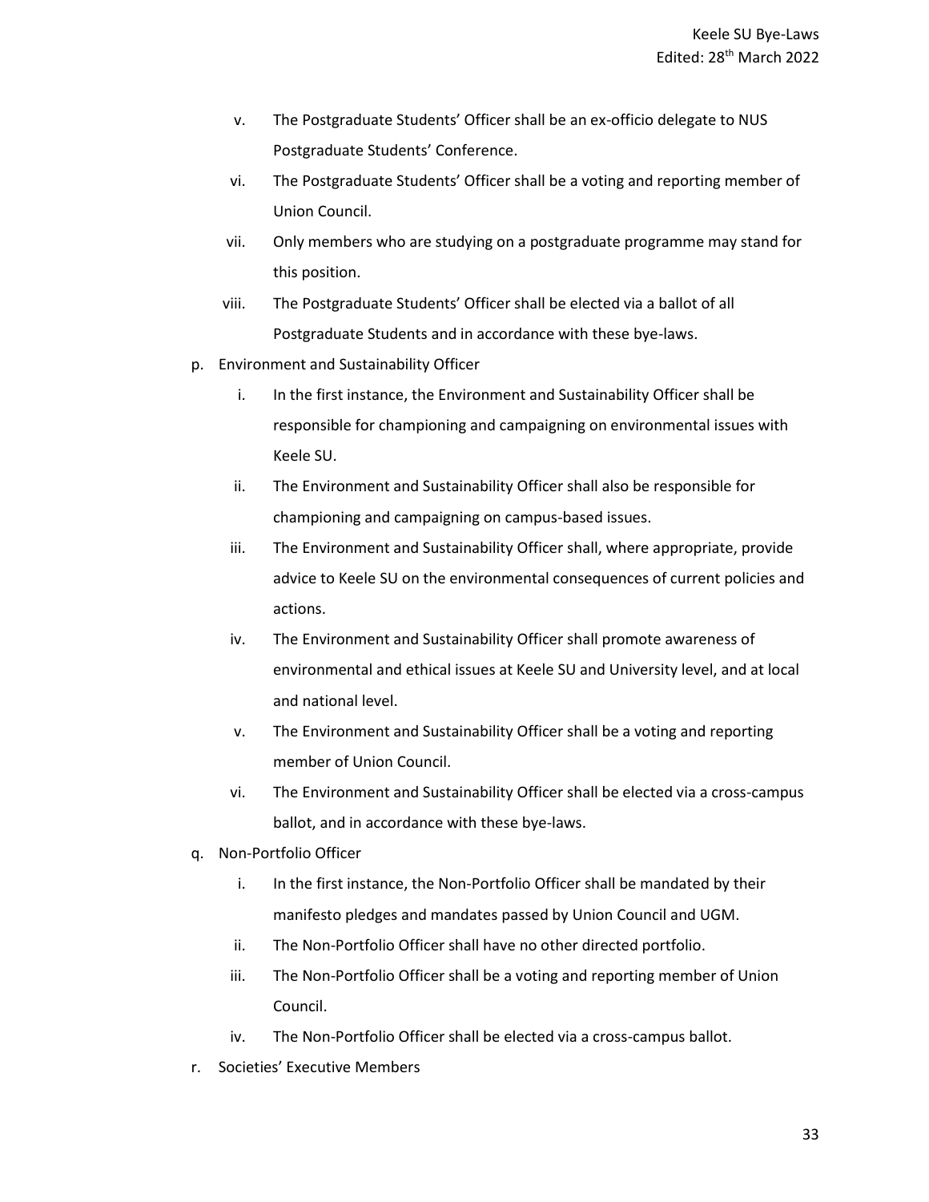v. The Postgraduate Students' Officer shall be an ex-officio delegate to NUS Postgraduate Students' Conference.

vi. The Postgraduate Students' Officer shall be a voting and reporting member of Union Council.

vii. Only members who are studying on a postgraduate programme may stand for this position.

viii. The Postgraduate Students' Officer shall be elected via a ballot of all Postgraduate Students and in accordance with these bye-laws.

p. Environment and Sustainability Officer

   i. In the first instance, the Environment and Sustainability Officer shall be responsible for championing and campaigning on environmental issues with Keele SU.

   ii. The Environment and Sustainability Officer shall also be responsible for championing and campaigning on campus-based issues.

   iii. The Environment and Sustainability Officer shall, where appropriate, provide advice to Keele SU on the environmental consequences of current policies and actions.

   iv. The Environment and Sustainability Officer shall promote awareness of environmental and ethical issues at Keele SU and University level, and at local and national level.

   v. The Environment and Sustainability Officer shall be a voting and reporting member of Union Council.

   vi. The Environment and Sustainability Officer shall be elected via a cross-campus ballot, and in accordance with these bye-laws.

q. Non-Portfolio Officer

   i. In the first instance, the Non-Portfolio Officer shall be mandated by their manifesto pledges and mandates passed by Union Council and UGM.

   ii. The Non-Portfolio Officer shall have no other directed portfolio.

   iii. The Non-Portfolio Officer shall be a voting and reporting member of Union Council.

   iv. The Non-Portfolio Officer shall be elected via a cross-campus ballot.

r. Societies' Executive Members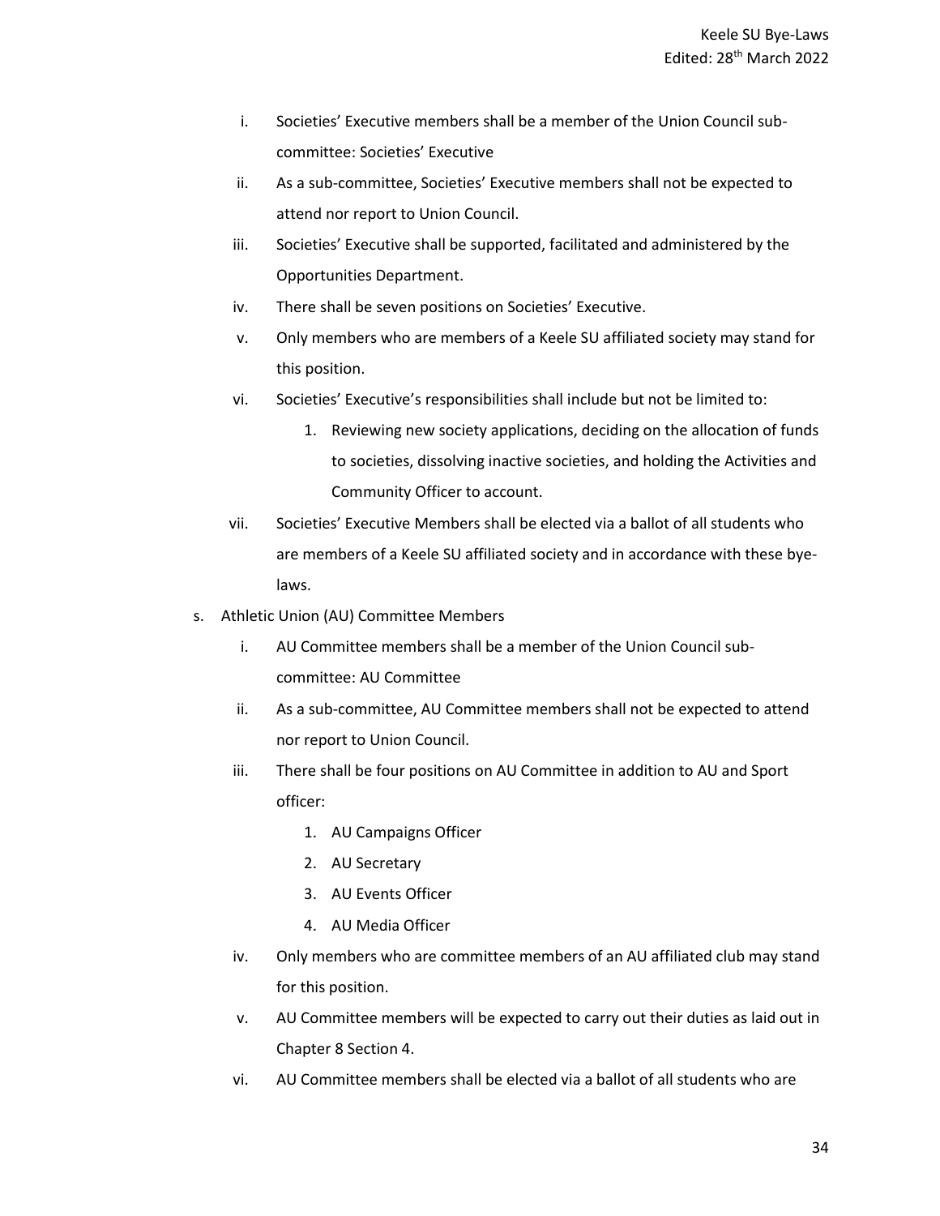i. Societies' Executive members shall be a member of the Union Council sub-committee: Societies' Executive
ii. As a sub-committee, Societies' Executive members shall not be expected to attend nor report to Union Council.
iii. Societies' Executive shall be supported, facilitated and administered by the Opportunities Department.
iv. There shall be seven positions on Societies' Executive.
v. Only members who are members of a Keele SU affiliated society may stand for this position.
vi. Societies' Executive's responsibilities shall include but not be limited to:
    1. Reviewing new society applications, deciding on the allocation of funds to societies, dissolving inactive societies, and holding the Activities and Community Officer to account.
vii. Societies' Executive Members shall be elected via a ballot of all students who are members of a Keele SU affiliated society and in accordance with these bye-laws.

s. Athletic Union (AU) Committee Members
    i. AU Committee members shall be a member of the Union Council sub-committee: AU Committee
    ii. As a sub-committee, AU Committee members shall not be expected to attend nor report to Union Council.
    iii. There shall be four positions on AU Committee in addition to AU and Sport officer:
        1. AU Campaigns Officer
        2. AU Secretary
        3. AU Events Officer
        4. AU Media Officer
    iv. Only members who are committee members of an AU affiliated club may stand for this position.
    v. AU Committee members will be expected to carry out their duties as laid out in Chapter 8 Section 4.
    vi. AU Committee members shall be elected via a ballot of all students who are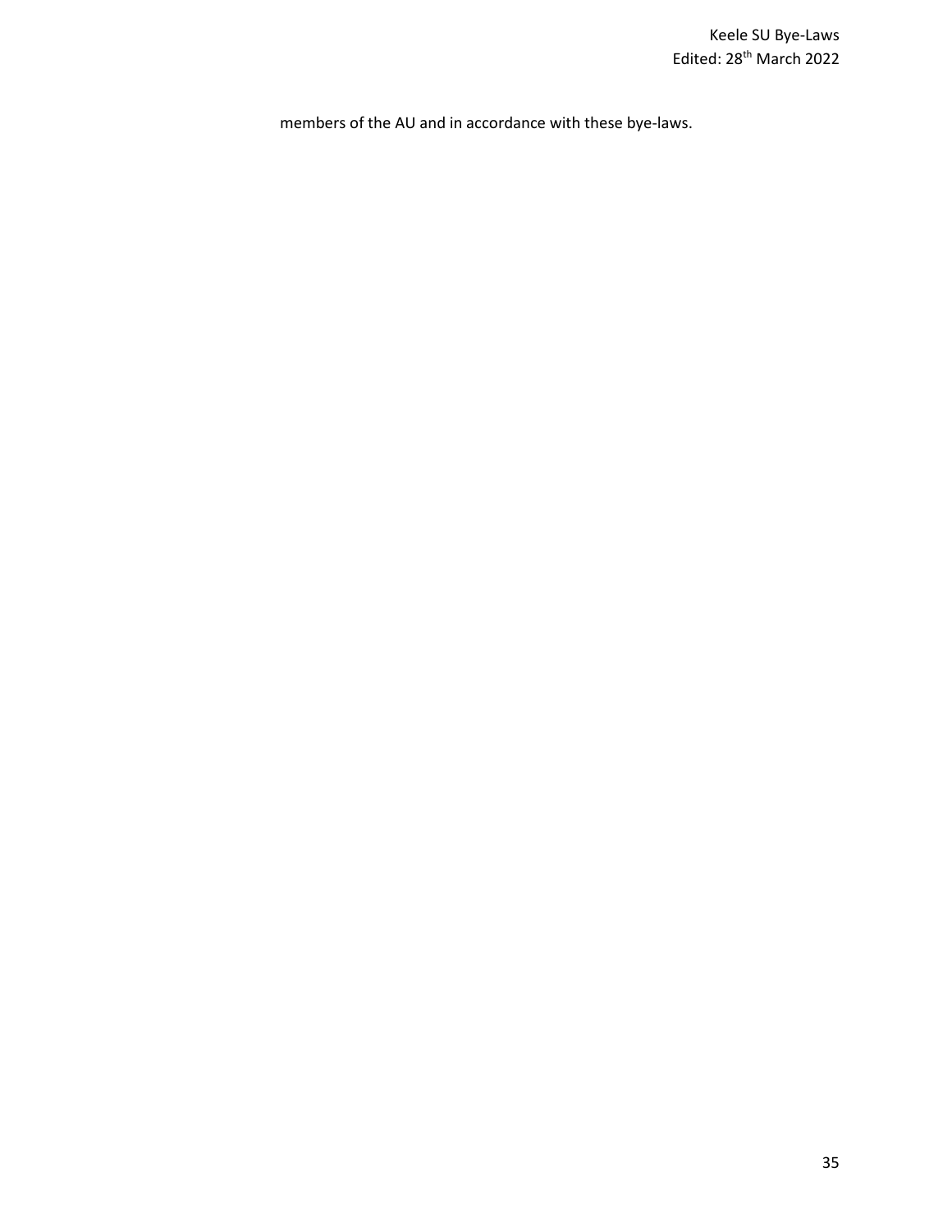members of the AU and in accordance with these bye-laws.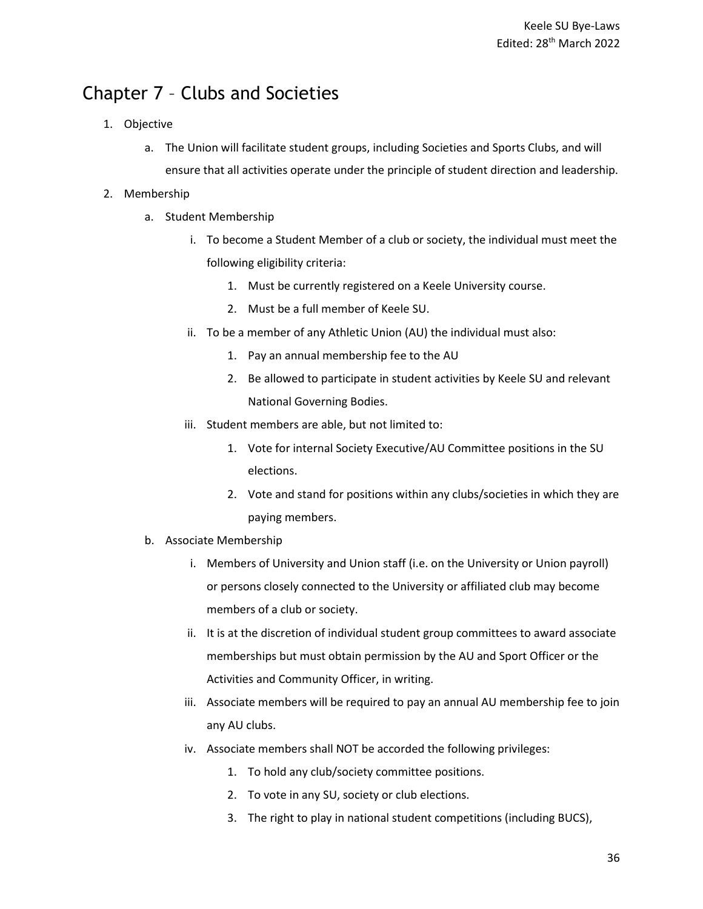# Chapter 7 – Clubs and Societies

1. Objective
    a. The Union will facilitate student groups, including Societies and Sports Clubs, and will ensure that all activities operate under the principle of student direction and leadership.
2. Membership
    a. Student Membership
        i. To become a Student Member of a club or society, the individual must meet the following eligibility criteria:
            1. Must be currently registered on a Keele University course.
            2. Must be a full member of Keele SU.
        ii. To be a member of any Athletic Union (AU) the individual must also:
            1. Pay an annual membership fee to the AU
            2. Be allowed to participate in student activities by Keele SU and relevant National Governing Bodies.
        iii. Student members are able, but not limited to:
            1. Vote for internal Society Executive/AU Committee positions in the SU elections.
            2. Vote and stand for positions within any clubs/societies in which they are paying members.
    b. Associate Membership
        i. Members of University and Union staff (i.e. on the University or Union payroll) or persons closely connected to the University or affiliated club may become members of a club or society.
        ii. It is at the discretion of individual student group committees to award associate memberships but must obtain permission by the AU and Sport Officer or the Activities and Community Officer, in writing.
        iii. Associate members will be required to pay an annual AU membership fee to join any AU clubs.
        iv. Associate members shall NOT be accorded the following privileges:
            1. To hold any club/society committee positions.
            2. To vote in any SU, society or club elections.
            3. The right to play in national student competitions (including BUCS),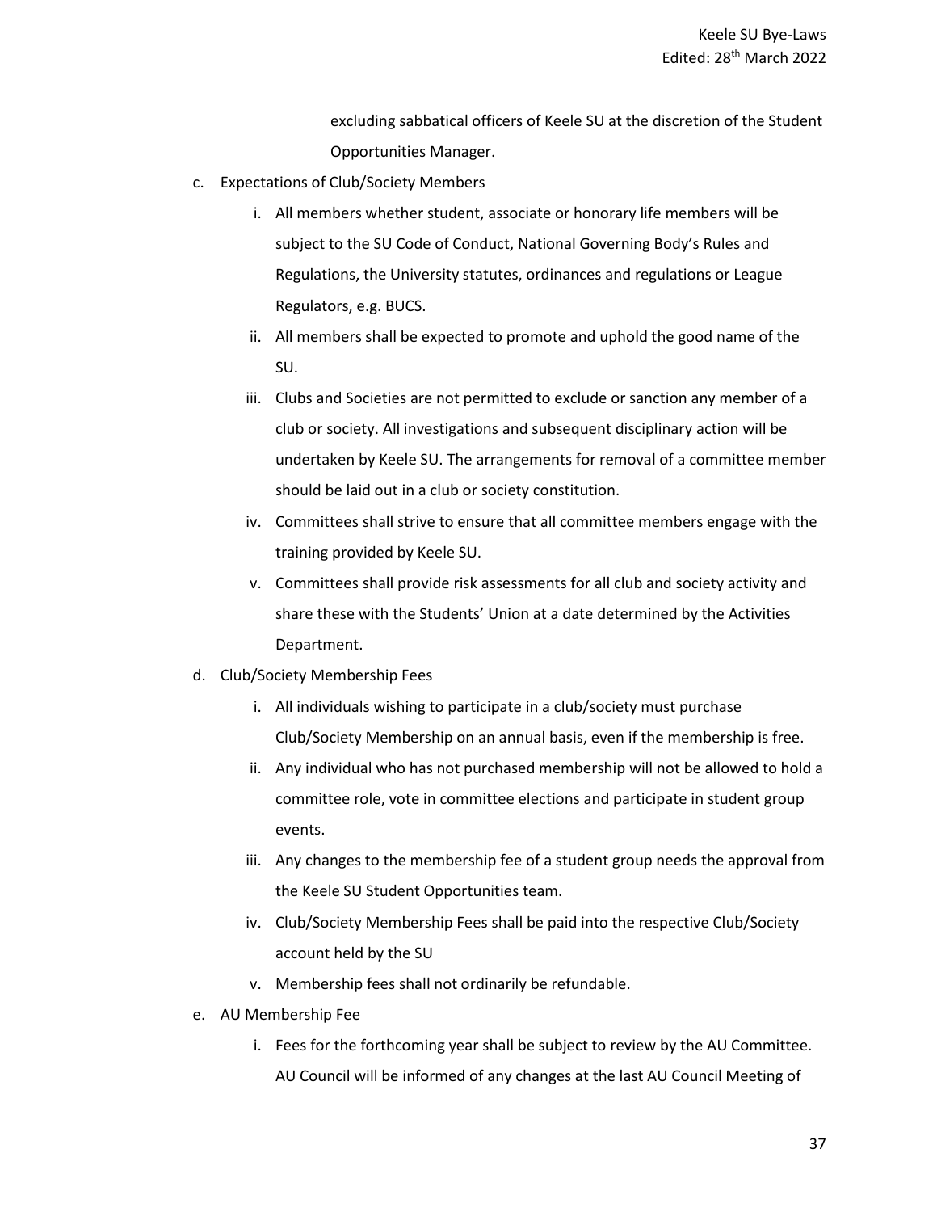excluding sabbatical officers of Keele SU at the discretion of the Student Opportunities Manager.

c. Expectations of Club/Society Members
   i. All members whether student, associate or honorary life members will be subject to the SU Code of Conduct, National Governing Body's Rules and Regulations, the University statutes, ordinances and regulations or League Regulators, e.g. BUCS.
   ii. All members shall be expected to promote and uphold the good name of the SU.
   iii. Clubs and Societies are not permitted to exclude or sanction any member of a club or society. All investigations and subsequent disciplinary action will be undertaken by Keele SU. The arrangements for removal of a committee member should be laid out in a club or society constitution.
   iv. Committees shall strive to ensure that all committee members engage with the training provided by Keele SU.
   v. Committees shall provide risk assessments for all club and society activity and share these with the Students' Union at a date determined by the Activities Department.

d. Club/Society Membership Fees
   i. All individuals wishing to participate in a club/society must purchase Club/Society Membership on an annual basis, even if the membership is free.
   ii. Any individual who has not purchased membership will not be allowed to hold a committee role, vote in committee elections and participate in student group events.
   iii. Any changes to the membership fee of a student group needs the approval from the Keele SU Student Opportunities team.
   iv. Club/Society Membership Fees shall be paid into the respective Club/Society account held by the SU
   v. Membership fees shall not ordinarily be refundable.

e. AU Membership Fee
   i. Fees for the forthcoming year shall be subject to review by the AU Committee. AU Council will be informed of any changes at the last AU Council Meeting of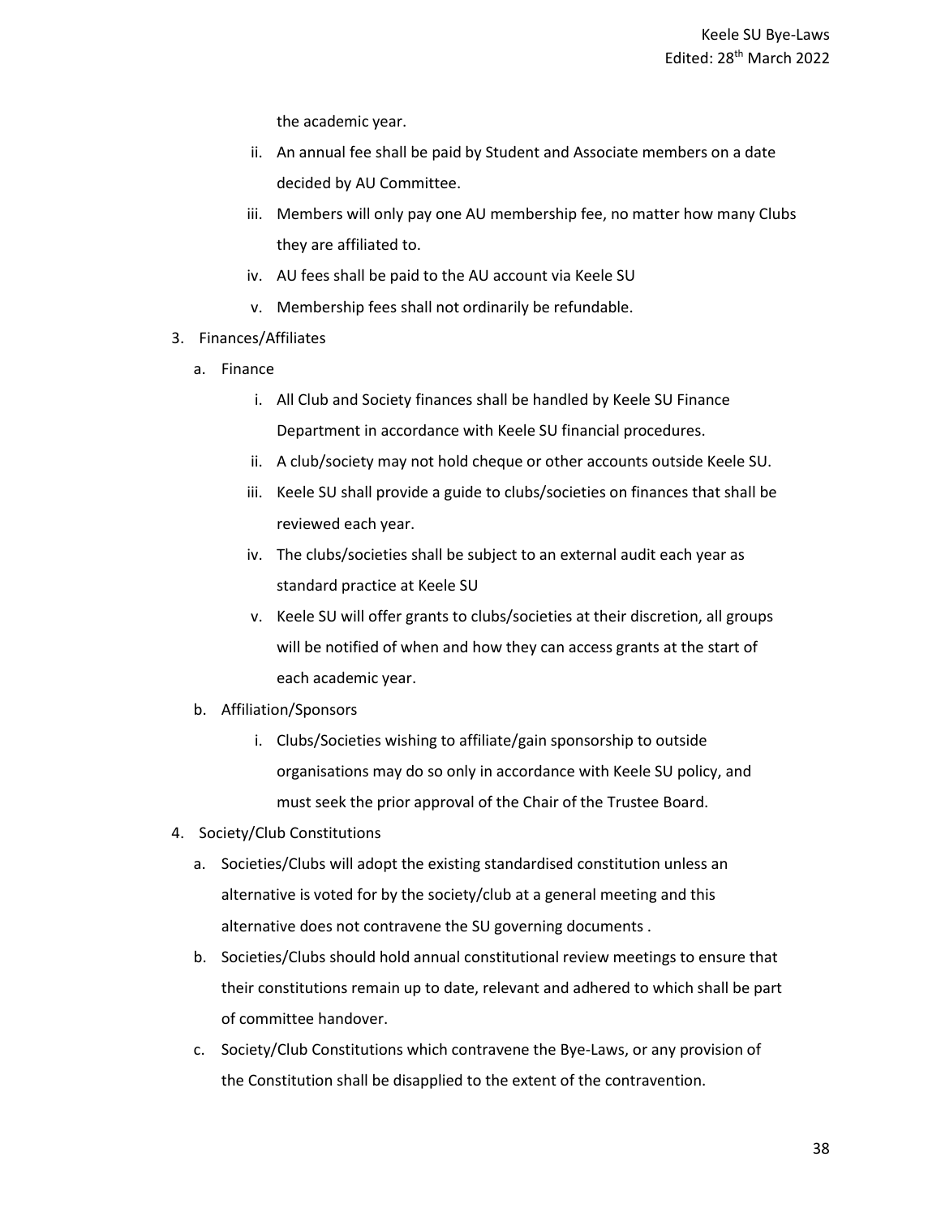the academic year.

ii. An annual fee shall be paid by Student and Associate members on a date decided by AU Committee.

iii. Members will only pay one AU membership fee, no matter how many Clubs they are affiliated to.

iv. AU fees shall be paid to the AU account via Keele SU

v. Membership fees shall not ordinarily be refundable.

3. Finances/Affiliates

   a. Finance

      i. All Club and Society finances shall be handled by Keele SU Finance Department in accordance with Keele SU financial procedures.

      ii. A club/society may not hold cheque or other accounts outside Keele SU.

      iii. Keele SU shall provide a guide to clubs/societies on finances that shall be reviewed each year.

      iv. The clubs/societies shall be subject to an external audit each year as standard practice at Keele SU

      v. Keele SU will offer grants to clubs/societies at their discretion, all groups will be notified of when and how they can access grants at the start of each academic year.

   b. Affiliation/Sponsors

      i. Clubs/Societies wishing to affiliate/gain sponsorship to outside organisations may do so only in accordance with Keele SU policy, and must seek the prior approval of the Chair of the Trustee Board.

4. Society/Club Constitutions

   a. Societies/Clubs will adopt the existing standardised constitution unless an alternative is voted for by the society/club at a general meeting and this alternative does not contravene the SU governing documents .

   b. Societies/Clubs should hold annual constitutional review meetings to ensure that their constitutions remain up to date, relevant and adhered to which shall be part of committee handover.

   c. Society/Club Constitutions which contravene the Bye-Laws, or any provision of the Constitution shall be disapplied to the extent of the contravention.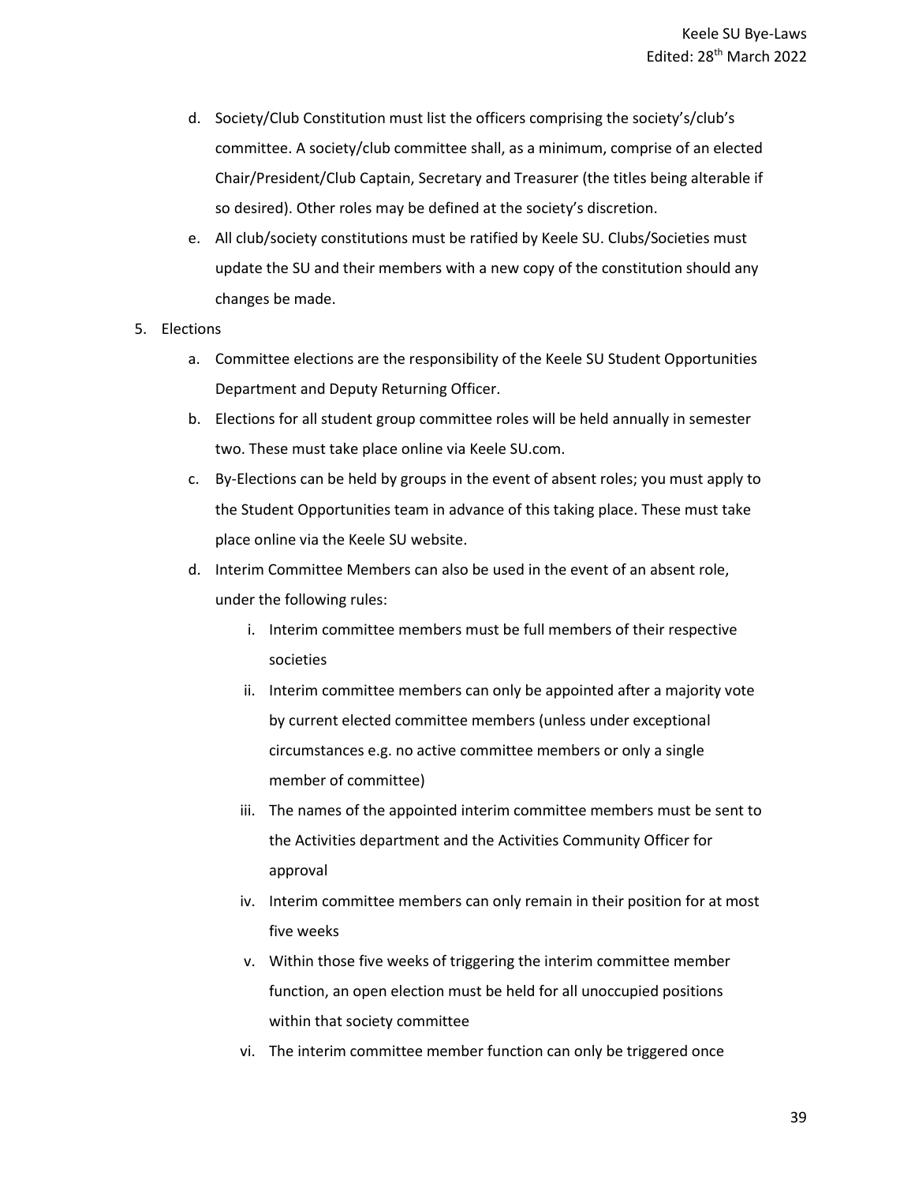d. Society/Club Constitution must list the officers comprising the society's/club's committee. A society/club committee shall, as a minimum, comprise of an elected Chair/President/Club Captain, Secretary and Treasurer (the titles being alterable if so desired). Other roles may be defined at the society's discretion.

e. All club/society constitutions must be ratified by Keele SU. Clubs/Societies must update the SU and their members with a new copy of the constitution should any changes be made.

5. Elections
   a. Committee elections are the responsibility of the Keele SU Student Opportunities Department and Deputy Returning Officer.
   b. Elections for all student group committee roles will be held annually in semester two. These must take place online via Keele SU.com.
   c. By-Elections can be held by groups in the event of absent roles; you must apply to the Student Opportunities team in advance of this taking place. These must take place online via the Keele SU website.
   d. Interim Committee Members can also be used in the event of an absent role, under the following rules:
      i. Interim committee members must be full members of their respective societies
      ii. Interim committee members can only be appointed after a majority vote by current elected committee members (unless under exceptional circumstances e.g. no active committee members or only a single member of committee)
      iii. The names of the appointed interim committee members must be sent to the Activities department and the Activities Community Officer for approval
      iv. Interim committee members can only remain in their position for at most five weeks
      v. Within those five weeks of triggering the interim committee member function, an open election must be held for all unoccupied positions within that society committee
      vi. The interim committee member function can only be triggered once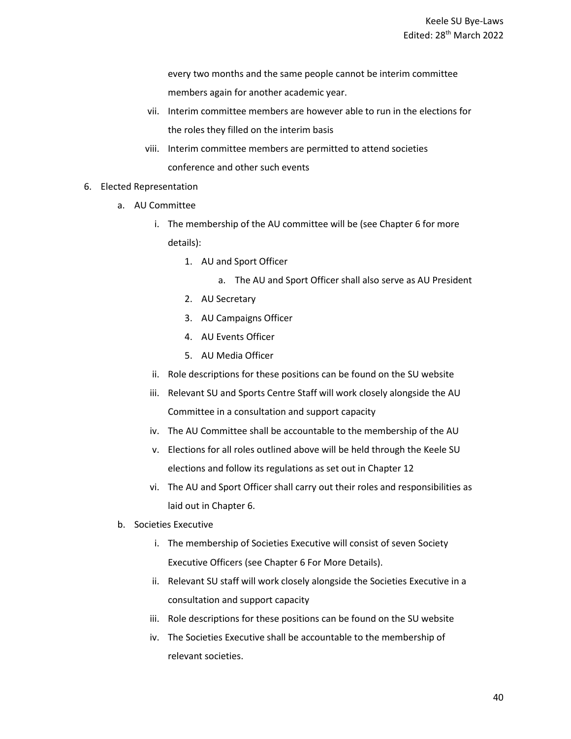every two months and the same people cannot be interim committee members again for another academic year.

vii. Interim committee members are however able to run in the elections for the roles they filled on the interim basis

viii. Interim committee members are permitted to attend societies conference and other such events

6. Elected Representation
    a. AU Committee
        i. The membership of the AU committee will be (see Chapter 6 for more details):
            1. AU and Sport Officer
                a. The AU and Sport Officer shall also serve as AU President
            2. AU Secretary
            3. AU Campaigns Officer
            4. AU Events Officer
            5. AU Media Officer
        ii. Role descriptions for these positions can be found on the SU website
        iii. Relevant SU and Sports Centre Staff will work closely alongside the AU Committee in a consultation and support capacity
        iv. The AU Committee shall be accountable to the membership of the AU
        v. Elections for all roles outlined above will be held through the Keele SU elections and follow its regulations as set out in Chapter 12
        vi. The AU and Sport Officer shall carry out their roles and responsibilities as laid out in Chapter 6.
    b. Societies Executive
        i. The membership of Societies Executive will consist of seven Society Executive Officers (see Chapter 6 For More Details).
        ii. Relevant SU staff will work closely alongside the Societies Executive in a consultation and support capacity
        iii. Role descriptions for these positions can be found on the SU website
        iv. The Societies Executive shall be accountable to the membership of relevant societies.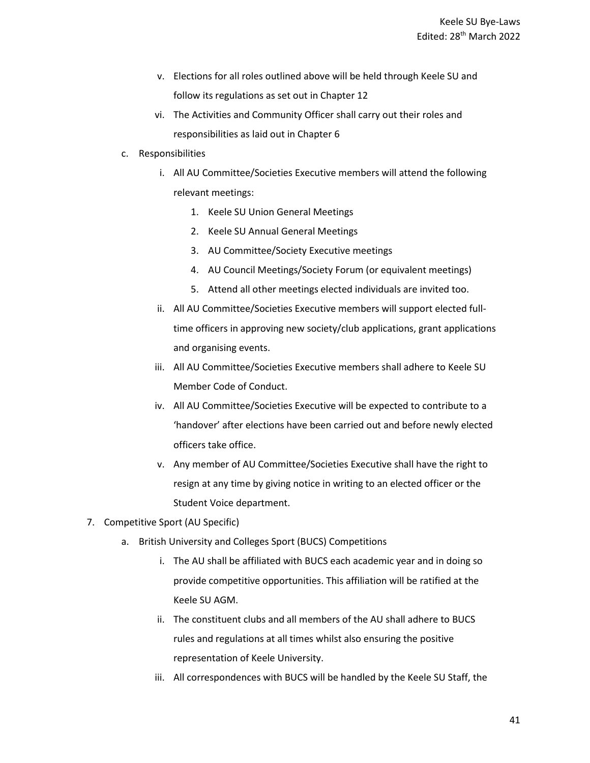v. Elections for all roles outlined above will be held through Keele SU and follow its regulations as set out in Chapter 12

vi. The Activities and Community Officer shall carry out their roles and responsibilities as laid out in Chapter 6

c. Responsibilities

   i. All AU Committee/Societies Executive members will attend the following relevant meetings:

      1. Keele SU Union General Meetings
      2. Keele SU Annual General Meetings
      3. AU Committee/Society Executive meetings
      4. AU Council Meetings/Society Forum (or equivalent meetings)
      5. Attend all other meetings elected individuals are invited too.

   ii. All AU Committee/Societies Executive members will support elected full-time officers in approving new society/club applications, grant applications and organising events.

   iii. All AU Committee/Societies Executive members shall adhere to Keele SU Member Code of Conduct.

   iv. All AU Committee/Societies Executive will be expected to contribute to a 'handover' after elections have been carried out and before newly elected officers take office.

   v. Any member of AU Committee/Societies Executive shall have the right to resign at any time by giving notice in writing to an elected officer or the Student Voice department.

7. Competitive Sport (AU Specific)

   a. British University and Colleges Sport (BUCS) Competitions

      i. The AU shall be affiliated with BUCS each academic year and in doing so provide competitive opportunities. This affiliation will be ratified at the Keele SU AGM.

      ii. The constituent clubs and all members of the AU shall adhere to BUCS rules and regulations at all times whilst also ensuring the positive representation of Keele University.

      iii. All correspondences with BUCS will be handled by the Keele SU Staff, the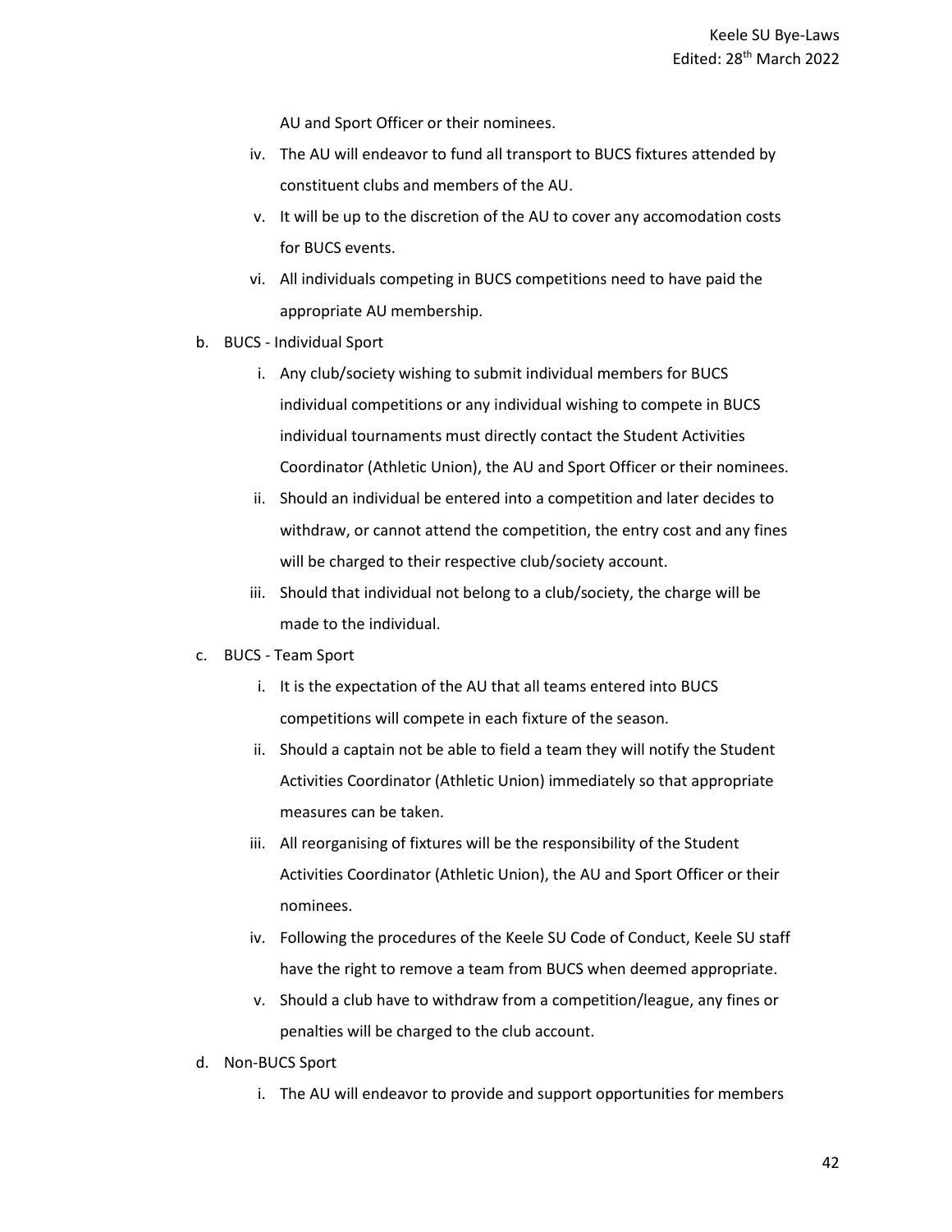AU and Sport Officer or their nominees.

iv. The AU will endeavor to fund all transport to BUCS fixtures attended by constituent clubs and members of the AU.

v. It will be up to the discretion of the AU to cover any accomodation costs for BUCS events.

vi. All individuals competing in BUCS competitions need to have paid the appropriate AU membership.

b. BUCS - Individual Sport

   i. Any club/society wishing to submit individual members for BUCS individual competitions or any individual wishing to compete in BUCS individual tournaments must directly contact the Student Activities Coordinator (Athletic Union), the AU and Sport Officer or their nominees.

   ii. Should an individual be entered into a competition and later decides to withdraw, or cannot attend the competition, the entry cost and any fines will be charged to their respective club/society account.

   iii. Should that individual not belong to a club/society, the charge will be made to the individual.

c. BUCS - Team Sport

   i. It is the expectation of the AU that all teams entered into BUCS competitions will compete in each fixture of the season.

   ii. Should a captain not be able to field a team they will notify the Student Activities Coordinator (Athletic Union) immediately so that appropriate measures can be taken.

   iii. All reorganising of fixtures will be the responsibility of the Student Activities Coordinator (Athletic Union), the AU and Sport Officer or their nominees.

   iv. Following the procedures of the Keele SU Code of Conduct, Keele SU staff have the right to remove a team from BUCS when deemed appropriate.

   v. Should a club have to withdraw from a competition/league, any fines or penalties will be charged to the club account.

d. Non-BUCS Sport

   i. The AU will endeavor to provide and support opportunities for members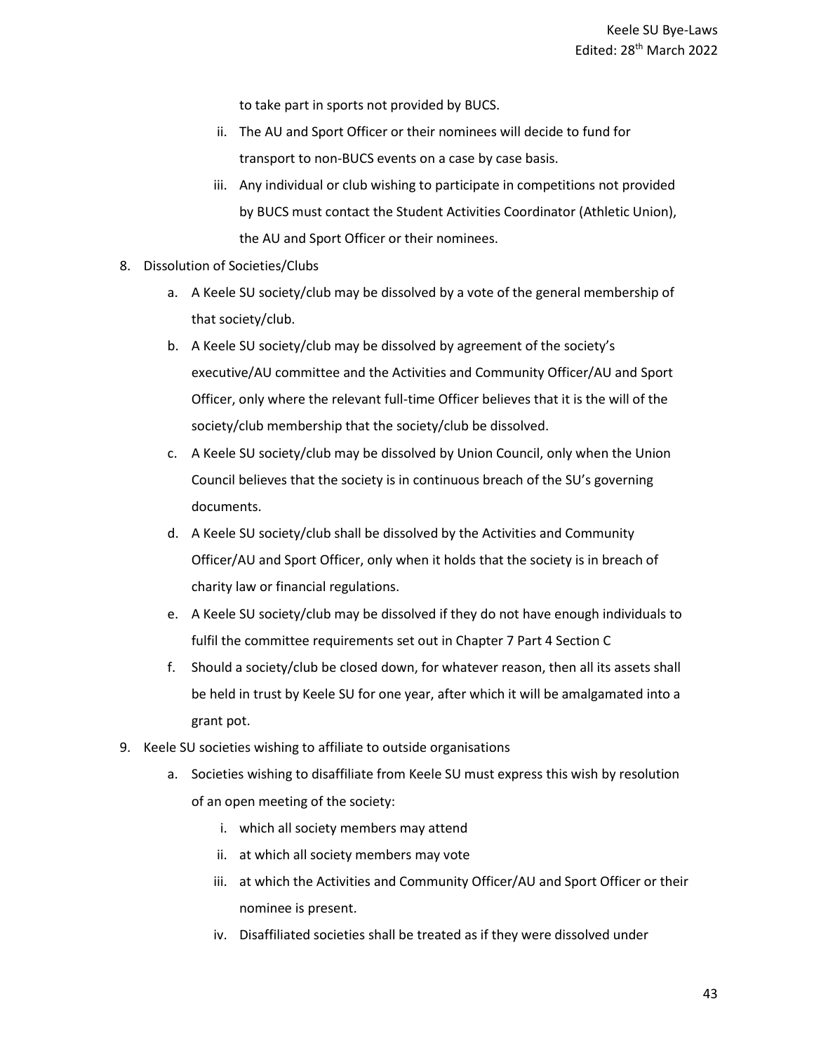to take part in sports not provided by BUCS.

   ii. The AU and Sport Officer or their nominees will decide to fund for transport to non-BUCS events on a case by case basis.
   iii. Any individual or club wishing to participate in competitions not provided by BUCS must contact the Student Activities Coordinator (Athletic Union), the AU and Sport Officer or their nominees.

8. Dissolution of Societies/Clubs
   a. A Keele SU society/club may be dissolved by a vote of the general membership of that society/club.
   b. A Keele SU society/club may be dissolved by agreement of the society's executive/AU committee and the Activities and Community Officer/AU and Sport Officer, only where the relevant full-time Officer believes that it is the will of the society/club membership that the society/club be dissolved.
   c. A Keele SU society/club may be dissolved by Union Council, only when the Union Council believes that the society is in continuous breach of the SU's governing documents.
   d. A Keele SU society/club shall be dissolved by the Activities and Community Officer/AU and Sport Officer, only when it holds that the society is in breach of charity law or financial regulations.
   e. A Keele SU society/club may be dissolved if they do not have enough individuals to fulfil the committee requirements set out in Chapter 7 Part 4 Section C
   f. Should a society/club be closed down, for whatever reason, then all its assets shall be held in trust by Keele SU for one year, after which it will be amalgamated into a grant pot.
9. Keele SU societies wishing to affiliate to outside organisations
   a. Societies wishing to disaffiliate from Keele SU must express this wish by resolution of an open meeting of the society:
      i. which all society members may attend
      ii. at which all society members may vote
      iii. at which the Activities and Community Officer/AU and Sport Officer or their nominee is present.
      iv. Disaffiliated societies shall be treated as if they were dissolved under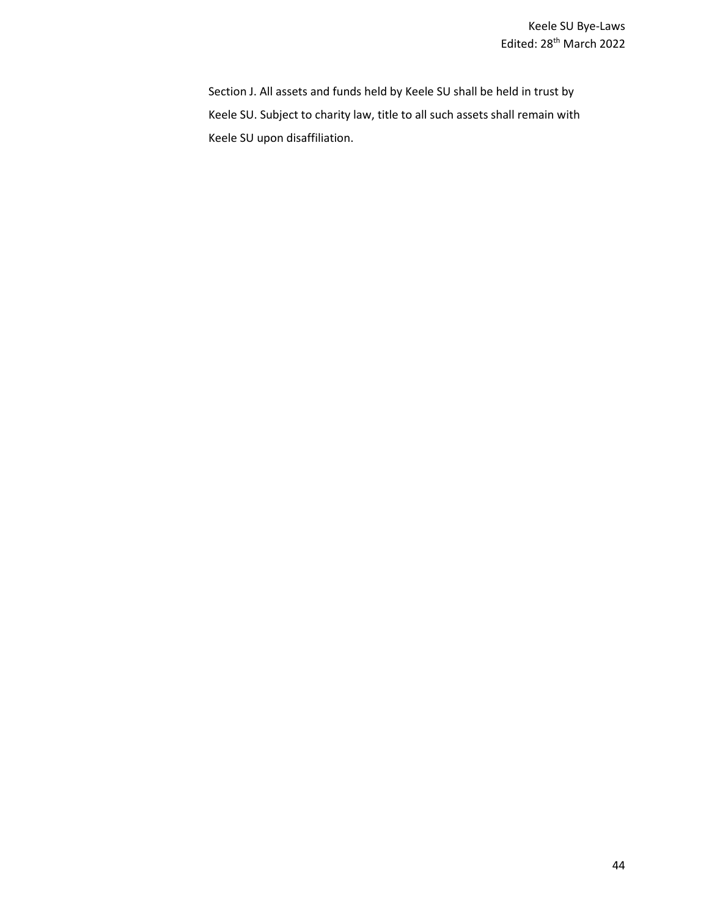Section J. All assets and funds held by Keele SU shall be held in trust by Keele SU. Subject to charity law, title to all such assets shall remain with Keele SU upon disaffiliation.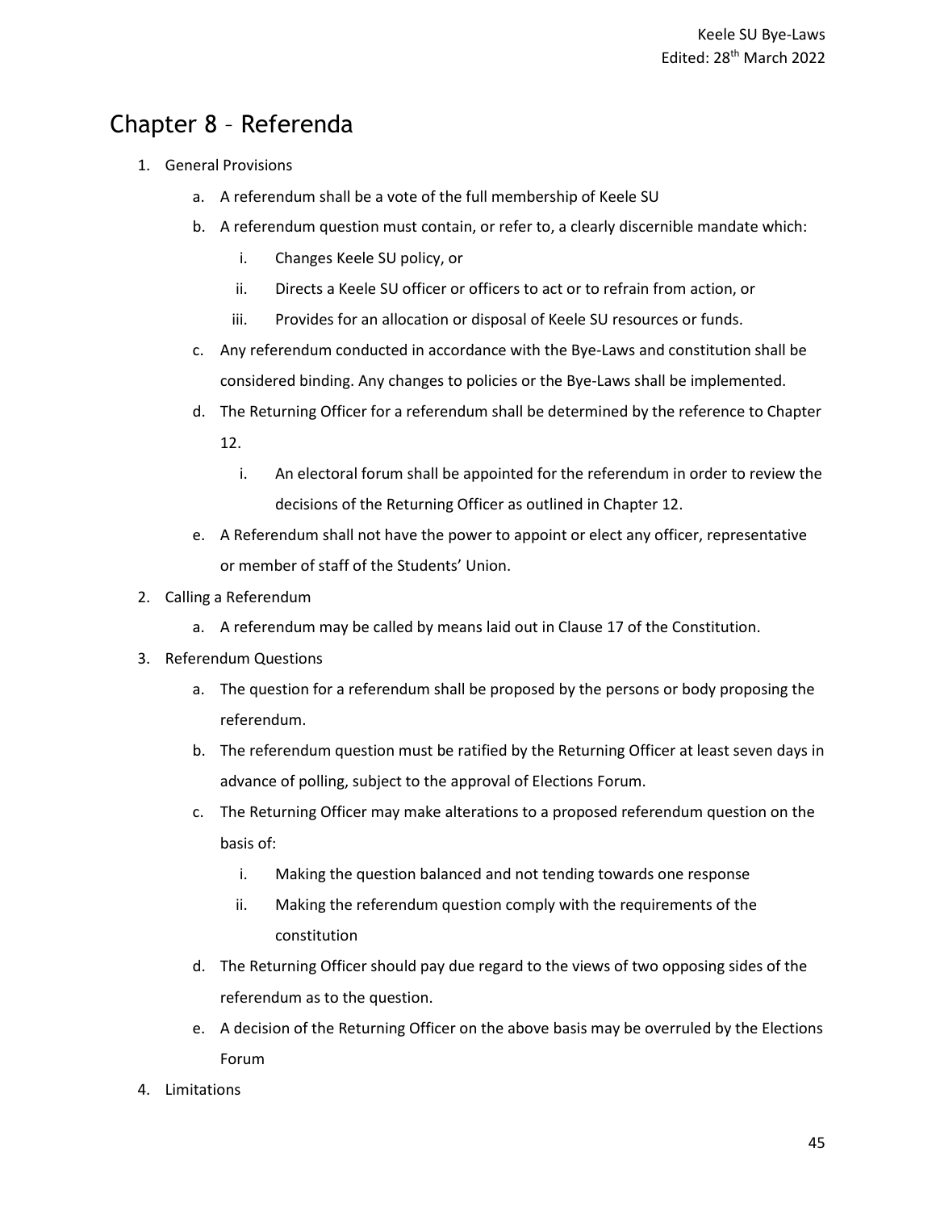# Chapter 8 – Referenda

1. General Provisions
    a. A referendum shall be a vote of the full membership of Keele SU
    b. A referendum question must contain, or refer to, a clearly discernible mandate which:
        i. Changes Keele SU policy, or
        ii. Directs a Keele SU officer or officers to act or to refrain from action, or
        iii. Provides for an allocation or disposal of Keele SU resources or funds.
    c. Any referendum conducted in accordance with the Bye-Laws and constitution shall be considered binding. Any changes to policies or the Bye-Laws shall be implemented.
    d. The Returning Officer for a referendum shall be determined by the reference to Chapter 12.
        i. An electoral forum shall be appointed for the referendum in order to review the decisions of the Returning Officer as outlined in Chapter 12.
    e. A Referendum shall not have the power to appoint or elect any officer, representative or member of staff of the Students' Union.
2. Calling a Referendum
    a. A referendum may be called by means laid out in Clause 17 of the Constitution.
3. Referendum Questions
    a. The question for a referendum shall be proposed by the persons or body proposing the referendum.
    b. The referendum question must be ratified by the Returning Officer at least seven days in advance of polling, subject to the approval of Elections Forum.
    c. The Returning Officer may make alterations to a proposed referendum question on the basis of:
        i. Making the question balanced and not tending towards one response
        ii. Making the referendum question comply with the requirements of the constitution
    d. The Returning Officer should pay due regard to the views of two opposing sides of the referendum as to the question.
    e. A decision of the Returning Officer on the above basis may be overruled by the Elections Forum
4. Limitations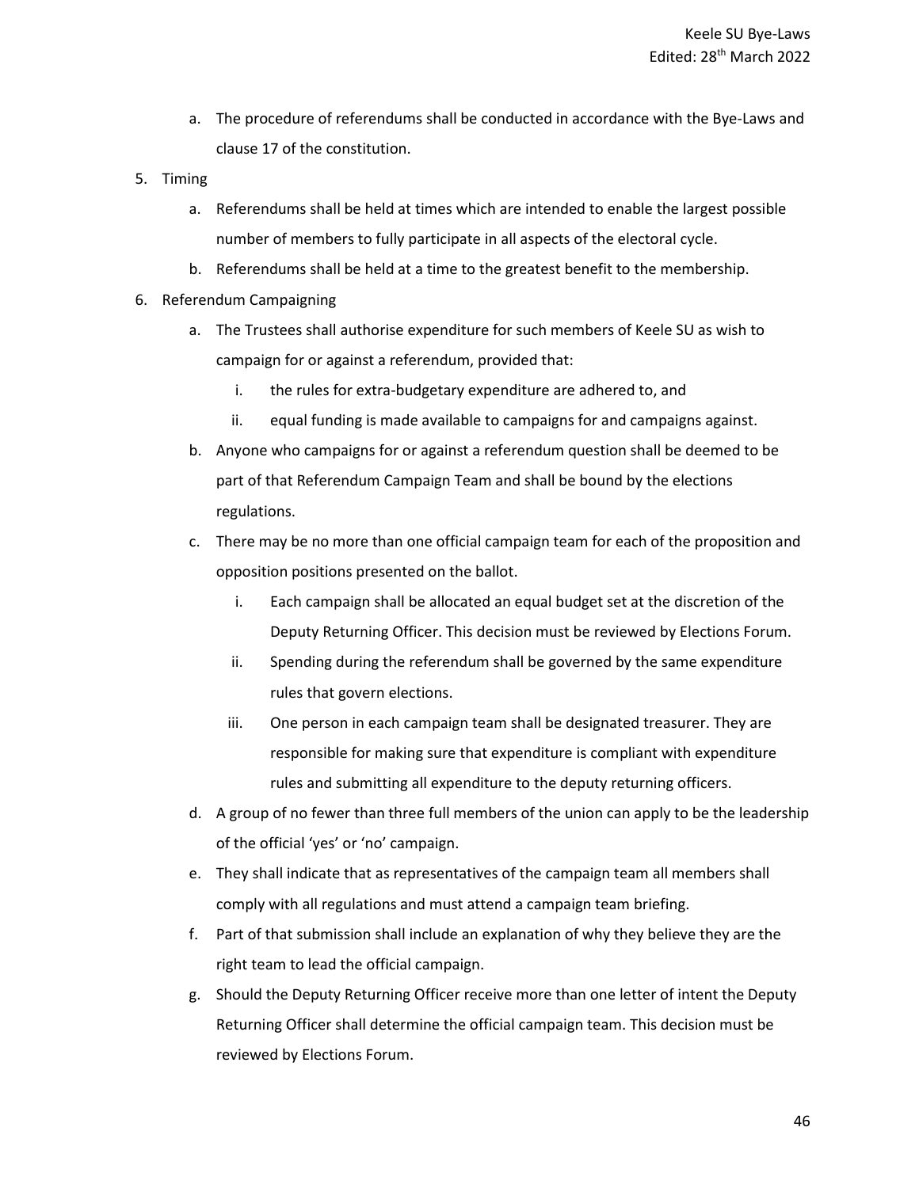a. The procedure of referendums shall be conducted in accordance with the Bye-Laws and clause 17 of the constitution.

5. Timing
   a. Referendums shall be held at times which are intended to enable the largest possible number of members to fully participate in all aspects of the electoral cycle.
   b. Referendums shall be held at a time to the greatest benefit to the membership.

6. Referendum Campaigning
   a. The Trustees shall authorise expenditure for such members of Keele SU as wish to campaign for or against a referendum, provided that:
      i. the rules for extra-budgetary expenditure are adhered to, and
      ii. equal funding is made available to campaigns for and campaigns against.
   b. Anyone who campaigns for or against a referendum question shall be deemed to be part of that Referendum Campaign Team and shall be bound by the elections regulations.
   c. There may be no more than one official campaign team for each of the proposition and opposition positions presented on the ballot.
      i. Each campaign shall be allocated an equal budget set at the discretion of the Deputy Returning Officer. This decision must be reviewed by Elections Forum.
      ii. Spending during the referendum shall be governed by the same expenditure rules that govern elections.
      iii. One person in each campaign team shall be designated treasurer. They are responsible for making sure that expenditure is compliant with expenditure rules and submitting all expenditure to the deputy returning officers.
   d. A group of no fewer than three full members of the union can apply to be the leadership of the official 'yes' or 'no' campaign.
   e. They shall indicate that as representatives of the campaign team all members shall comply with all regulations and must attend a campaign team briefing.
   f. Part of that submission shall include an explanation of why they believe they are the right team to lead the official campaign.
   g. Should the Deputy Returning Officer receive more than one letter of intent the Deputy Returning Officer shall determine the official campaign team. This decision must be reviewed by Elections Forum.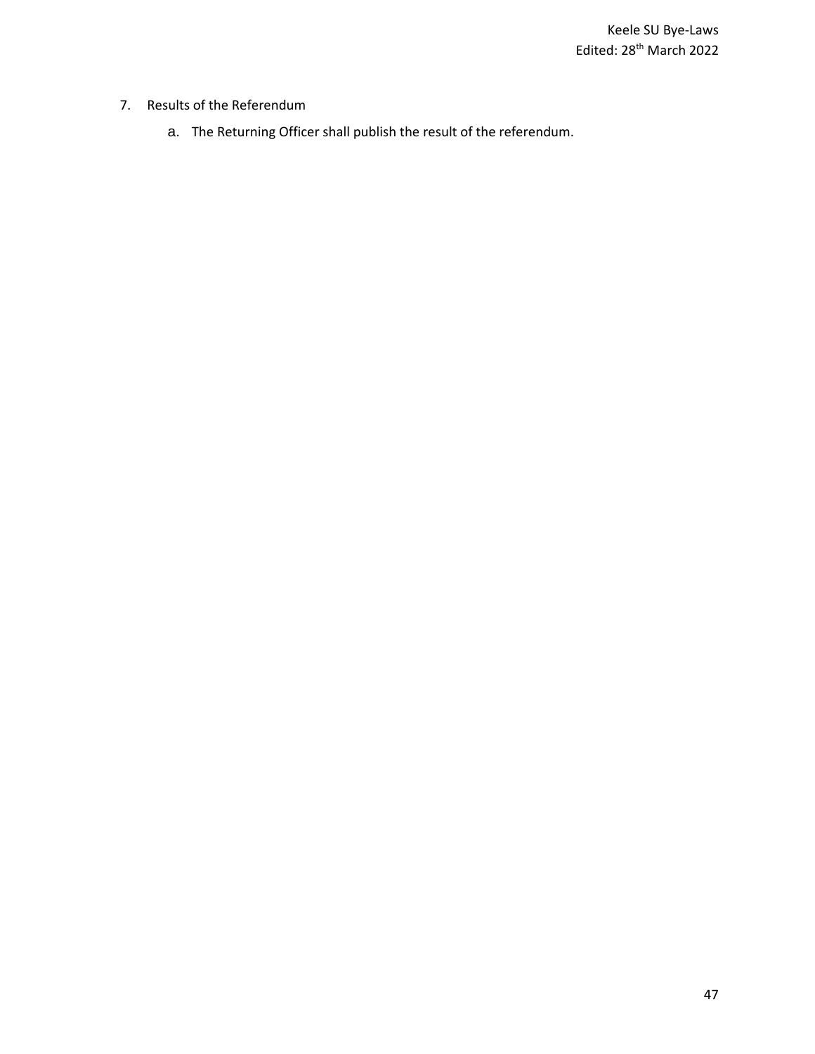7. Results of the Referendum

   a. The Returning Officer shall publish the result of the referendum.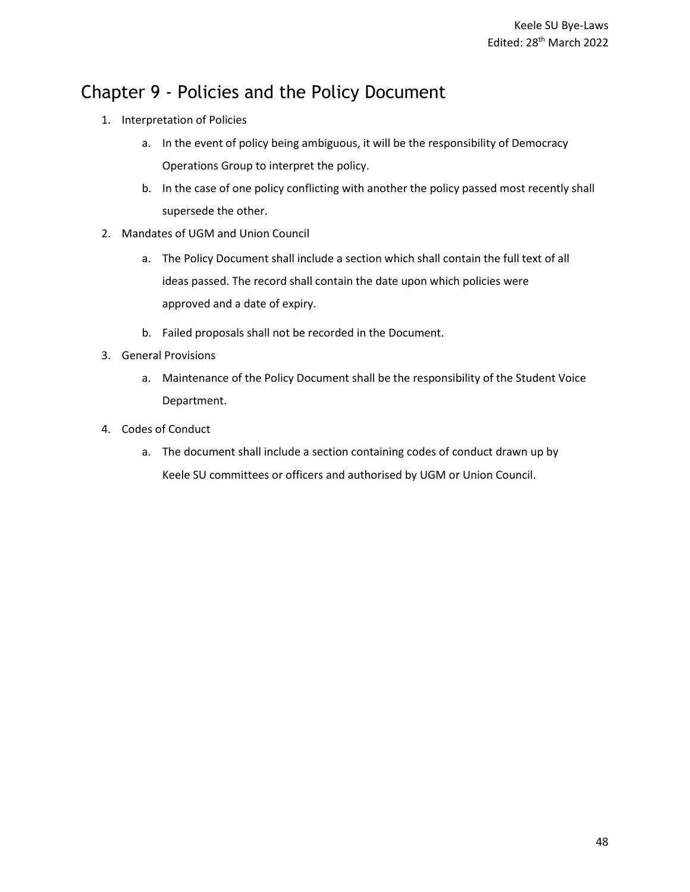# Chapter 9 - Policies and the Policy Document

1. Interpretation of Policies
   a. In the event of policy being ambiguous, it will be the responsibility of Democracy Operations Group to interpret the policy.
   b. In the case of one policy conflicting with another the policy passed most recently shall supersede the other.
2. Mandates of UGM and Union Council
   a. The Policy Document shall include a section which shall contain the full text of all ideas passed. The record shall contain the date upon which policies were approved and a date of expiry.
   b. Failed proposals shall not be recorded in the Document.
3. General Provisions
   a. Maintenance of the Policy Document shall be the responsibility of the Student Voice Department.
4. Codes of Conduct
   a. The document shall include a section containing codes of conduct drawn up by Keele SU committees or officers and authorised by UGM or Union Council.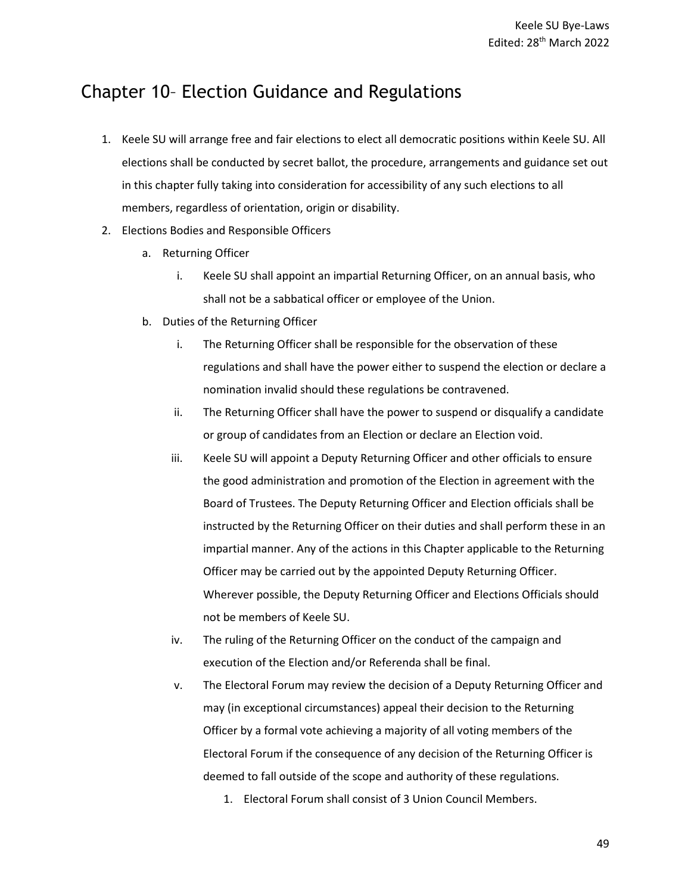# Chapter 10– Election Guidance and Regulations

1. Keele SU will arrange free and fair elections to elect all democratic positions within Keele SU. All elections shall be conducted by secret ballot, the procedure, arrangements and guidance set out in this chapter fully taking into consideration for accessibility of any such elections to all members, regardless of orientation, origin or disability.
2. Elections Bodies and Responsible Officers
    a. Returning Officer
        i. Keele SU shall appoint an impartial Returning Officer, on an annual basis, who shall not be a sabbatical officer or employee of the Union.
    b. Duties of the Returning Officer
        i. The Returning Officer shall be responsible for the observation of these regulations and shall have the power either to suspend the election or declare a nomination invalid should these regulations be contravened.
        ii. The Returning Officer shall have the power to suspend or disqualify a candidate or group of candidates from an Election or declare an Election void.
        iii. Keele SU will appoint a Deputy Returning Officer and other officials to ensure the good administration and promotion of the Election in agreement with the Board of Trustees. The Deputy Returning Officer and Election officials shall be instructed by the Returning Officer on their duties and shall perform these in an impartial manner. Any of the actions in this Chapter applicable to the Returning Officer may be carried out by the appointed Deputy Returning Officer. Wherever possible, the Deputy Returning Officer and Elections Officials should not be members of Keele SU.
        iv. The ruling of the Returning Officer on the conduct of the campaign and execution of the Election and/or Referenda shall be final.
        v. The Electoral Forum may review the decision of a Deputy Returning Officer and may (in exceptional circumstances) appeal their decision to the Returning Officer by a formal vote achieving a majority of all voting members of the Electoral Forum if the consequence of any decision of the Returning Officer is deemed to fall outside of the scope and authority of these regulations.
            1. Electoral Forum shall consist of 3 Union Council Members.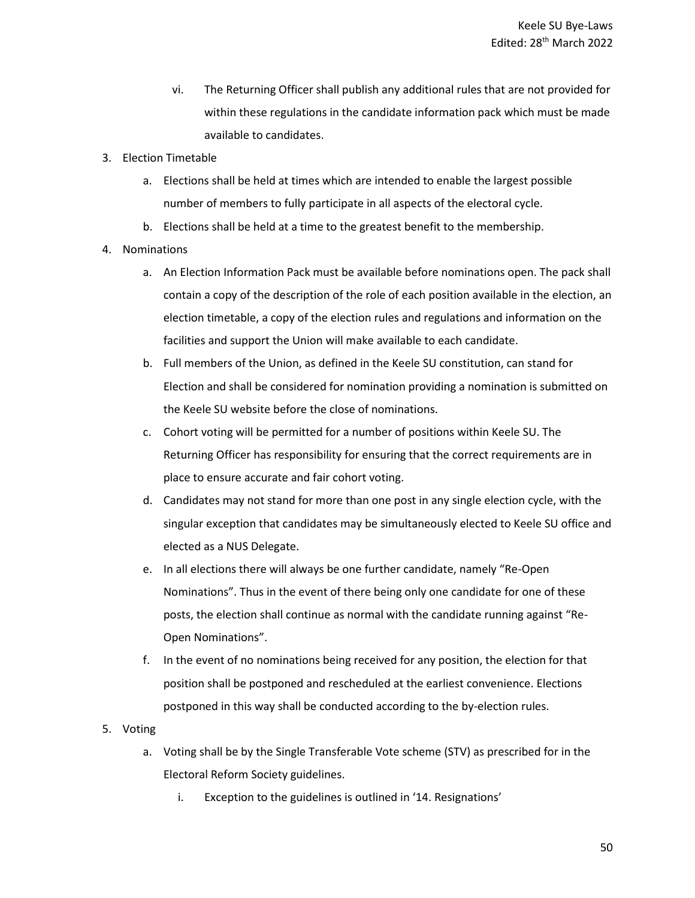vi. The Returning Officer shall publish any additional rules that are not provided for within these regulations in the candidate information pack which must be made available to candidates.

3. Election Timetable
   a. Elections shall be held at times which are intended to enable the largest possible number of members to fully participate in all aspects of the electoral cycle.
   b. Elections shall be held at a time to the greatest benefit to the membership.

4. Nominations
   a. An Election Information Pack must be available before nominations open. The pack shall contain a copy of the description of the role of each position available in the election, an election timetable, a copy of the election rules and regulations and information on the facilities and support the Union will make available to each candidate.
   b. Full members of the Union, as defined in the Keele SU constitution, can stand for Election and shall be considered for nomination providing a nomination is submitted on the Keele SU website before the close of nominations.
   c. Cohort voting will be permitted for a number of positions within Keele SU. The Returning Officer has responsibility for ensuring that the correct requirements are in place to ensure accurate and fair cohort voting.
   d. Candidates may not stand for more than one post in any single election cycle, with the singular exception that candidates may be simultaneously elected to Keele SU office and elected as a NUS Delegate.
   e. In all elections there will always be one further candidate, namely "Re-Open Nominations". Thus in the event of there being only one candidate for one of these posts, the election shall continue as normal with the candidate running against "Re-Open Nominations".
   f. In the event of no nominations being received for any position, the election for that position shall be postponed and rescheduled at the earliest convenience. Elections postponed in this way shall be conducted according to the by-election rules.

5. Voting
   a. Voting shall be by the Single Transferable Vote scheme (STV) as prescribed for in the Electoral Reform Society guidelines.
      i. Exception to the guidelines is outlined in '14. Resignations'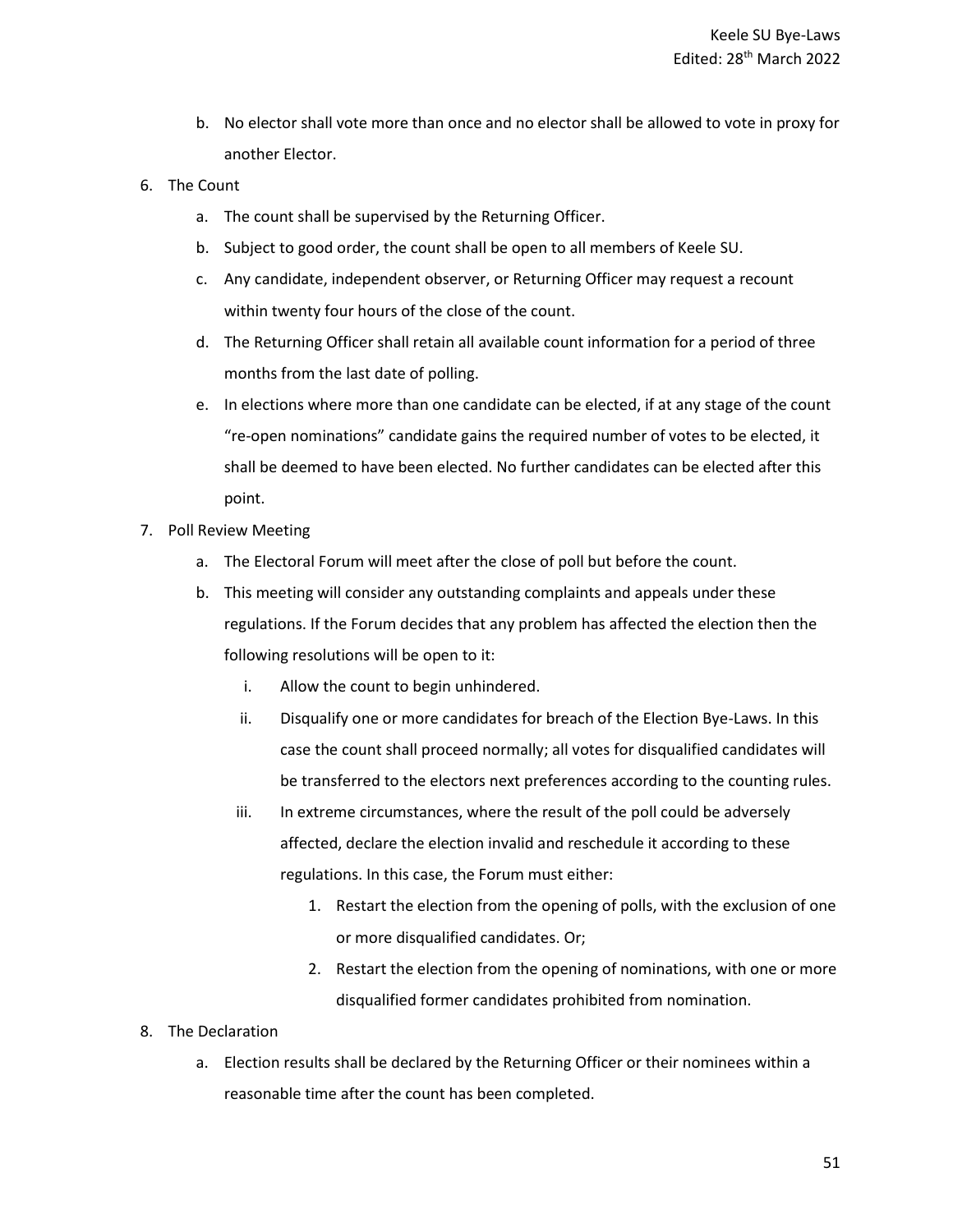b. No elector shall vote more than once and no elector shall be allowed to vote in proxy for another Elector.

6. The Count
    a. The count shall be supervised by the Returning Officer.
    b. Subject to good order, the count shall be open to all members of Keele SU.
    c. Any candidate, independent observer, or Returning Officer may request a recount within twenty four hours of the close of the count.
    d. The Returning Officer shall retain all available count information for a period of three months from the last date of polling.
    e. In elections where more than one candidate can be elected, if at any stage of the count "re-open nominations" candidate gains the required number of votes to be elected, it shall be deemed to have been elected. No further candidates can be elected after this point.

7. Poll Review Meeting
    a. The Electoral Forum will meet after the close of poll but before the count.
    b. This meeting will consider any outstanding complaints and appeals under these regulations. If the Forum decides that any problem has affected the election then the following resolutions will be open to it:
        i. Allow the count to begin unhindered.
        ii. Disqualify one or more candidates for breach of the Election Bye-Laws. In this case the count shall proceed normally; all votes for disqualified candidates will be transferred to the electors next preferences according to the counting rules.
        iii. In extreme circumstances, where the result of the poll could be adversely affected, declare the election invalid and reschedule it according to these regulations. In this case, the Forum must either:
            1. Restart the election from the opening of polls, with the exclusion of one or more disqualified candidates. Or;
            2. Restart the election from the opening of nominations, with one or more disqualified former candidates prohibited from nomination.

8. The Declaration
    a. Election results shall be declared by the Returning Officer or their nominees within a reasonable time after the count has been completed.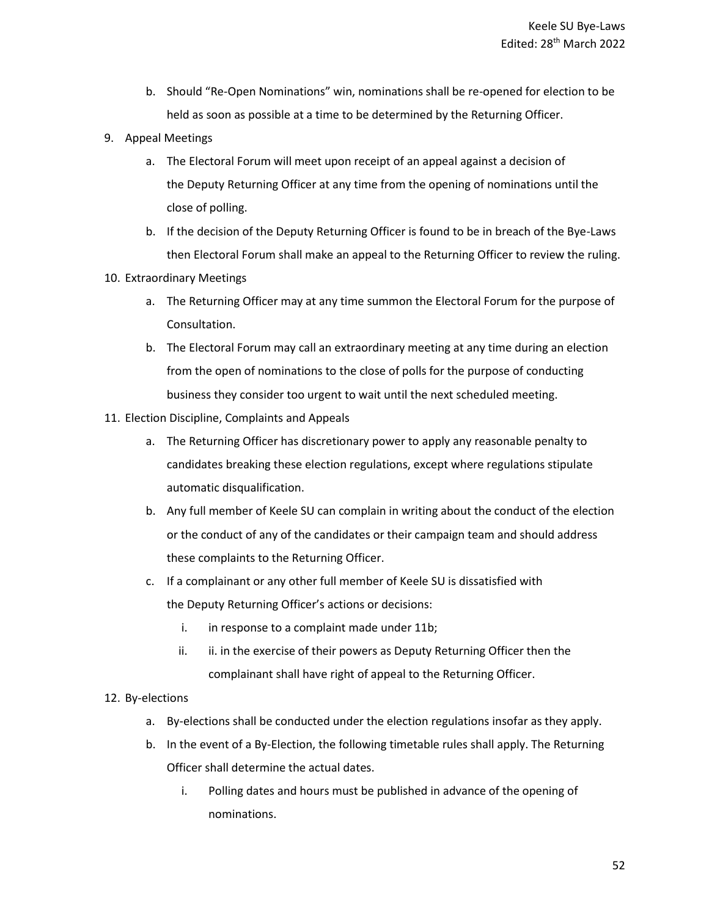b. Should "Re-Open Nominations" win, nominations shall be re-opened for election to be held as soon as possible at a time to be determined by the Returning Officer.

9. Appeal Meetings
    a. The Electoral Forum will meet upon receipt of an appeal against a decision of the Deputy Returning Officer at any time from the opening of nominations until the close of polling.
    b. If the decision of the Deputy Returning Officer is found to be in breach of the Bye-Laws then Electoral Forum shall make an appeal to the Returning Officer to review the ruling.

10. Extraordinary Meetings
    a. The Returning Officer may at any time summon the Electoral Forum for the purpose of Consultation.
    b. The Electoral Forum may call an extraordinary meeting at any time during an election from the open of nominations to the close of polls for the purpose of conducting business they consider too urgent to wait until the next scheduled meeting.

11. Election Discipline, Complaints and Appeals
    a. The Returning Officer has discretionary power to apply any reasonable penalty to candidates breaking these election regulations, except where regulations stipulate automatic disqualification.
    b. Any full member of Keele SU can complain in writing about the conduct of the election or the conduct of any of the candidates or their campaign team and should address these complaints to the Returning Officer.
    c. If a complainant or any other full member of Keele SU is dissatisfied with the Deputy Returning Officer's actions or decisions:
        i. in response to a complaint made under 11b;
        ii. ii. in the exercise of their powers as Deputy Returning Officer then the complainant shall have right of appeal to the Returning Officer.

12. By-elections
    a. By-elections shall be conducted under the election regulations insofar as they apply.
    b. In the event of a By-Election, the following timetable rules shall apply. The Returning Officer shall determine the actual dates.
        i. Polling dates and hours must be published in advance of the opening of nominations.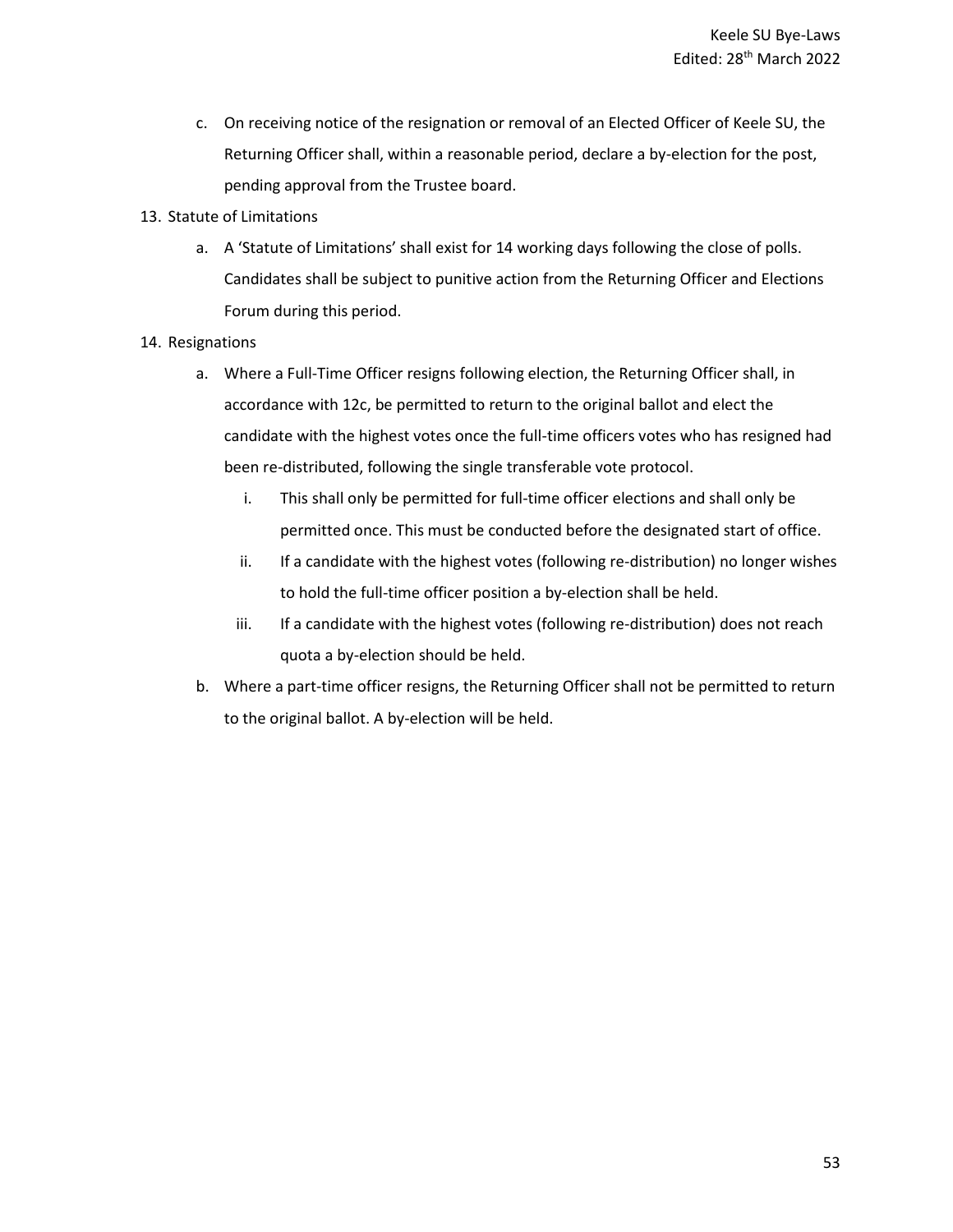c. On receiving notice of the resignation or removal of an Elected Officer of Keele SU, the Returning Officer shall, within a reasonable period, declare a by-election for the post, pending approval from the Trustee board.

13. Statute of Limitations

    a. A 'Statute of Limitations' shall exist for 14 working days following the close of polls. Candidates shall be subject to punitive action from the Returning Officer and Elections Forum during this period.

14. Resignations

    a. Where a Full-Time Officer resigns following election, the Returning Officer shall, in accordance with 12c, be permitted to return to the original ballot and elect the candidate with the highest votes once the full-time officers votes who has resigned had been re-distributed, following the single transferable vote protocol.

        i. This shall only be permitted for full-time officer elections and shall only be permitted once. This must be conducted before the designated start of office.

        ii. If a candidate with the highest votes (following re-distribution) no longer wishes to hold the full-time officer position a by-election shall be held.

        iii. If a candidate with the highest votes (following re-distribution) does not reach quota a by-election should be held.

    b. Where a part-time officer resigns, the Returning Officer shall not be permitted to return to the original ballot. A by-election will be held.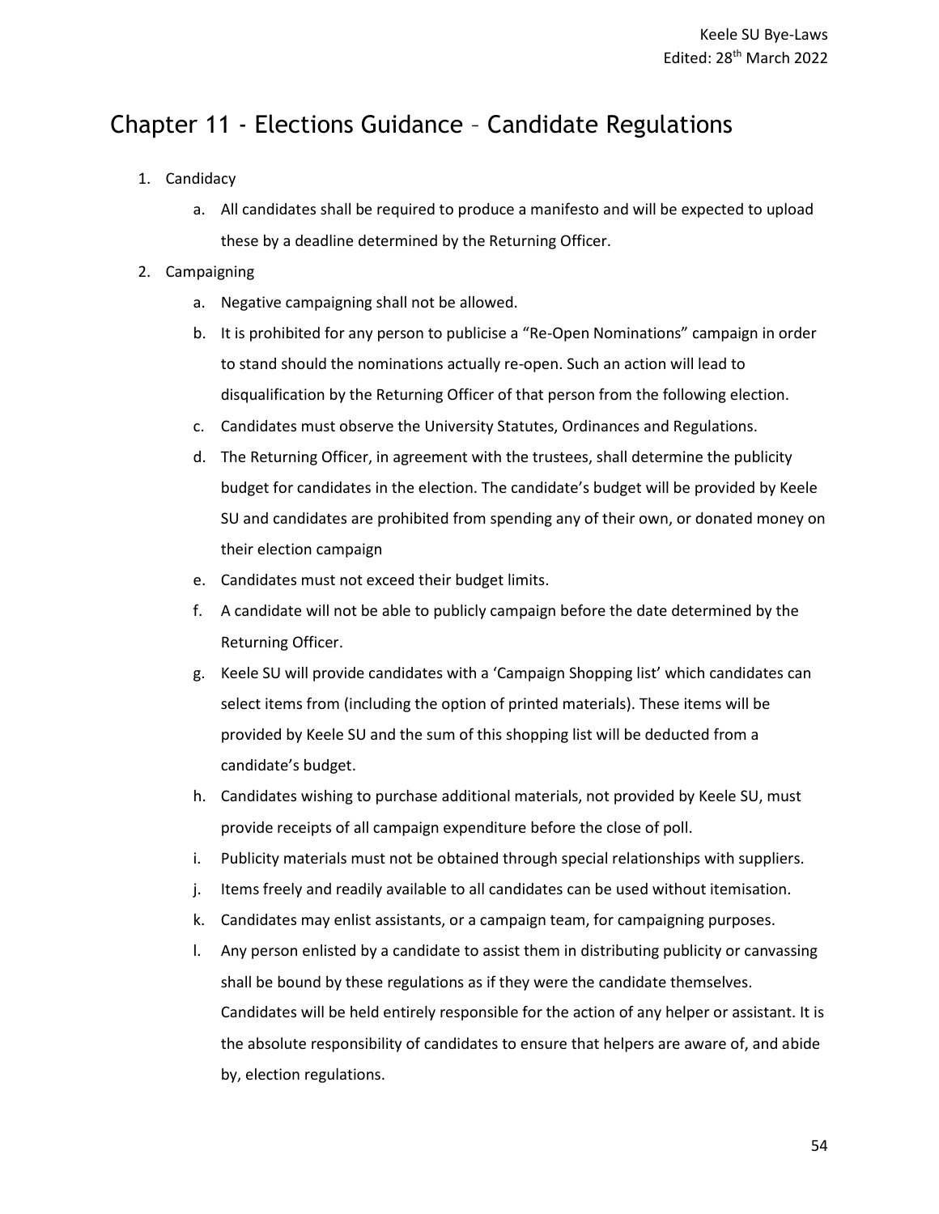# Chapter 11 - Elections Guidance – Candidate Regulations

1. Candidacy
    a. All candidates shall be required to produce a manifesto and will be expected to upload these by a deadline determined by the Returning Officer.
2. Campaigning
    a. Negative campaigning shall not be allowed.
    b. It is prohibited for any person to publicise a "Re-Open Nominations" campaign in order to stand should the nominations actually re-open. Such an action will lead to disqualification by the Returning Officer of that person from the following election.
    c. Candidates must observe the University Statutes, Ordinances and Regulations.
    d. The Returning Officer, in agreement with the trustees, shall determine the publicity budget for candidates in the election. The candidate's budget will be provided by Keele SU and candidates are prohibited from spending any of their own, or donated money on their election campaign
    e. Candidates must not exceed their budget limits.
    f. A candidate will not be able to publicly campaign before the date determined by the Returning Officer.
    g. Keele SU will provide candidates with a 'Campaign Shopping list' which candidates can select items from (including the option of printed materials). These items will be provided by Keele SU and the sum of this shopping list will be deducted from a candidate's budget.
    h. Candidates wishing to purchase additional materials, not provided by Keele SU, must provide receipts of all campaign expenditure before the close of poll.
    i. Publicity materials must not be obtained through special relationships with suppliers.
    j. Items freely and readily available to all candidates can be used without itemisation.
    k. Candidates may enlist assistants, or a campaign team, for campaigning purposes.
    l. Any person enlisted by a candidate to assist them in distributing publicity or canvassing shall be bound by these regulations as if they were the candidate themselves. Candidates will be held entirely responsible for the action of any helper or assistant. It is the absolute responsibility of candidates to ensure that helpers are aware of, and abide by, election regulations.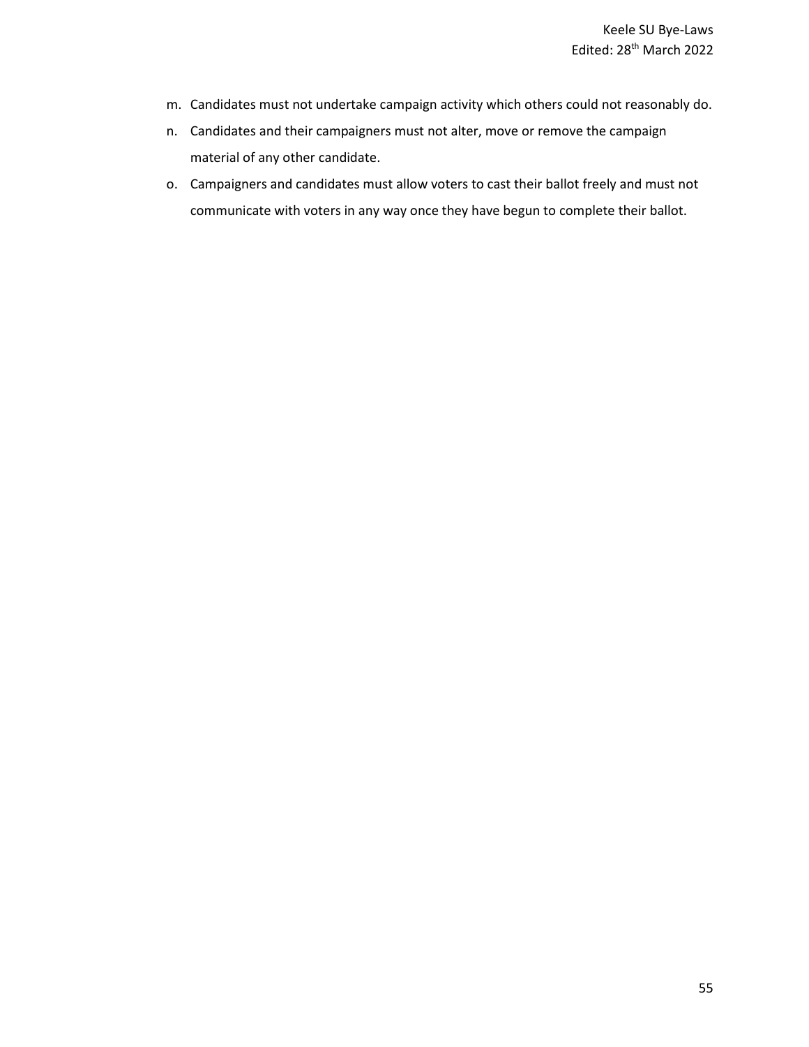m. Candidates must not undertake campaign activity which others could not reasonably do.
n. Candidates and their campaigners must not alter, move or remove the campaign material of any other candidate.
o. Campaigners and candidates must allow voters to cast their ballot freely and must not communicate with voters in any way once they have begun to complete their ballot.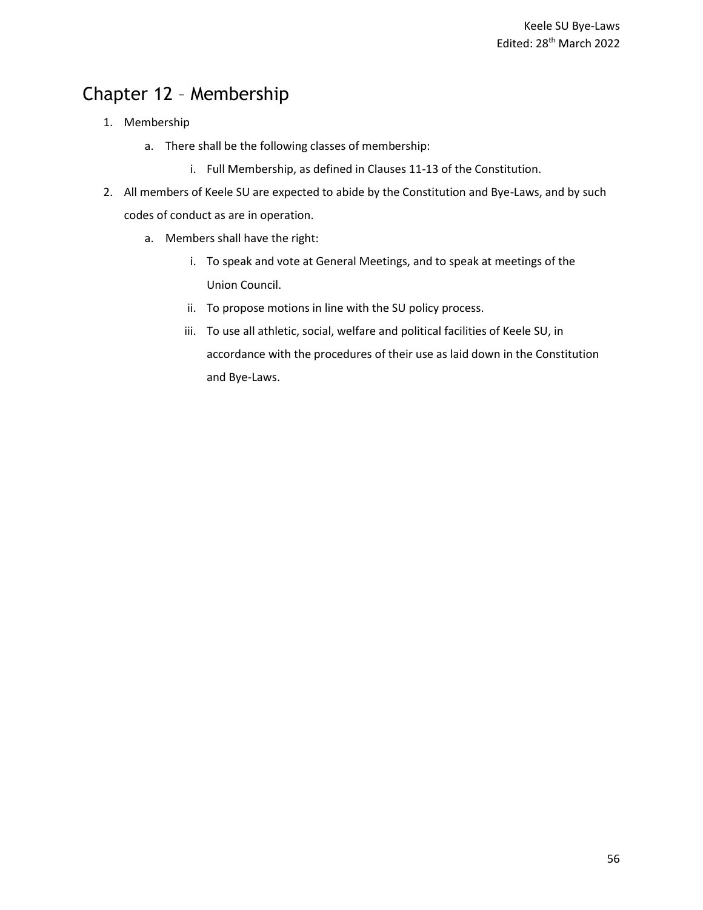# Chapter 12 – Membership

1. Membership
    a. There shall be the following classes of membership:
        i. Full Membership, as defined in Clauses 11-13 of the Constitution.
2. All members of Keele SU are expected to abide by the Constitution and Bye-Laws, and by such codes of conduct as are in operation.
    a. Members shall have the right:
        i. To speak and vote at General Meetings, and to speak at meetings of the Union Council.
        ii. To propose motions in line with the SU policy process.
        iii. To use all athletic, social, welfare and political facilities of Keele SU, in accordance with the procedures of their use as laid down in the Constitution and Bye-Laws.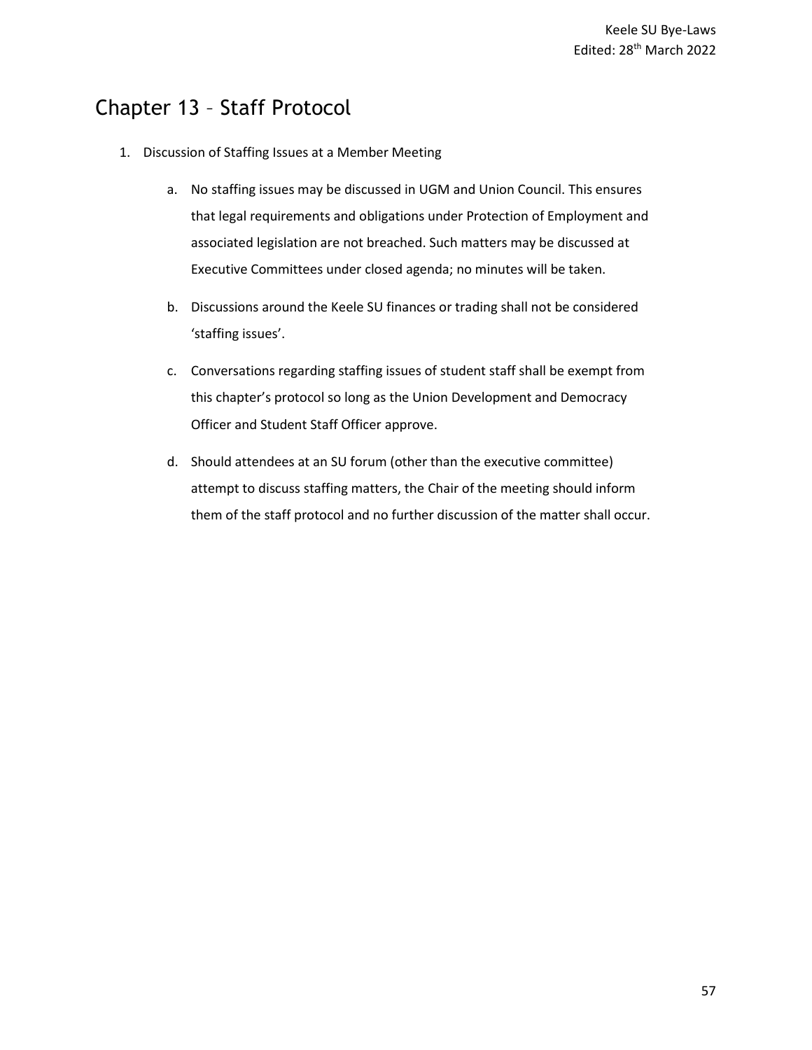# Chapter 13 – Staff Protocol

1. Discussion of Staffing Issues at a Member Meeting

    a. No staffing issues may be discussed in UGM and Union Council. This ensures that legal requirements and obligations under Protection of Employment and associated legislation are not breached. Such matters may be discussed at Executive Committees under closed agenda; no minutes will be taken.

    b. Discussions around the Keele SU finances or trading shall not be considered 'staffing issues'.

    c. Conversations regarding staffing issues of student staff shall be exempt from this chapter's protocol so long as the Union Development and Democracy Officer and Student Staff Officer approve.

    d. Should attendees at an SU forum (other than the executive committee) attempt to discuss staffing matters, the Chair of the meeting should inform them of the staff protocol and no further discussion of the matter shall occur.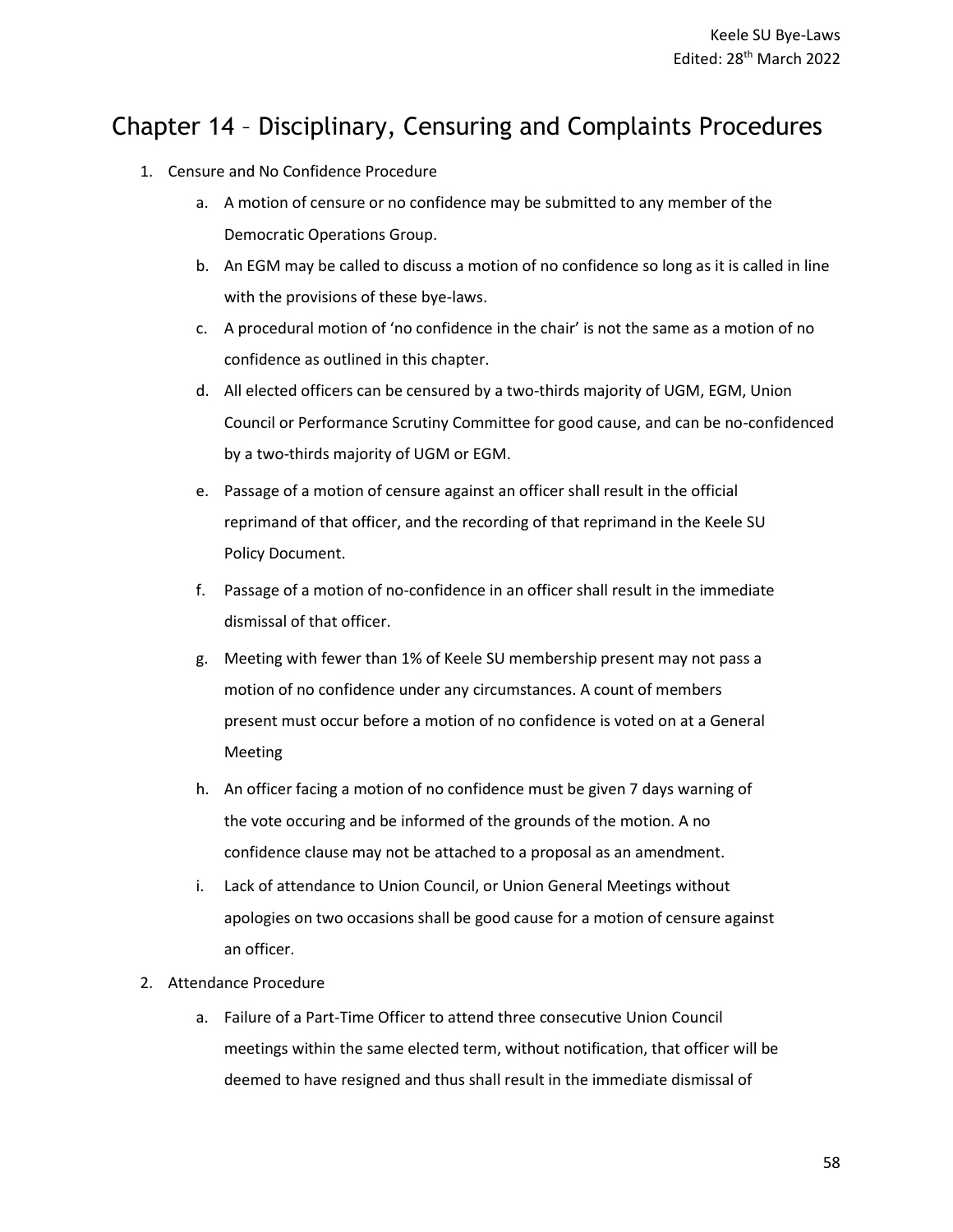# Chapter 14 – Disciplinary, Censuring and Complaints Procedures

1. Censure and No Confidence Procedure
    a. A motion of censure or no confidence may be submitted to any member of the Democratic Operations Group.
    b. An EGM may be called to discuss a motion of no confidence so long as it is called in line with the provisions of these bye-laws.
    c. A procedural motion of 'no confidence in the chair' is not the same as a motion of no confidence as outlined in this chapter.
    d. All elected officers can be censured by a two-thirds majority of UGM, EGM, Union Council or Performance Scrutiny Committee for good cause, and can be no-confidenced by a two-thirds majority of UGM or EGM.
    e. Passage of a motion of censure against an officer shall result in the official reprimand of that officer, and the recording of that reprimand in the Keele SU Policy Document.
    f. Passage of a motion of no-confidence in an officer shall result in the immediate dismissal of that officer.
    g. Meeting with fewer than 1% of Keele SU membership present may not pass a motion of no confidence under any circumstances. A count of members present must occur before a motion of no confidence is voted on at a General Meeting
    h. An officer facing a motion of no confidence must be given 7 days warning of the vote occuring and be informed of the grounds of the motion. A no confidence clause may not be attached to a proposal as an amendment.
    i. Lack of attendance to Union Council, or Union General Meetings without apologies on two occasions shall be good cause for a motion of censure against an officer.
2. Attendance Procedure
    a. Failure of a Part-Time Officer to attend three consecutive Union Council meetings within the same elected term, without notification, that officer will be deemed to have resigned and thus shall result in the immediate dismissal of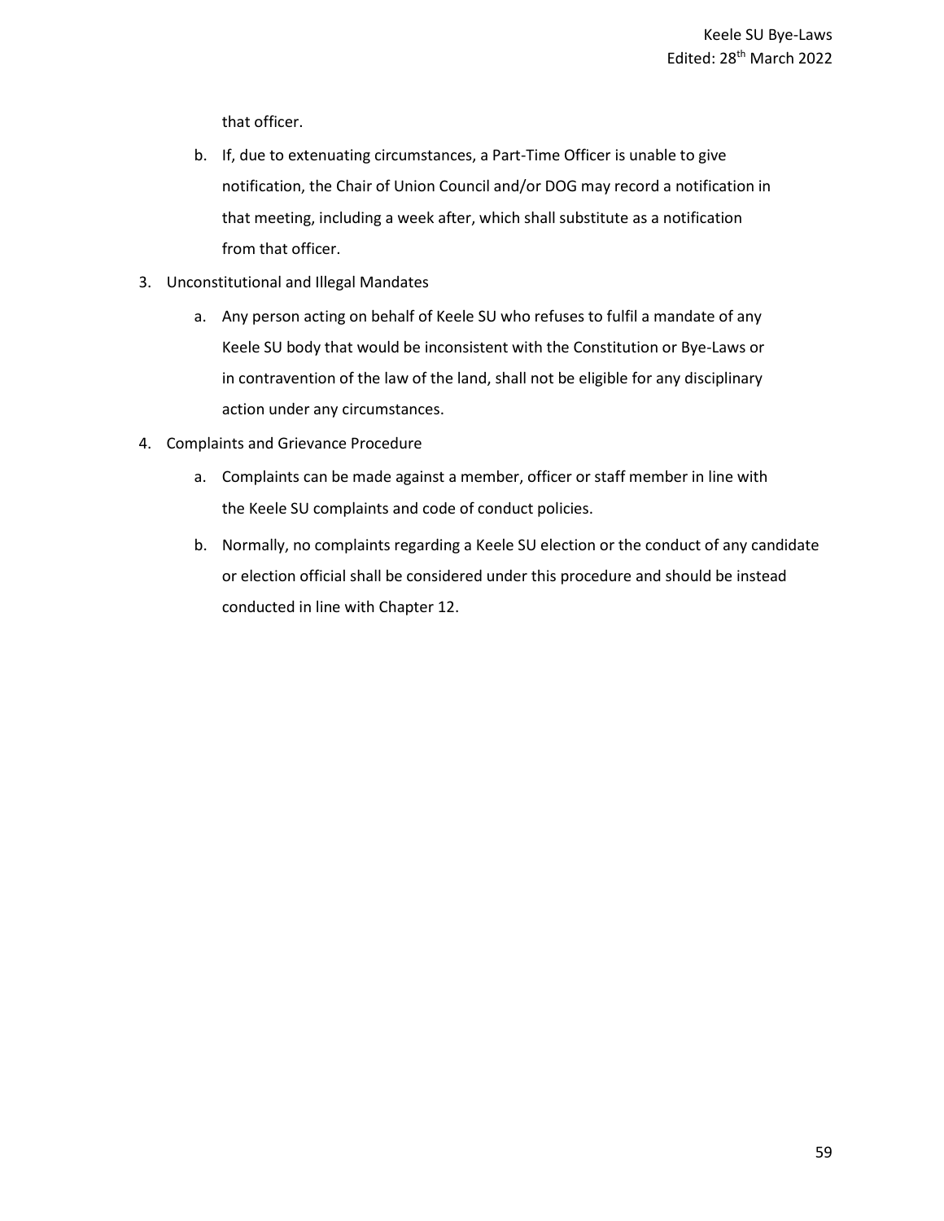that officer.

b. If, due to extenuating circumstances, a Part-Time Officer is unable to give notification, the Chair of Union Council and/or DOG may record a notification in that meeting, including a week after, which shall substitute as a notification from that officer.

3. Unconstitutional and Illegal Mandates

    a. Any person acting on behalf of Keele SU who refuses to fulfil a mandate of any Keele SU body that would be inconsistent with the Constitution or Bye-Laws or in contravention of the law of the land, shall not be eligible for any disciplinary action under any circumstances.

4. Complaints and Grievance Procedure

    a. Complaints can be made against a member, officer or staff member in line with the Keele SU complaints and code of conduct policies.

    b. Normally, no complaints regarding a Keele SU election or the conduct of any candidate or election official shall be considered under this procedure and should be instead conducted in line with Chapter 12.